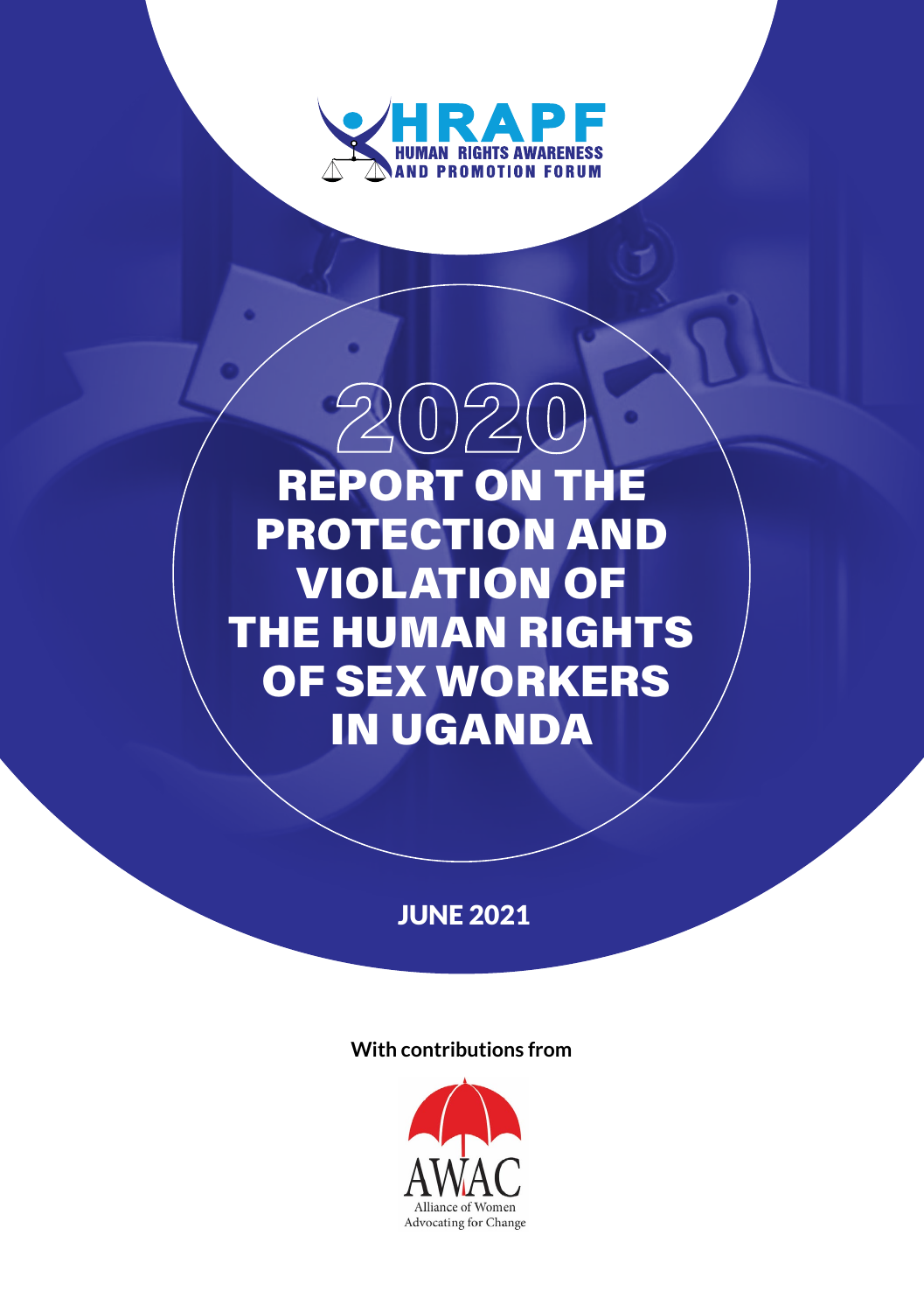HRAPF
HUMAN RIGHTS AWARENESS AND PROMOTION FORUM

# 2020 REPORT ON THE PROTECTION AND VIOLATION OF THE HUMAN RIGHTS OF SEX WORKERS IN UGANDA

JUNE 2021

**With contributions from**

AWAC
Alliance of Women Advocating for Change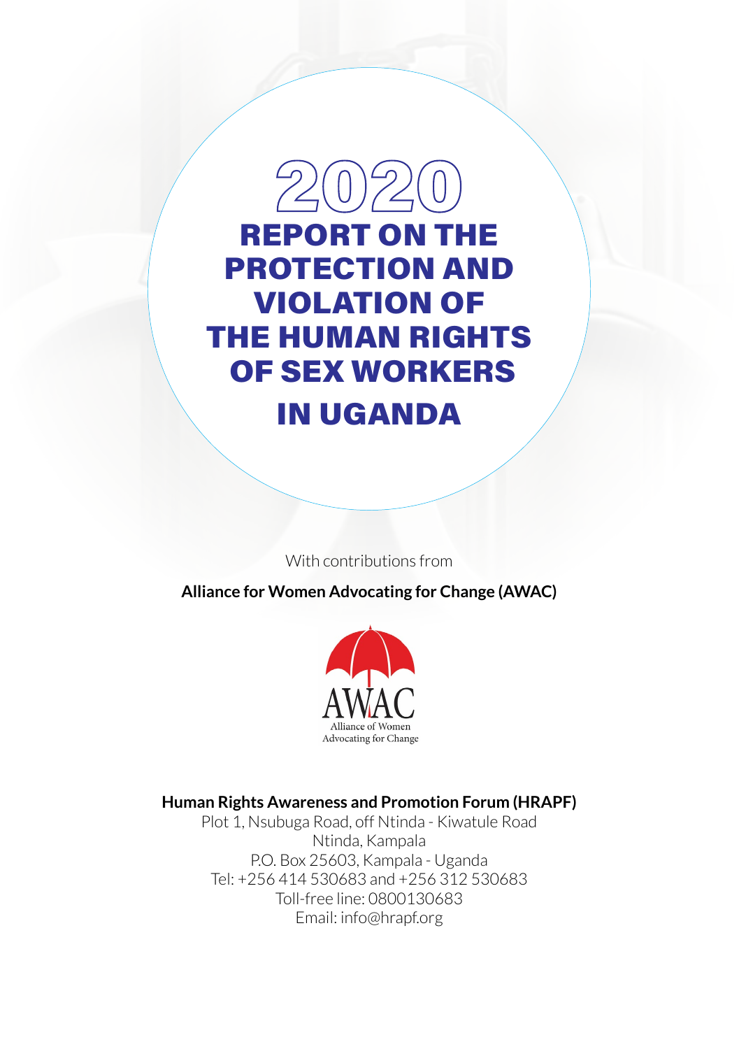# 2020 REPORT ON THE PROTECTION AND VIOLATION OF THE HUMAN RIGHTS OF SEX WORKERS IN UGANDA

With contributions from

**Alliance for Women Advocating for Change (AWAC)**

AWAC
Alliance of Women
Advocating for Change

**Human Rights Awareness and Promotion Forum (HRAPF)**
Plot 1, Nsubuga Road, off Ntinda - Kiwatule Road
Ntinda, Kampala
P.O. Box 25603, Kampala - Uganda
Tel: +256 414 530683 and +256 312 530683
Toll-free line: 0800130683
Email: info@hrapf.org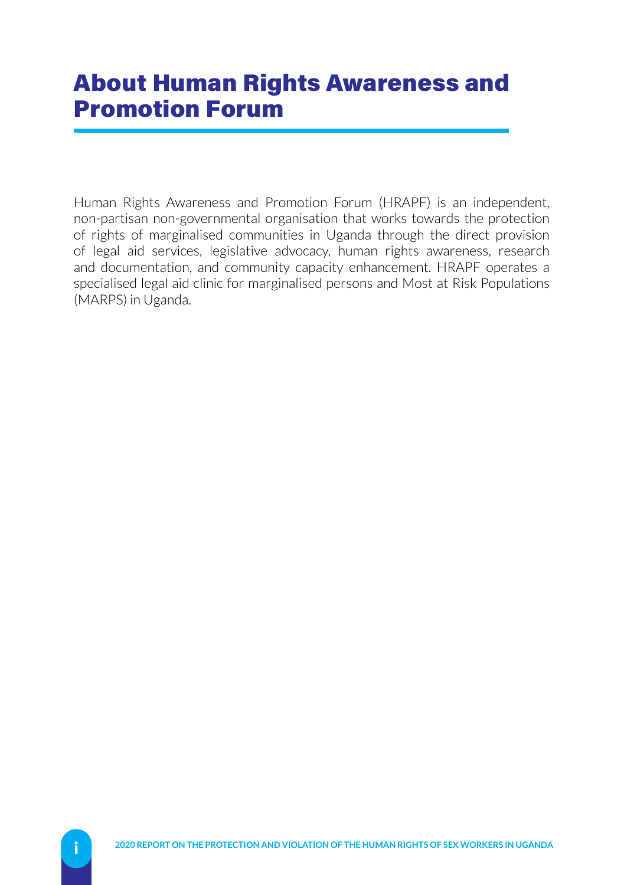# About Human Rights Awareness and Promotion Forum

Human Rights Awareness and Promotion Forum (HRAPF) is an independent, non-partisan non-governmental organisation that works towards the protection of rights of marginalised communities in Uganda through the direct provision of legal aid services, legislative advocacy, human rights awareness, research and documentation, and community capacity enhancement. HRAPF operates a specialised legal aid clinic for marginalised persons and Most at Risk Populations (MARPS) in Uganda.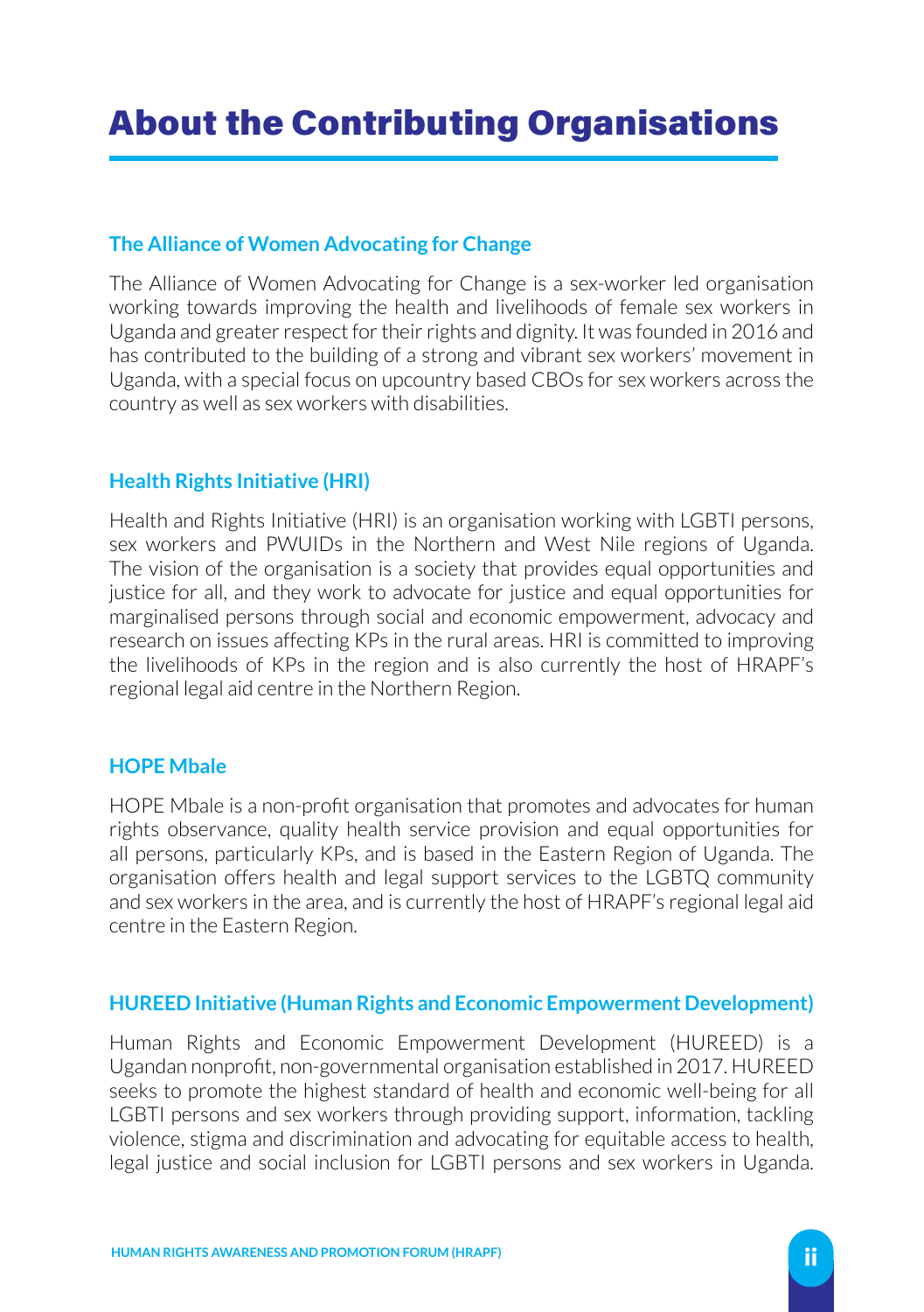# About the Contributing Organisations

### The Alliance of Women Advocating for Change

The Alliance of Women Advocating for Change is a sex-worker led organisation working towards improving the health and livelihoods of female sex workers in Uganda and greater respect for their rights and dignity. It was founded in 2016 and has contributed to the building of a strong and vibrant sex workers' movement in Uganda, with a special focus on upcountry based CBOs for sex workers across the country as well as sex workers with disabilities.

### Health Rights Initiative (HRI)

Health and Rights Initiative (HRI) is an organisation working with LGBTI persons, sex workers and PWUIDs in the Northern and West Nile regions of Uganda. The vision of the organisation is a society that provides equal opportunities and justice for all, and they work to advocate for justice and equal opportunities for marginalised persons through social and economic empowerment, advocacy and research on issues affecting KPs in the rural areas. HRI is committed to improving the livelihoods of KPs in the region and is also currently the host of HRAPF's regional legal aid centre in the Northern Region.

### HOPE Mbale

HOPE Mbale is a non-profit organisation that promotes and advocates for human rights observance, quality health service provision and equal opportunities for all persons, particularly KPs, and is based in the Eastern Region of Uganda. The organisation offers health and legal support services to the LGBTQ community and sex workers in the area, and is currently the host of HRAPF's regional legal aid centre in the Eastern Region.

### HUREED Initiative (Human Rights and Economic Empowerment Development)

Human Rights and Economic Empowerment Development (HUREED) is a Ugandan nonprofit, non-governmental organisation established in 2017. HUREED seeks to promote the highest standard of health and economic well-being for all LGBTI persons and sex workers through providing support, information, tackling violence, stigma and discrimination and advocating for equitable access to health, legal justice and social inclusion for LGBTI persons and sex workers in Uganda.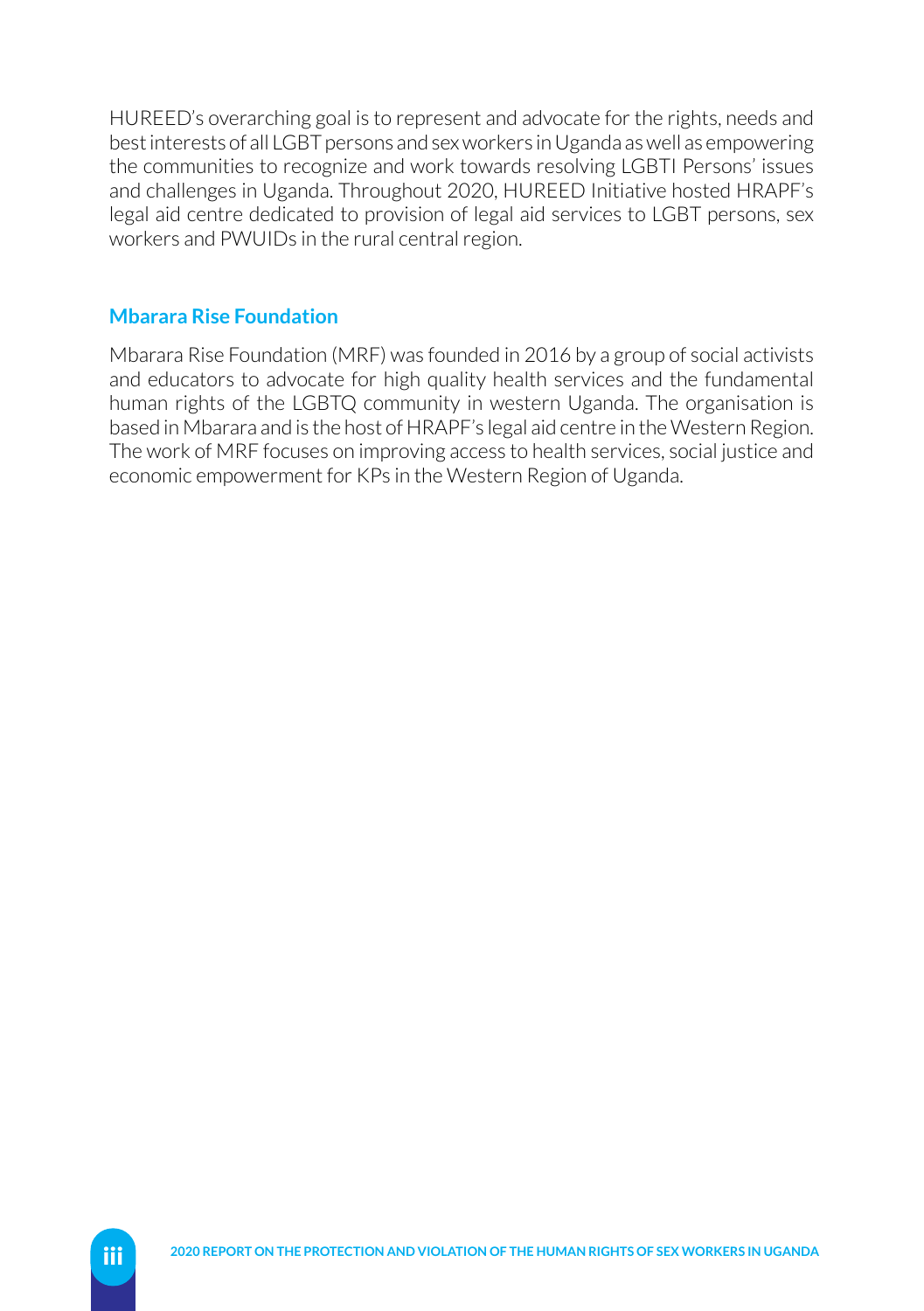HUREED's overarching goal is to represent and advocate for the rights, needs and best interests of all LGBT persons and sex workers in Uganda as well as empowering the communities to recognize and work towards resolving LGBTI Persons' issues and challenges in Uganda. Throughout 2020, HUREED Initiative hosted HRAPF's legal aid centre dedicated to provision of legal aid services to LGBT persons, sex workers and PWUIDs in the rural central region.

### Mbarara Rise Foundation

Mbarara Rise Foundation (MRF) was founded in 2016 by a group of social activists and educators to advocate for high quality health services and the fundamental human rights of the LGBTQ community in western Uganda. The organisation is based in Mbarara and is the host of HRAPF's legal aid centre in the Western Region. The work of MRF focuses on improving access to health services, social justice and economic empowerment for KPs in the Western Region of Uganda.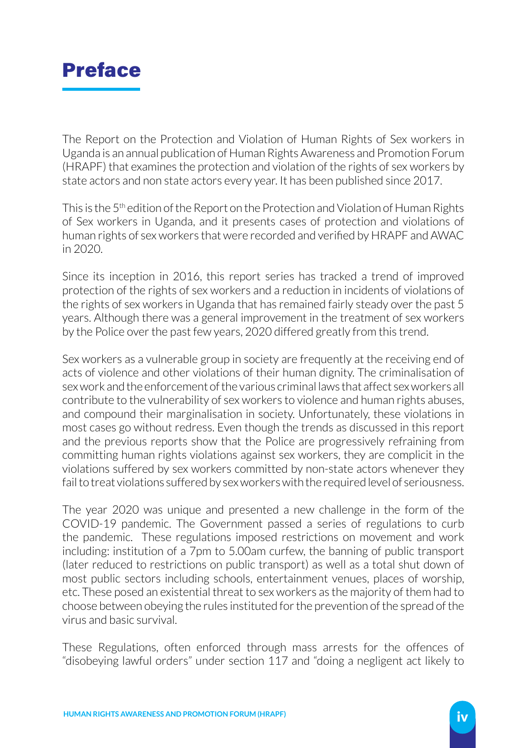# Preface

The Report on the Protection and Violation of Human Rights of Sex workers in Uganda is an annual publication of Human Rights Awareness and Promotion Forum (HRAPF) that examines the protection and violation of the rights of sex workers by state actors and non state actors every year. It has been published since 2017.

This is the 5th edition of the Report on the Protection and Violation of Human Rights of Sex workers in Uganda, and it presents cases of protection and violations of human rights of sex workers that were recorded and verified by HRAPF and AWAC in 2020.

Since its inception in 2016, this report series has tracked a trend of improved protection of the rights of sex workers and a reduction in incidents of violations of the rights of sex workers in Uganda that has remained fairly steady over the past 5 years. Although there was a general improvement in the treatment of sex workers by the Police over the past few years, 2020 differed greatly from this trend.

Sex workers as a vulnerable group in society are frequently at the receiving end of acts of violence and other violations of their human dignity. The criminalisation of sex work and the enforcement of the various criminal laws that affect sex workers all contribute to the vulnerability of sex workers to violence and human rights abuses, and compound their marginalisation in society. Unfortunately, these violations in most cases go without redress. Even though the trends as discussed in this report and the previous reports show that the Police are progressively refraining from committing human rights violations against sex workers, they are complicit in the violations suffered by sex workers committed by non-state actors whenever they fail to treat violations suffered by sex workers with the required level of seriousness.

The year 2020 was unique and presented a new challenge in the form of the COVID-19 pandemic. The Government passed a series of regulations to curb the pandemic. These regulations imposed restrictions on movement and work including: institution of a 7pm to 5.00am curfew, the banning of public transport (later reduced to restrictions on public transport) as well as a total shut down of most public sectors including schools, entertainment venues, places of worship, etc. These posed an existential threat to sex workers as the majority of them had to choose between obeying the rules instituted for the prevention of the spread of the virus and basic survival.

These Regulations, often enforced through mass arrests for the offences of "disobeying lawful orders" under section 117 and "doing a negligent act likely to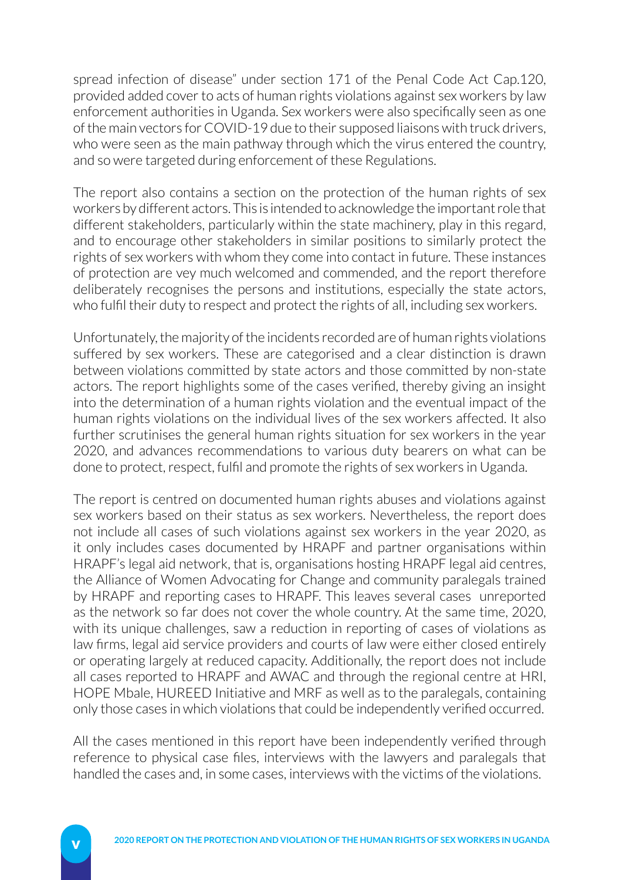spread infection of disease" under section 171 of the Penal Code Act Cap.120, provided added cover to acts of human rights violations against sex workers by law enforcement authorities in Uganda. Sex workers were also specifically seen as one of the main vectors for COVID-19 due to their supposed liaisons with truck drivers, who were seen as the main pathway through which the virus entered the country, and so were targeted during enforcement of these Regulations.

The report also contains a section on the protection of the human rights of sex workers by different actors. This is intended to acknowledge the important role that different stakeholders, particularly within the state machinery, play in this regard, and to encourage other stakeholders in similar positions to similarly protect the rights of sex workers with whom they come into contact in future. These instances of protection are vey much welcomed and commended, and the report therefore deliberately recognises the persons and institutions, especially the state actors, who fulfil their duty to respect and protect the rights of all, including sex workers.

Unfortunately, the majority of the incidents recorded are of human rights violations suffered by sex workers. These are categorised and a clear distinction is drawn between violations committed by state actors and those committed by non-state actors. The report highlights some of the cases verified, thereby giving an insight into the determination of a human rights violation and the eventual impact of the human rights violations on the individual lives of the sex workers affected. It also further scrutinises the general human rights situation for sex workers in the year 2020, and advances recommendations to various duty bearers on what can be done to protect, respect, fulfil and promote the rights of sex workers in Uganda.

The report is centred on documented human rights abuses and violations against sex workers based on their status as sex workers. Nevertheless, the report does not include all cases of such violations against sex workers in the year 2020, as it only includes cases documented by HRAPF and partner organisations within HRAPF's legal aid network, that is, organisations hosting HRAPF legal aid centres, the Alliance of Women Advocating for Change and community paralegals trained by HRAPF and reporting cases to HRAPF. This leaves several cases unreported as the network so far does not cover the whole country. At the same time, 2020, with its unique challenges, saw a reduction in reporting of cases of violations as law firms, legal aid service providers and courts of law were either closed entirely or operating largely at reduced capacity. Additionally, the report does not include all cases reported to HRAPF and AWAC and through the regional centre at HRI, HOPE Mbale, HUREED Initiative and MRF as well as to the paralegals, containing only those cases in which violations that could be independently verified occurred.

All the cases mentioned in this report have been independently verified through reference to physical case files, interviews with the lawyers and paralegals that handled the cases and, in some cases, interviews with the victims of the violations.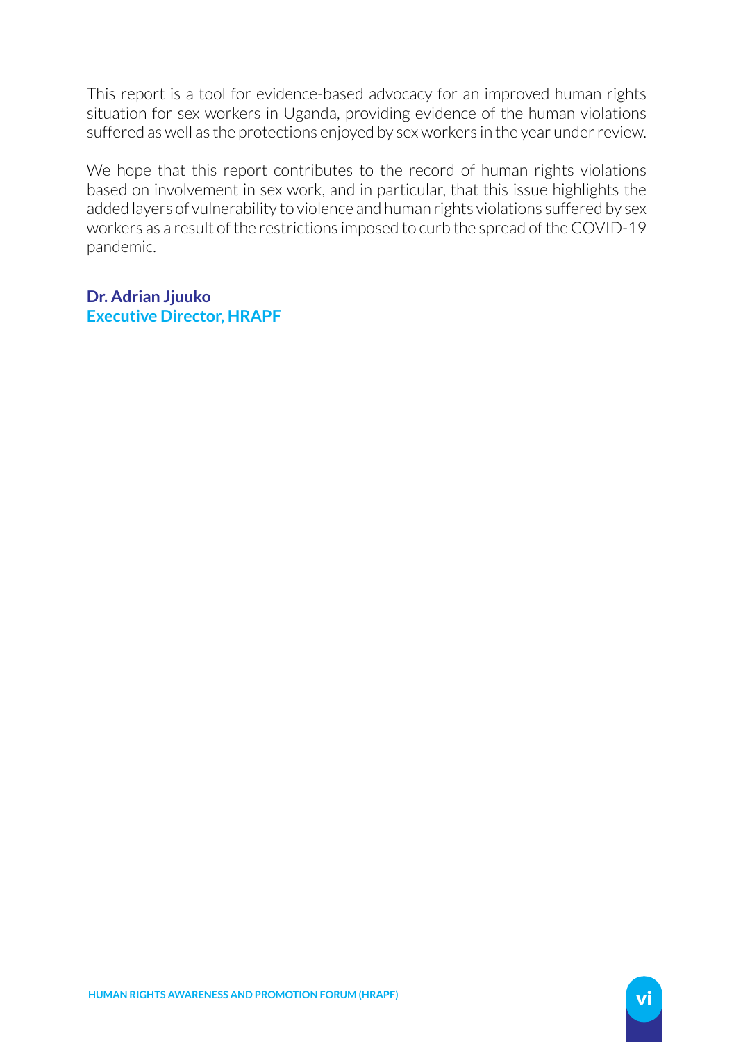This report is a tool for evidence-based advocacy for an improved human rights situation for sex workers in Uganda, providing evidence of the human violations suffered as well as the protections enjoyed by sex workers in the year under review.

We hope that this report contributes to the record of human rights violations based on involvement in sex work, and in particular, that this issue highlights the added layers of vulnerability to violence and human rights violations suffered by sex workers as a result of the restrictions imposed to curb the spread of the COVID-19 pandemic.

**Dr. Adrian Jjuuko**
**Executive Director, HRAPF**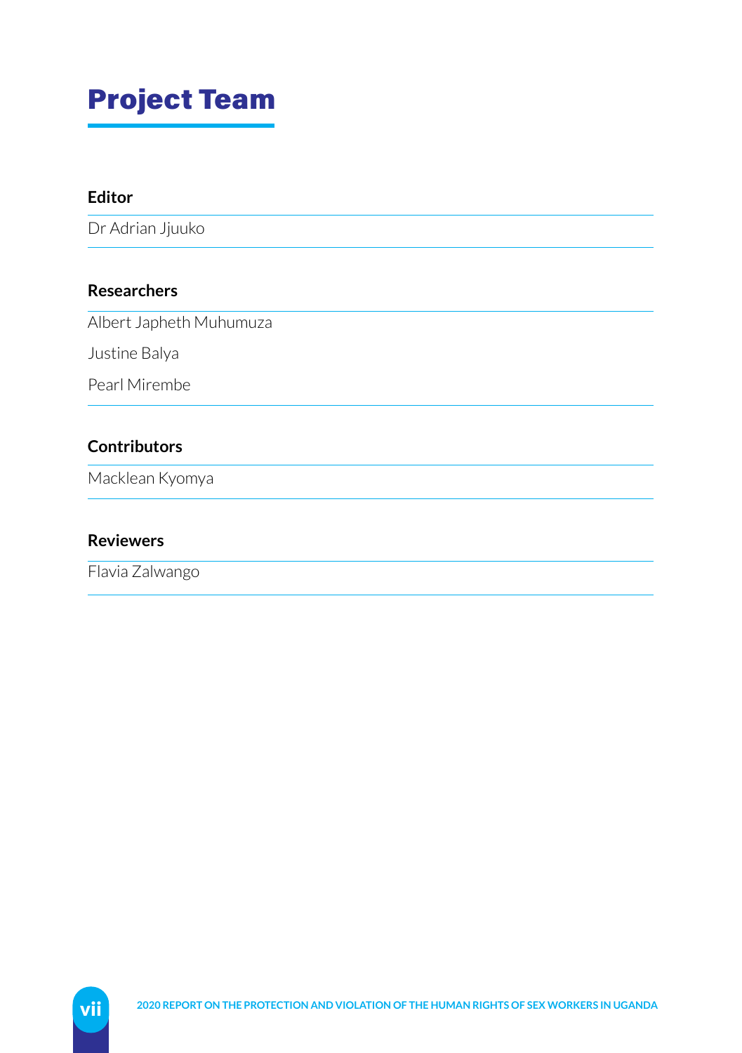# Project Team

### Editor

Dr Adrian Jjuuko

### Researchers

Albert Japheth Muhumuza

Justine Balya

Pearl Mirembe

### Contributors

Macklean Kyomya

### Reviewers

Flavia Zalwango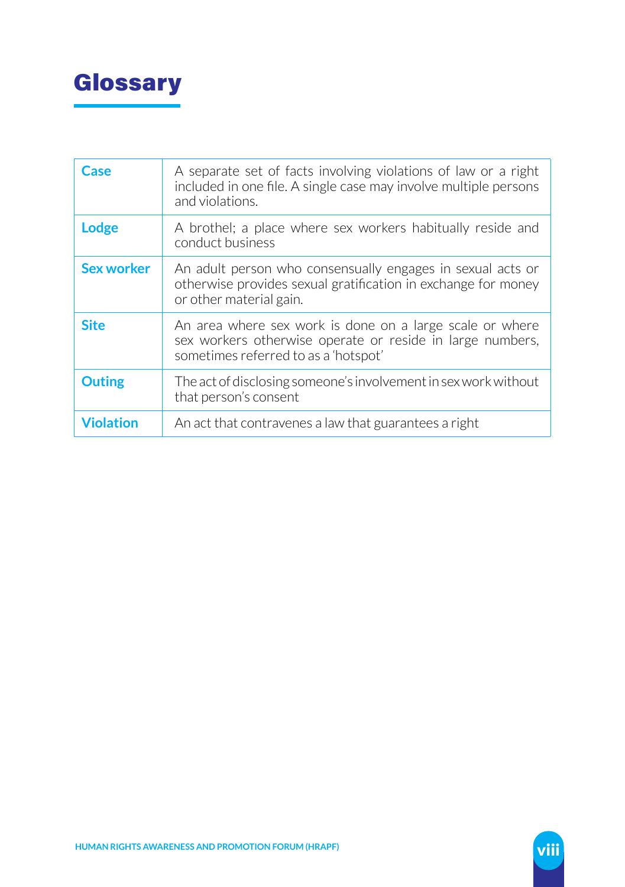# Glossary

| | |
|---|---|
| **Case** | A separate set of facts involving violations of law or a right included in one file. A single case may involve multiple persons and violations. |
| **Lodge** | A brothel; a place where sex workers habitually reside and conduct business |
| **Sex worker** | An adult person who consensually engages in sexual acts or otherwise provides sexual gratification in exchange for money or other material gain. |
| **Site** | An area where sex work is done on a large scale or where sex workers otherwise operate or reside in large numbers, sometimes referred to as a 'hotspot' |
| **Outing** | The act of disclosing someone's involvement in sex work without that person's consent |
| **Violation** | An act that contravenes a law that guarantees a right |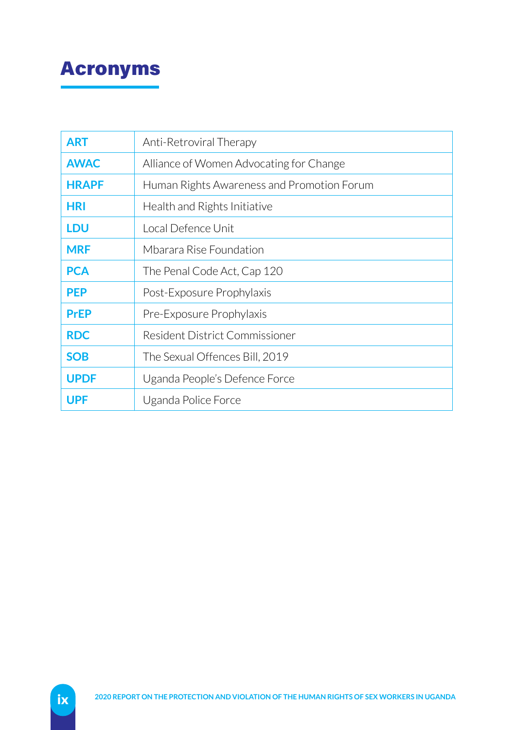# Acronyms

| | |
|---|---|
| **ART** | Anti-Retroviral Therapy |
| **AWAC** | Alliance of Women Advocating for Change |
| **HRAPF** | Human Rights Awareness and Promotion Forum |
| **HRI** | Health and Rights Initiative |
| **LDU** | Local Defence Unit |
| **MRF** | Mbarara Rise Foundation |
| **PCA** | The Penal Code Act, Cap 120 |
| **PEP** | Post-Exposure Prophylaxis |
| **PrEP** | Pre-Exposure Prophylaxis |
| **RDC** | Resident District Commissioner |
| **SOB** | The Sexual Offences Bill, 2019 |
| **UPDF** | Uganda People's Defence Force |
| **UPF** | Uganda Police Force |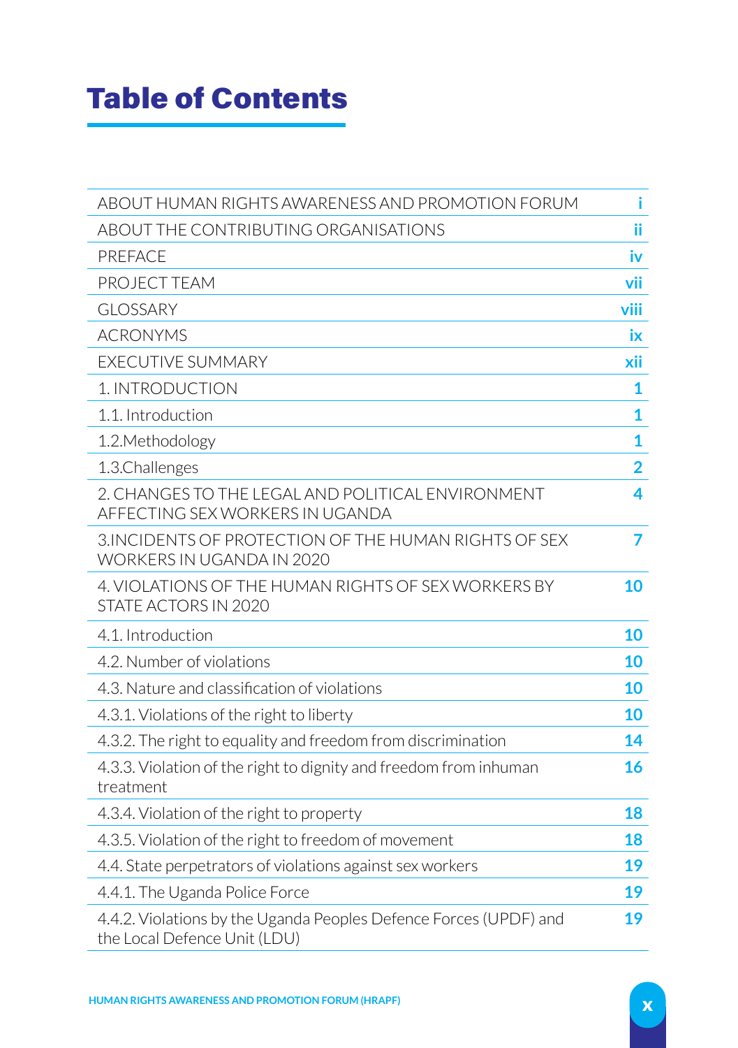# Table of Contents

| | |
|---|---|
| ABOUT HUMAN RIGHTS AWARENESS AND PROMOTION FORUM | i |
| ABOUT THE CONTRIBUTING ORGANISATIONS | ii |
| PREFACE | iv |
| PROJECT TEAM | vii |
| GLOSSARY | viii |
| ACRONYMS | ix |
| EXECUTIVE SUMMARY | xii |
| 1. INTRODUCTION | 1 |
| 1.1. Introduction | 1 |
| 1.2.Methodology | 1 |
| 1.3.Challenges | 2 |
| 2. CHANGES TO THE LEGAL AND POLITICAL ENVIRONMENT AFFECTING SEX WORKERS IN UGANDA | 4 |
| 3.INCIDENTS OF PROTECTION OF THE HUMAN RIGHTS OF SEX WORKERS IN UGANDA IN 2020 | 7 |
| 4. VIOLATIONS OF THE HUMAN RIGHTS OF SEX WORKERS BY STATE ACTORS IN 2020 | 10 |
| 4.1. Introduction | 10 |
| 4.2. Number of violations | 10 |
| 4.3. Nature and classification of violations | 10 |
| 4.3.1. Violations of the right to liberty | 10 |
| 4.3.2. The right to equality and freedom from discrimination | 14 |
| 4.3.3. Violation of the right to dignity and freedom from inhuman treatment | 16 |
| 4.3.4. Violation of the right to property | 18 |
| 4.3.5. Violation of the right to freedom of movement | 18 |
| 4.4. State perpetrators of violations against sex workers | 19 |
| 4.4.1. The Uganda Police Force | 19 |
| 4.4.2. Violations by the Uganda Peoples Defence Forces (UPDF) and the Local Defence Unit (LDU) | 19 |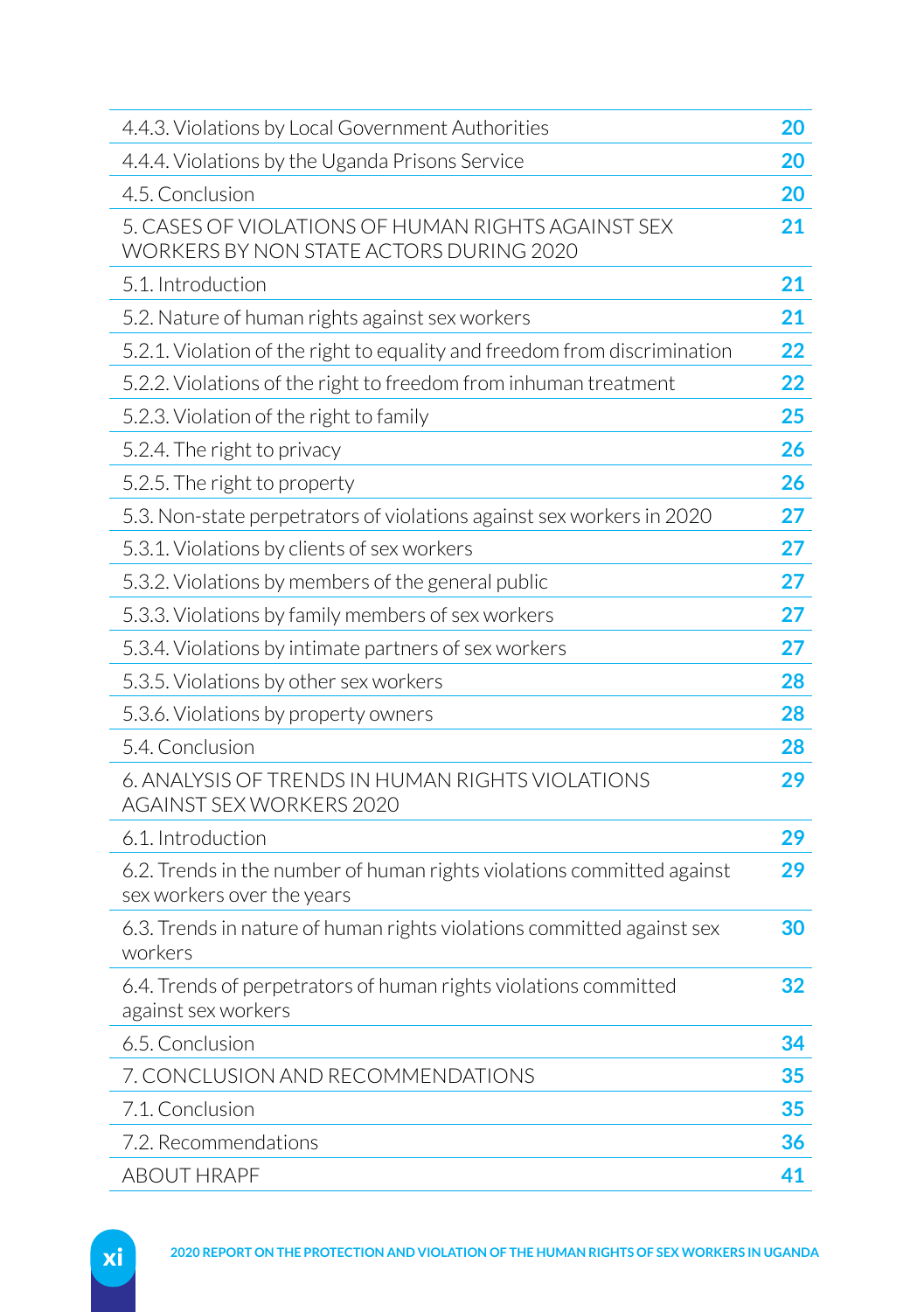| | |
|---|---|
| 4.4.3. Violations by Local Government Authorities | 20 |
| 4.4.4. Violations by the Uganda Prisons Service | 20 |
| 4.5. Conclusion | 20 |
| 5. CASES OF VIOLATIONS OF HUMAN RIGHTS AGAINST SEX WORKERS BY NON STATE ACTORS DURING 2020 | 21 |
| 5.1. Introduction | 21 |
| 5.2. Nature of human rights against sex workers | 21 |
| 5.2.1. Violation of the right to equality and freedom from discrimination | 22 |
| 5.2.2. Violations of the right to freedom from inhuman treatment | 22 |
| 5.2.3. Violation of the right to family | 25 |
| 5.2.4. The right to privacy | 26 |
| 5.2.5. The right to property | 26 |
| 5.3. Non-state perpetrators of violations against sex workers in 2020 | 27 |
| 5.3.1. Violations by clients of sex workers | 27 |
| 5.3.2. Violations by members of the general public | 27 |
| 5.3.3. Violations by family members of sex workers | 27 |
| 5.3.4. Violations by intimate partners of sex workers | 27 |
| 5.3.5. Violations by other sex workers | 28 |
| 5.3.6. Violations by property owners | 28 |
| 5.4. Conclusion | 28 |
| 6. ANALYSIS OF TRENDS IN HUMAN RIGHTS VIOLATIONS AGAINST SEX WORKERS 2020 | 29 |
| 6.1. Introduction | 29 |
| 6.2. Trends in the number of human rights violations committed against sex workers over the years | 29 |
| 6.3. Trends in nature of human rights violations committed against sex workers | 30 |
| 6.4. Trends of perpetrators of human rights violations committed against sex workers | 32 |
| 6.5. Conclusion | 34 |
| 7. CONCLUSION AND RECOMMENDATIONS | 35 |
| 7.1. Conclusion | 35 |
| 7.2. Recommendations | 36 |
| ABOUT HRAPF | 41 |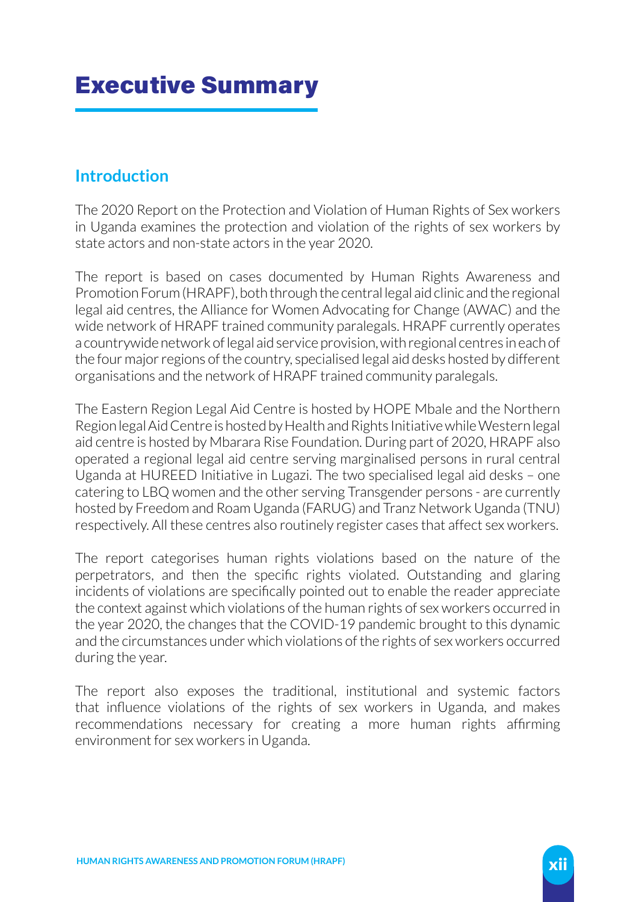# Executive Summary

## Introduction

The 2020 Report on the Protection and Violation of Human Rights of Sex workers in Uganda examines the protection and violation of the rights of sex workers by state actors and non-state actors in the year 2020.

The report is based on cases documented by Human Rights Awareness and Promotion Forum (HRAPF), both through the central legal aid clinic and the regional legal aid centres, the Alliance for Women Advocating for Change (AWAC) and the wide network of HRAPF trained community paralegals. HRAPF currently operates a countrywide network of legal aid service provision, with regional centres in each of the four major regions of the country, specialised legal aid desks hosted by different organisations and the network of HRAPF trained community paralegals.

The Eastern Region Legal Aid Centre is hosted by HOPE Mbale and the Northern Region legal Aid Centre is hosted by Health and Rights Initiative while Western legal aid centre is hosted by Mbarara Rise Foundation. During part of 2020, HRAPF also operated a regional legal aid centre serving marginalised persons in rural central Uganda at HUREED Initiative in Lugazi. The two specialised legal aid desks – one catering to LBQ women and the other serving Transgender persons - are currently hosted by Freedom and Roam Uganda (FARUG) and Tranz Network Uganda (TNU) respectively. All these centres also routinely register cases that affect sex workers.

The report categorises human rights violations based on the nature of the perpetrators, and then the specific rights violated. Outstanding and glaring incidents of violations are specifically pointed out to enable the reader appreciate the context against which violations of the human rights of sex workers occurred in the year 2020, the changes that the COVID-19 pandemic brought to this dynamic and the circumstances under which violations of the rights of sex workers occurred during the year.

The report also exposes the traditional, institutional and systemic factors that influence violations of the rights of sex workers in Uganda, and makes recommendations necessary for creating a more human rights affirming environment for sex workers in Uganda.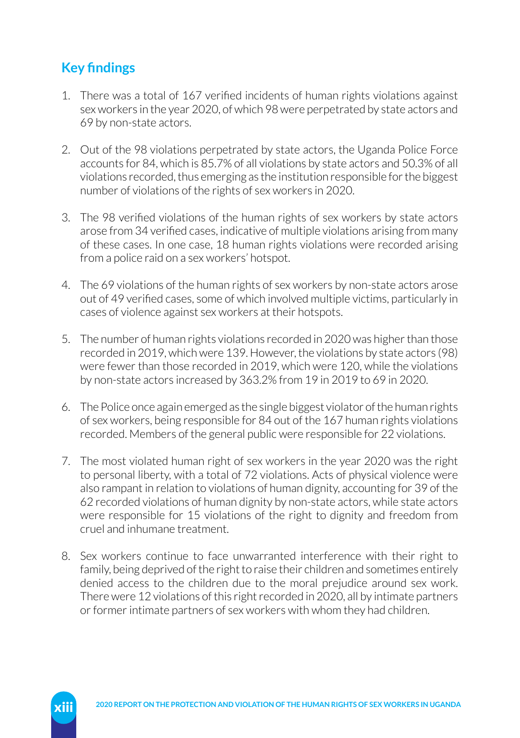## Key findings

1. There was a total of 167 verified incidents of human rights violations against sex workers in the year 2020, of which 98 were perpetrated by state actors and 69 by non-state actors.

2. Out of the 98 violations perpetrated by state actors, the Uganda Police Force accounts for 84, which is 85.7% of all violations by state actors and 50.3% of all violations recorded, thus emerging as the institution responsible for the biggest number of violations of the rights of sex workers in 2020.

3. The 98 verified violations of the human rights of sex workers by state actors arose from 34 verified cases, indicative of multiple violations arising from many of these cases. In one case, 18 human rights violations were recorded arising from a police raid on a sex workers' hotspot.

4. The 69 violations of the human rights of sex workers by non-state actors arose out of 49 verified cases, some of which involved multiple victims, particularly in cases of violence against sex workers at their hotspots.

5. The number of human rights violations recorded in 2020 was higher than those recorded in 2019, which were 139. However, the violations by state actors (98) were fewer than those recorded in 2019, which were 120, while the violations by non-state actors increased by 363.2% from 19 in 2019 to 69 in 2020.

6. The Police once again emerged as the single biggest violator of the human rights of sex workers, being responsible for 84 out of the 167 human rights violations recorded. Members of the general public were responsible for 22 violations.

7. The most violated human right of sex workers in the year 2020 was the right to personal liberty, with a total of 72 violations. Acts of physical violence were also rampant in relation to violations of human dignity, accounting for 39 of the 62 recorded violations of human dignity by non-state actors, while state actors were responsible for 15 violations of the right to dignity and freedom from cruel and inhumane treatment.

8. Sex workers continue to face unwarranted interference with their right to family, being deprived of the right to raise their children and sometimes entirely denied access to the children due to the moral prejudice around sex work. There were 12 violations of this right recorded in 2020, all by intimate partners or former intimate partners of sex workers with whom they had children.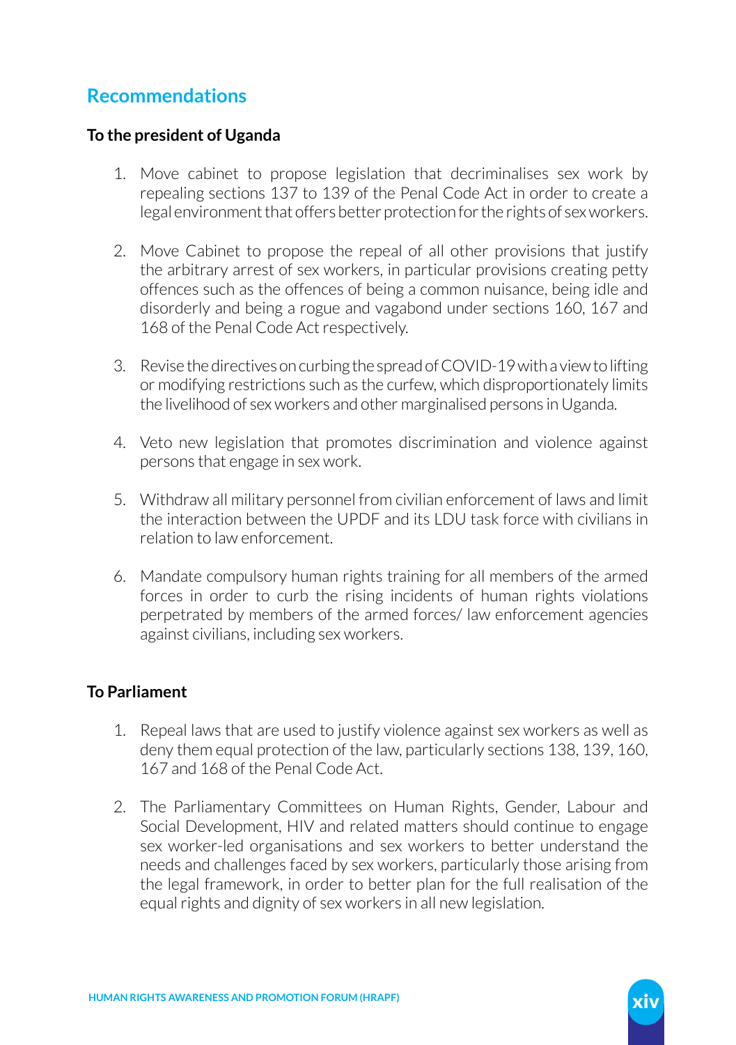## Recommendations

### To the president of Uganda

1. Move cabinet to propose legislation that decriminalises sex work by repealing sections 137 to 139 of the Penal Code Act in order to create a legal environment that offers better protection for the rights of sex workers.

2. Move Cabinet to propose the repeal of all other provisions that justify the arbitrary arrest of sex workers, in particular provisions creating petty offences such as the offences of being a common nuisance, being idle and disorderly and being a rogue and vagabond under sections 160, 167 and 168 of the Penal Code Act respectively.

3. Revise the directives on curbing the spread of COVID-19 with a view to lifting or modifying restrictions such as the curfew, which disproportionately limits the livelihood of sex workers and other marginalised persons in Uganda.

4. Veto new legislation that promotes discrimination and violence against persons that engage in sex work.

5. Withdraw all military personnel from civilian enforcement of laws and limit the interaction between the UPDF and its LDU task force with civilians in relation to law enforcement.

6. Mandate compulsory human rights training for all members of the armed forces in order to curb the rising incidents of human rights violations perpetrated by members of the armed forces/ law enforcement agencies against civilians, including sex workers.

### To Parliament

1. Repeal laws that are used to justify violence against sex workers as well as deny them equal protection of the law, particularly sections 138, 139, 160, 167 and 168 of the Penal Code Act.

2. The Parliamentary Committees on Human Rights, Gender, Labour and Social Development, HIV and related matters should continue to engage sex worker-led organisations and sex workers to better understand the needs and challenges faced by sex workers, particularly those arising from the legal framework, in order to better plan for the full realisation of the equal rights and dignity of sex workers in all new legislation.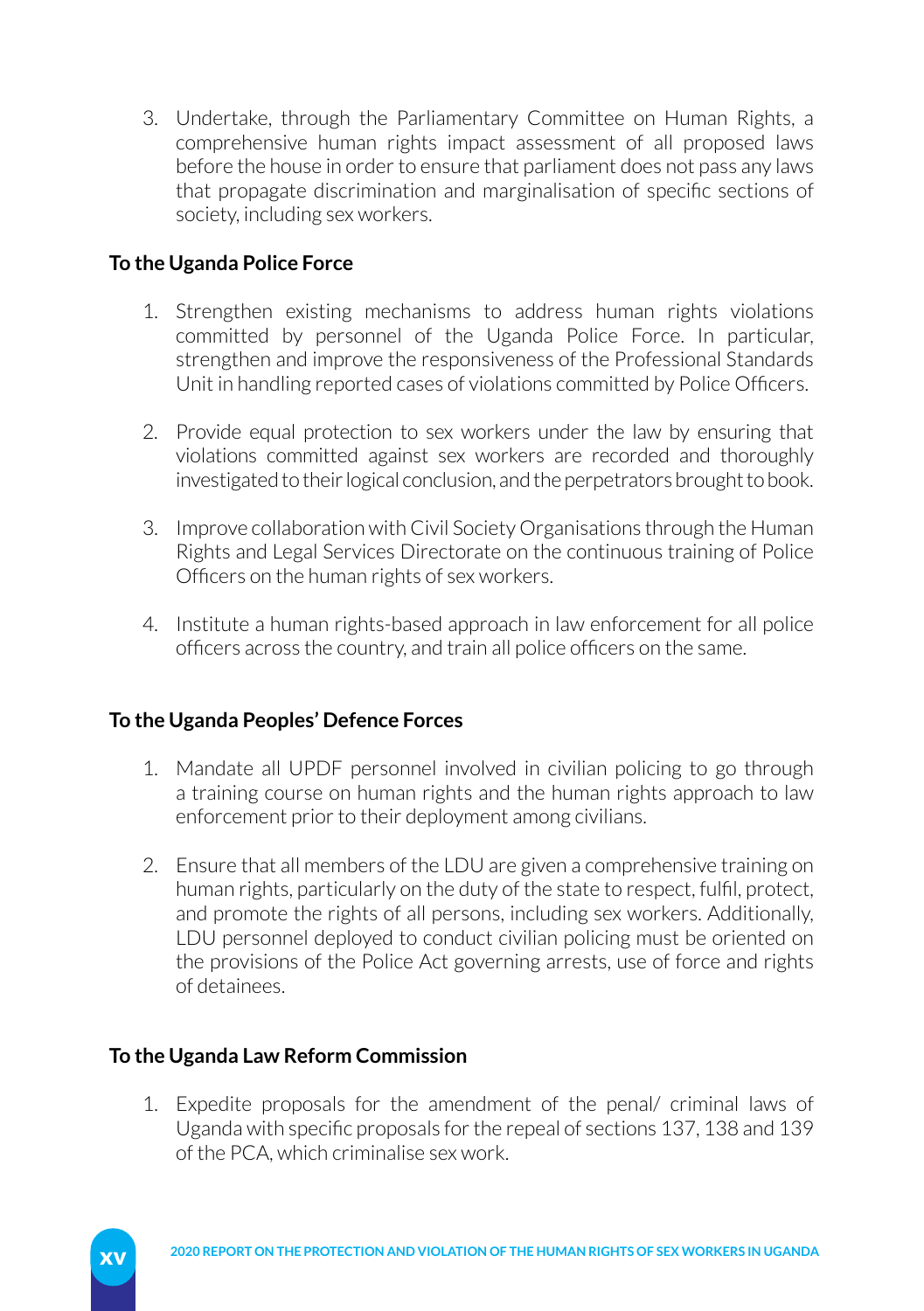3. Undertake, through the Parliamentary Committee on Human Rights, a comprehensive human rights impact assessment of all proposed laws before the house in order to ensure that parliament does not pass any laws that propagate discrimination and marginalisation of specific sections of society, including sex workers.

**To the Uganda Police Force**

1. Strengthen existing mechanisms to address human rights violations committed by personnel of the Uganda Police Force. In particular, strengthen and improve the responsiveness of the Professional Standards Unit in handling reported cases of violations committed by Police Officers.

2. Provide equal protection to sex workers under the law by ensuring that violations committed against sex workers are recorded and thoroughly investigated to their logical conclusion, and the perpetrators brought to book.

3. Improve collaboration with Civil Society Organisations through the Human Rights and Legal Services Directorate on the continuous training of Police Officers on the human rights of sex workers.

4. Institute a human rights-based approach in law enforcement for all police officers across the country, and train all police officers on the same.

**To the Uganda Peoples' Defence Forces**

1. Mandate all UPDF personnel involved in civilian policing to go through a training course on human rights and the human rights approach to law enforcement prior to their deployment among civilians.

2. Ensure that all members of the LDU are given a comprehensive training on human rights, particularly on the duty of the state to respect, fulfil, protect, and promote the rights of all persons, including sex workers. Additionally, LDU personnel deployed to conduct civilian policing must be oriented on the provisions of the Police Act governing arrests, use of force and rights of detainees.

**To the Uganda Law Reform Commission**

1. Expedite proposals for the amendment of the penal/ criminal laws of Uganda with specific proposals for the repeal of sections 137, 138 and 139 of the PCA, which criminalise sex work.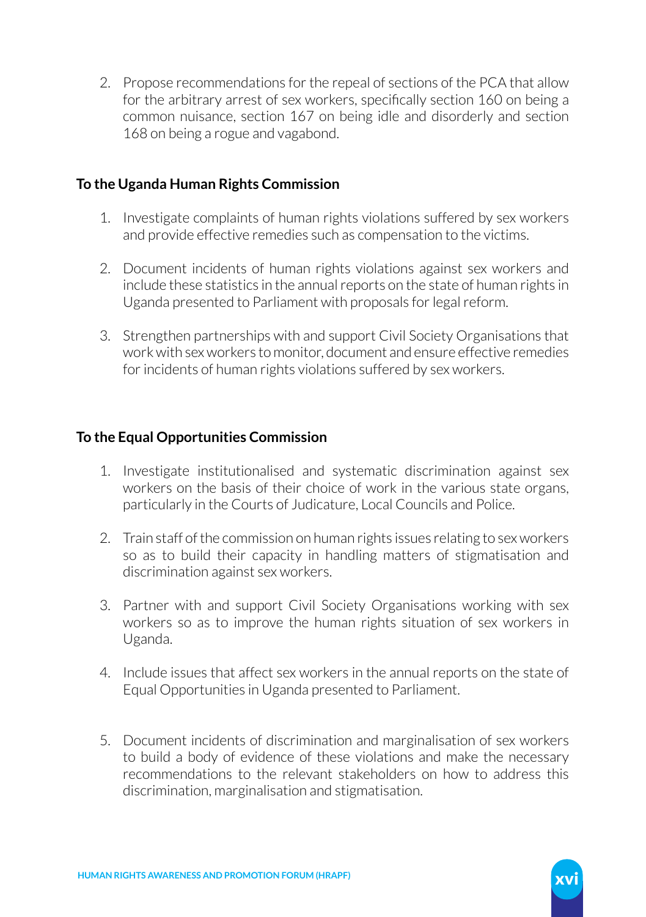2. Propose recommendations for the repeal of sections of the PCA that allow for the arbitrary arrest of sex workers, specifically section 160 on being a common nuisance, section 167 on being idle and disorderly and section 168 on being a rogue and vagabond.

**To the Uganda Human Rights Commission**

1. Investigate complaints of human rights violations suffered by sex workers and provide effective remedies such as compensation to the victims.

2. Document incidents of human rights violations against sex workers and include these statistics in the annual reports on the state of human rights in Uganda presented to Parliament with proposals for legal reform.

3. Strengthen partnerships with and support Civil Society Organisations that work with sex workers to monitor, document and ensure effective remedies for incidents of human rights violations suffered by sex workers.

**To the Equal Opportunities Commission**

1. Investigate institutionalised and systematic discrimination against sex workers on the basis of their choice of work in the various state organs, particularly in the Courts of Judicature, Local Councils and Police.

2. Train staff of the commission on human rights issues relating to sex workers so as to build their capacity in handling matters of stigmatisation and discrimination against sex workers.

3. Partner with and support Civil Society Organisations working with sex workers so as to improve the human rights situation of sex workers in Uganda.

4. Include issues that affect sex workers in the annual reports on the state of Equal Opportunities in Uganda presented to Parliament.

5. Document incidents of discrimination and marginalisation of sex workers to build a body of evidence of these violations and make the necessary recommendations to the relevant stakeholders on how to address this discrimination, marginalisation and stigmatisation.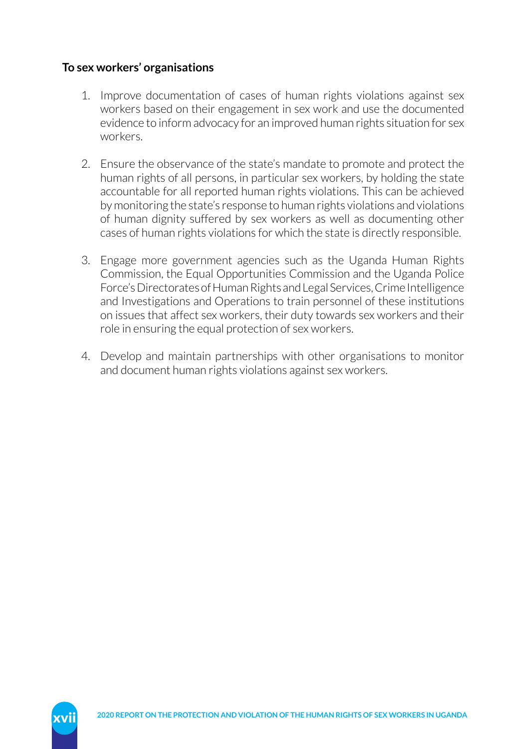**To sex workers' organisations**

1. Improve documentation of cases of human rights violations against sex workers based on their engagement in sex work and use the documented evidence to inform advocacy for an improved human rights situation for sex workers.

2. Ensure the observance of the state's mandate to promote and protect the human rights of all persons, in particular sex workers, by holding the state accountable for all reported human rights violations. This can be achieved by monitoring the state's response to human rights violations and violations of human dignity suffered by sex workers as well as documenting other cases of human rights violations for which the state is directly responsible.

3. Engage more government agencies such as the Uganda Human Rights Commission, the Equal Opportunities Commission and the Uganda Police Force's Directorates of Human Rights and Legal Services, Crime Intelligence and Investigations and Operations to train personnel of these institutions on issues that affect sex workers, their duty towards sex workers and their role in ensuring the equal protection of sex workers.

4. Develop and maintain partnerships with other organisations to monitor and document human rights violations against sex workers.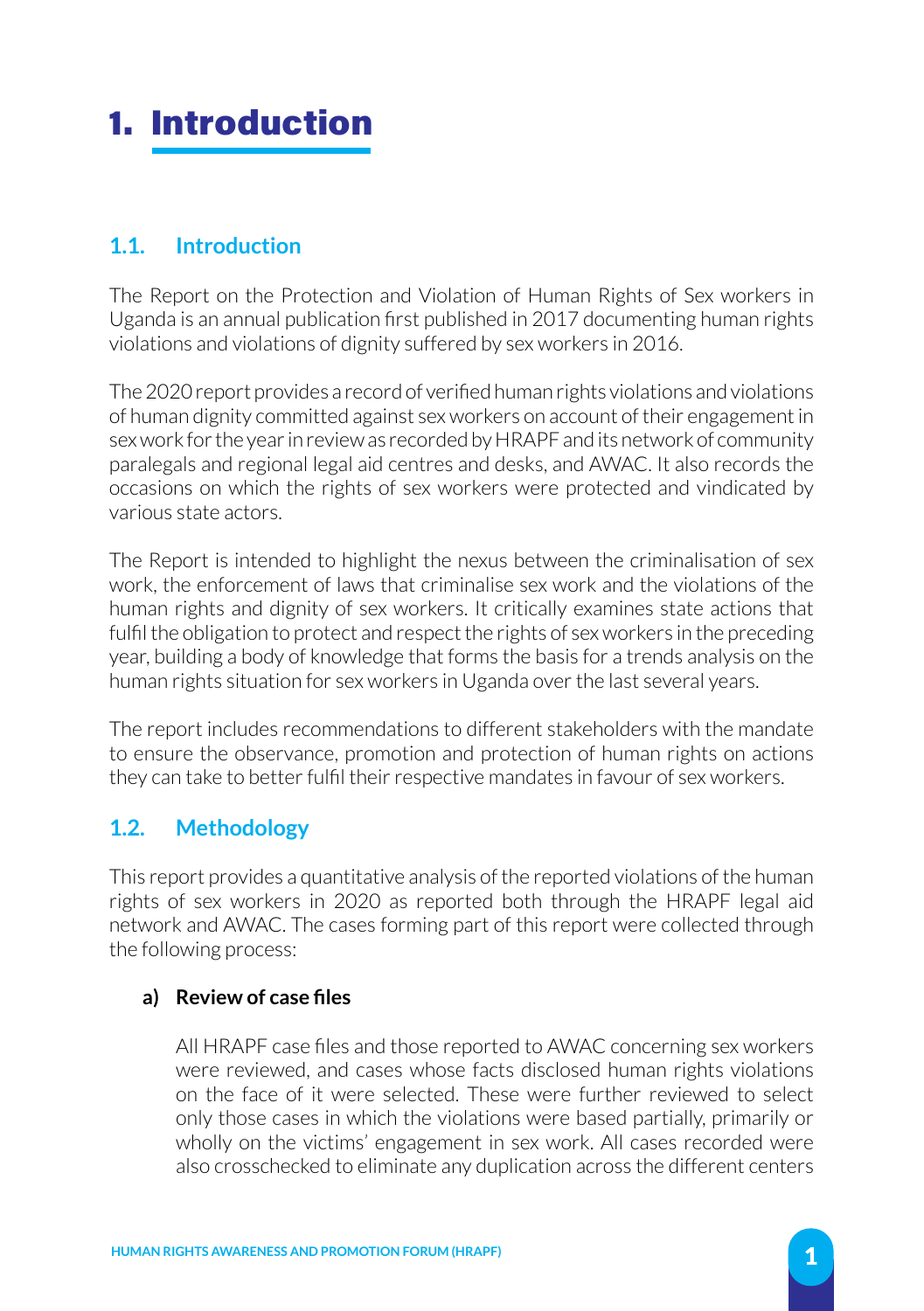# 1. Introduction

## 1.1. Introduction

The Report on the Protection and Violation of Human Rights of Sex workers in Uganda is an annual publication first published in 2017 documenting human rights violations and violations of dignity suffered by sex workers in 2016.

The 2020 report provides a record of verified human rights violations and violations of human dignity committed against sex workers on account of their engagement in sex work for the year in review as recorded by HRAPF and its network of community paralegals and regional legal aid centres and desks, and AWAC. It also records the occasions on which the rights of sex workers were protected and vindicated by various state actors.

The Report is intended to highlight the nexus between the criminalisation of sex work, the enforcement of laws that criminalise sex work and the violations of the human rights and dignity of sex workers. It critically examines state actions that fulfil the obligation to protect and respect the rights of sex workers in the preceding year, building a body of knowledge that forms the basis for a trends analysis on the human rights situation for sex workers in Uganda over the last several years.

The report includes recommendations to different stakeholders with the mandate to ensure the observance, promotion and protection of human rights on actions they can take to better fulfil their respective mandates in favour of sex workers.

## 1.2. Methodology

This report provides a quantitative analysis of the reported violations of the human rights of sex workers in 2020 as reported both through the HRAPF legal aid network and AWAC. The cases forming part of this report were collected through the following process:

**a) Review of case files**

All HRAPF case files and those reported to AWAC concerning sex workers were reviewed, and cases whose facts disclosed human rights violations on the face of it were selected. These were further reviewed to select only those cases in which the violations were based partially, primarily or wholly on the victims' engagement in sex work. All cases recorded were also crosschecked to eliminate any duplication across the different centers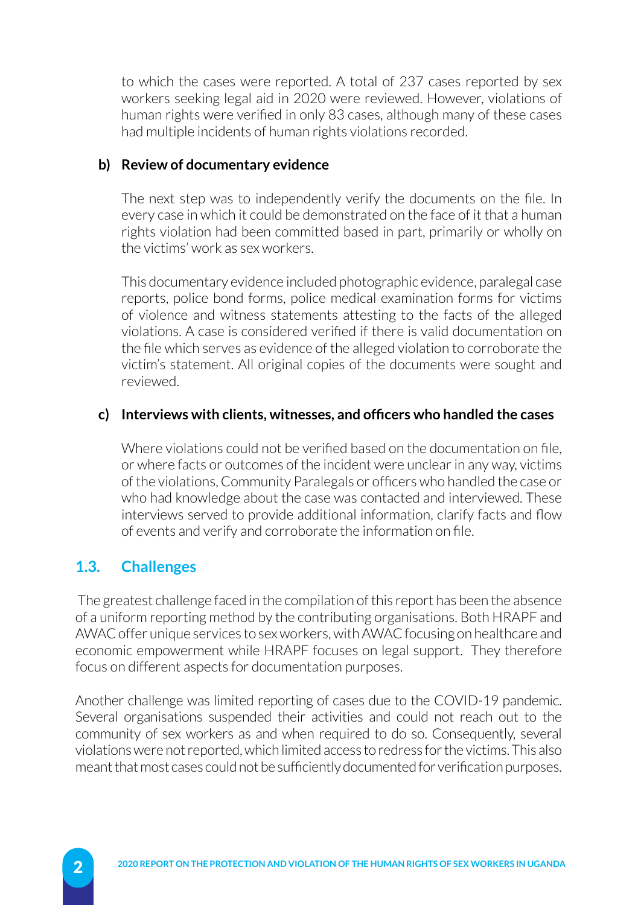to which the cases were reported. A total of 237 cases reported by sex workers seeking legal aid in 2020 were reviewed. However, violations of human rights were verified in only 83 cases, although many of these cases had multiple incidents of human rights violations recorded.

**b) Review of documentary evidence**

The next step was to independently verify the documents on the file. In every case in which it could be demonstrated on the face of it that a human rights violation had been committed based in part, primarily or wholly on the victims' work as sex workers.

This documentary evidence included photographic evidence, paralegal case reports, police bond forms, police medical examination forms for victims of violence and witness statements attesting to the facts of the alleged violations. A case is considered verified if there is valid documentation on the file which serves as evidence of the alleged violation to corroborate the victim's statement. All original copies of the documents were sought and reviewed.

**c) Interviews with clients, witnesses, and officers who handled the cases**

Where violations could not be verified based on the documentation on file, or where facts or outcomes of the incident were unclear in any way, victims of the violations, Community Paralegals or officers who handled the case or who had knowledge about the case was contacted and interviewed. These interviews served to provide additional information, clarify facts and flow of events and verify and corroborate the information on file.

## 1.3. Challenges

The greatest challenge faced in the compilation of this report has been the absence of a uniform reporting method by the contributing organisations. Both HRAPF and AWAC offer unique services to sex workers, with AWAC focusing on healthcare and economic empowerment while HRAPF focuses on legal support. They therefore focus on different aspects for documentation purposes.

Another challenge was limited reporting of cases due to the COVID-19 pandemic. Several organisations suspended their activities and could not reach out to the community of sex workers as and when required to do so. Consequently, several violations were not reported, which limited access to redress for the victims. This also meant that most cases could not be sufficiently documented for verification purposes.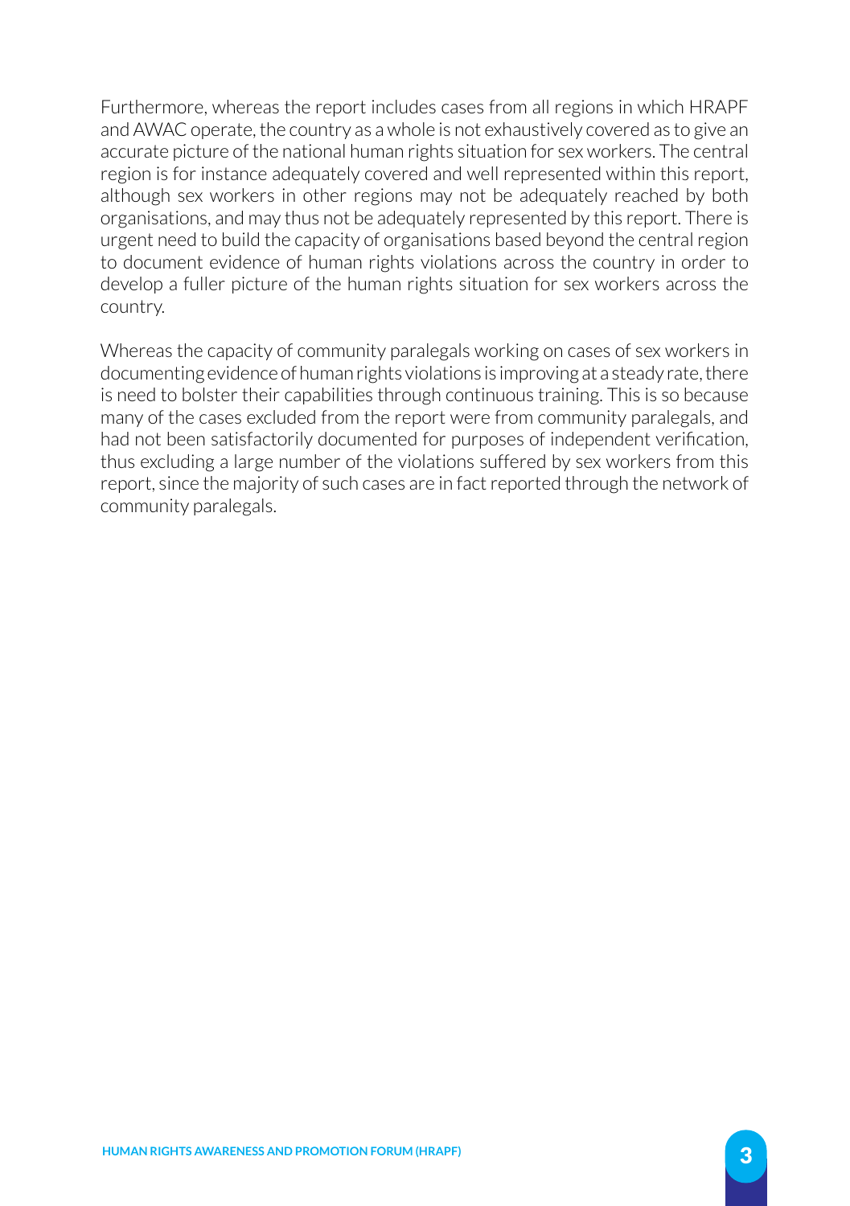Furthermore, whereas the report includes cases from all regions in which HRAPF and AWAC operate, the country as a whole is not exhaustively covered as to give an accurate picture of the national human rights situation for sex workers. The central region is for instance adequately covered and well represented within this report, although sex workers in other regions may not be adequately reached by both organisations, and may thus not be adequately represented by this report. There is urgent need to build the capacity of organisations based beyond the central region to document evidence of human rights violations across the country in order to develop a fuller picture of the human rights situation for sex workers across the country.

Whereas the capacity of community paralegals working on cases of sex workers in documenting evidence of human rights violations is improving at a steady rate, there is need to bolster their capabilities through continuous training. This is so because many of the cases excluded from the report were from community paralegals, and had not been satisfactorily documented for purposes of independent verification, thus excluding a large number of the violations suffered by sex workers from this report, since the majority of such cases are in fact reported through the network of community paralegals.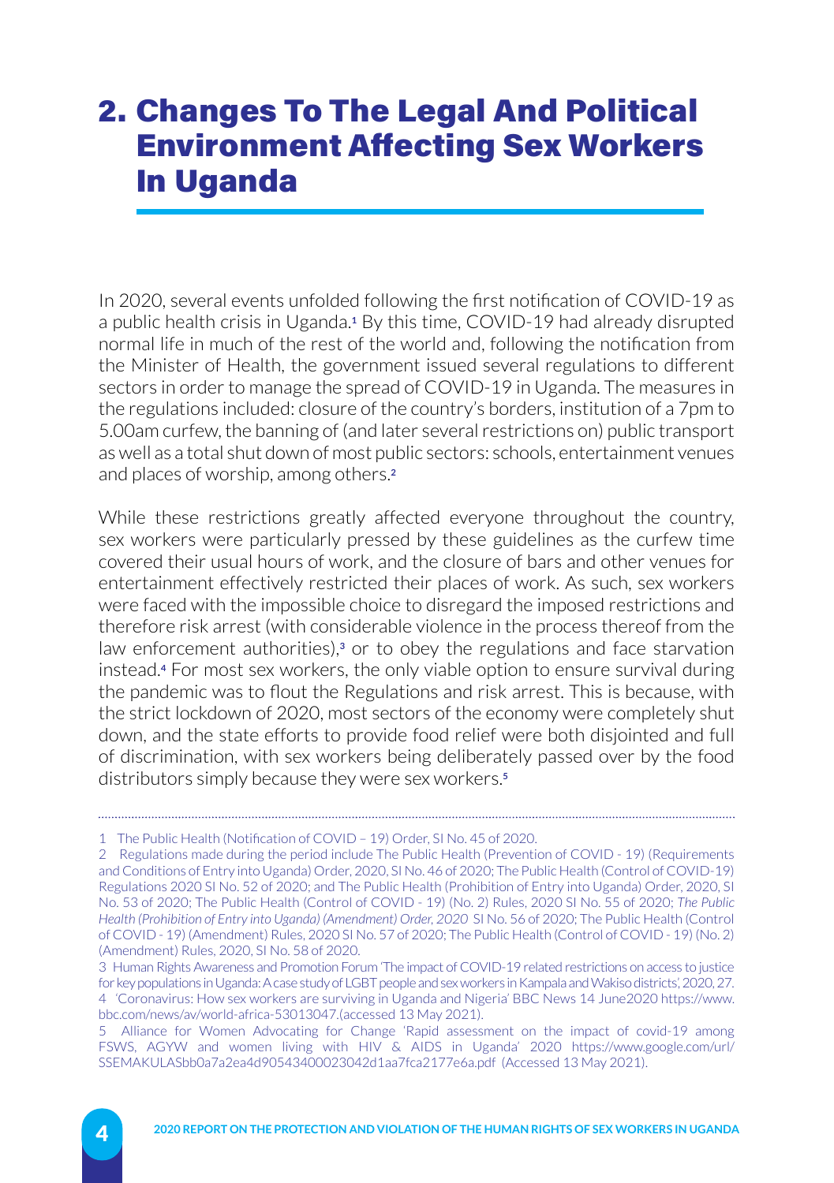# 2. Changes To The Legal And Political Environment Affecting Sex Workers In Uganda

In 2020, several events unfolded following the first notification of COVID-19 as a public health crisis in Uganda.[1] By this time, COVID-19 had already disrupted normal life in much of the rest of the world and, following the notification from the Minister of Health, the government issued several regulations to different sectors in order to manage the spread of COVID-19 in Uganda. The measures in the regulations included: closure of the country's borders, institution of a 7pm to 5.00am curfew, the banning of (and later several restrictions on) public transport as well as a total shut down of most public sectors: schools, entertainment venues and places of worship, among others.[2]

While these restrictions greatly affected everyone throughout the country, sex workers were particularly pressed by these guidelines as the curfew time covered their usual hours of work, and the closure of bars and other venues for entertainment effectively restricted their places of work. As such, sex workers were faced with the impossible choice to disregard the imposed restrictions and therefore risk arrest (with considerable violence in the process thereof from the law enforcement authorities),[3] or to obey the regulations and face starvation instead.[4] For most sex workers, the only viable option to ensure survival during the pandemic was to flout the Regulations and risk arrest. This is because, with the strict lockdown of 2020, most sectors of the economy were completely shut down, and the state efforts to provide food relief were both disjointed and full of discrimination, with sex workers being deliberately passed over by the food distributors simply because they were sex workers.[5]

---

1 The Public Health (Notification of COVID – 19) Order, SI No. 45 of 2020.

2 Regulations made during the period include The Public Health (Prevention of COVID - 19) (Requirements and Conditions of Entry into Uganda) Order, 2020, SI No. 46 of 2020; The Public Health (Control of COVID-19) Regulations 2020 SI No. 52 of 2020; and The Public Health (Prohibition of Entry into Uganda) Order, 2020, SI No. 53 of 2020; The Public Health (Control of COVID - 19) (No. 2) Rules, 2020 SI No. 55 of 2020; *The Public Health (Prohibition of Entry into Uganda) (Amendment) Order, 2020* SI No. 56 of 2020; The Public Health (Control of COVID - 19) (Amendment) Rules, 2020 SI No. 57 of 2020; The Public Health (Control of COVID - 19) (No. 2) (Amendment) Rules, 2020, SI No. 58 of 2020.

3 Human Rights Awareness and Promotion Forum 'The impact of COVID-19 related restrictions on access to justice for key populations in Uganda: A case study of LGBT people and sex workers in Kampala and Wakiso districts', 2020, 27.

4 'Coronavirus: How sex workers are surviving in Uganda and Nigeria' BBC News 14 June2020 https://www.bbc.com/news/av/world-africa-53013047.(accessed 13 May 2021).

5 Alliance for Women Advocating for Change 'Rapid assessment on the impact of covid-19 among FSWS, AGYW and women living with HIV & AIDS in Uganda' 2020 https://www.google.com/url/SSEMAKULASbb0a7a2ea4d90543400023042d1aa7fca2177e6a.pdf (Accessed 13 May 2021).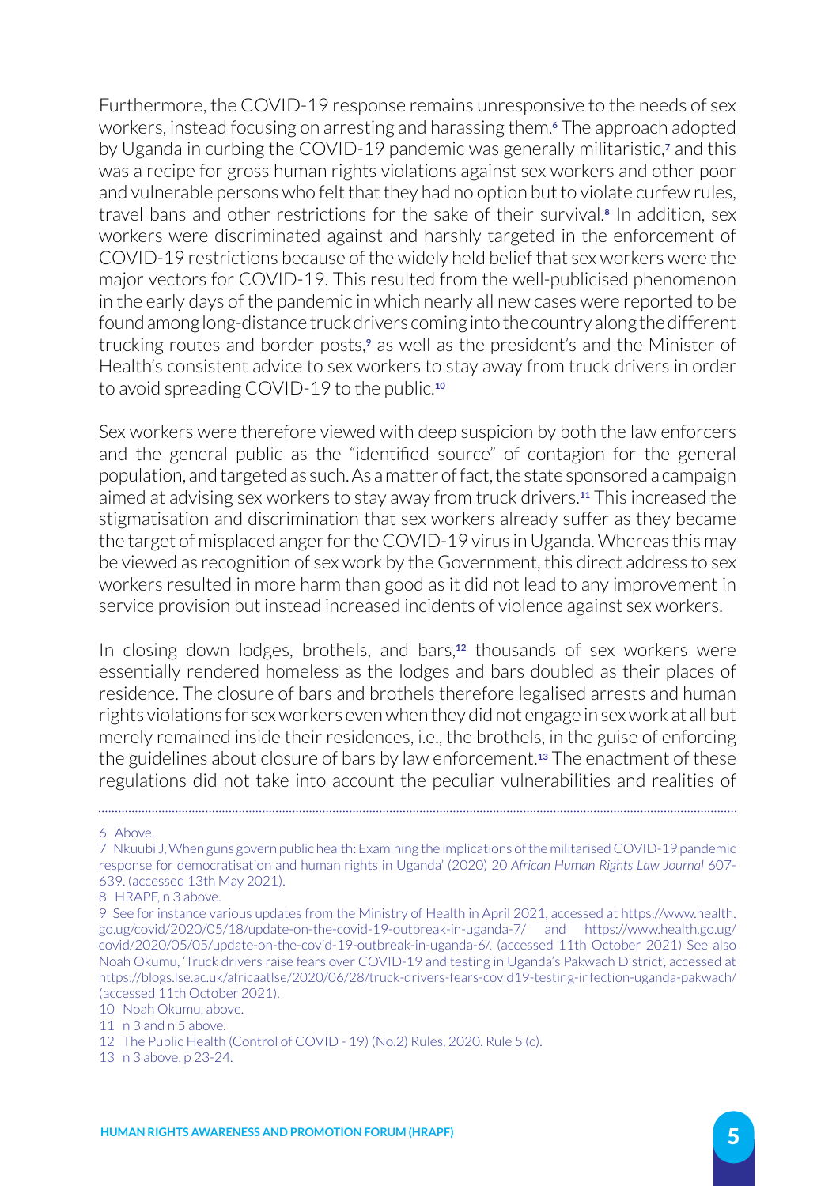Furthermore, the COVID-19 response remains unresponsive to the needs of sex workers, instead focusing on arresting and harassing them.[6] The approach adopted by Uganda in curbing the COVID-19 pandemic was generally militaristic,[7] and this was a recipe for gross human rights violations against sex workers and other poor and vulnerable persons who felt that they had no option but to violate curfew rules, travel bans and other restrictions for the sake of their survival.[8] In addition, sex workers were discriminated against and harshly targeted in the enforcement of COVID-19 restrictions because of the widely held belief that sex workers were the major vectors for COVID-19. This resulted from the well-publicised phenomenon in the early days of the pandemic in which nearly all new cases were reported to be found among long-distance truck drivers coming into the country along the different trucking routes and border posts,[9] as well as the president's and the Minister of Health's consistent advice to sex workers to stay away from truck drivers in order to avoid spreading COVID-19 to the public.[10]

Sex workers were therefore viewed with deep suspicion by both the law enforcers and the general public as the "identified source" of contagion for the general population, and targeted as such. As a matter of fact, the state sponsored a campaign aimed at advising sex workers to stay away from truck drivers.[11] This increased the stigmatisation and discrimination that sex workers already suffer as they became the target of misplaced anger for the COVID-19 virus in Uganda. Whereas this may be viewed as recognition of sex work by the Government, this direct address to sex workers resulted in more harm than good as it did not lead to any improvement in service provision but instead increased incidents of violence against sex workers.

In closing down lodges, brothels, and bars,[12] thousands of sex workers were essentially rendered homeless as the lodges and bars doubled as their places of residence. The closure of bars and brothels therefore legalised arrests and human rights violations for sex workers even when they did not engage in sex work at all but merely remained inside their residences, i.e., the brothels, in the guise of enforcing the guidelines about closure of bars by law enforcement.[13] The enactment of these regulations did not take into account the peculiar vulnerabilities and realities of

---

6 Above.

7 Nkuubi J, When guns govern public health: Examining the implications of the militarised COVID-19 pandemic response for democratisation and human rights in Uganda' (2020) 20 *African Human Rights Law Journal* 607-639. (accessed 13th May 2021).

8 HRAPF, n 3 above.

9 See for instance various updates from the Ministry of Health in April 2021, accessed at https://www.health.go.ug/covid/2020/05/18/update-on-the-covid-19-outbreak-in-uganda-7/ and https://www.health.go.ug/covid/2020/05/05/update-on-the-covid-19-outbreak-in-uganda-6/, (accessed 11th October 2021) See also Noah Okumu, 'Truck drivers raise fears over COVID-19 and testing in Uganda's Pakwach District', accessed at https://blogs.lse.ac.uk/africaatlse/2020/06/28/truck-drivers-fears-covid19-testing-infection-uganda-pakwach/ (accessed 11th October 2021).

10 Noah Okumu, above.

11 n 3 and n 5 above.

12 The Public Health (Control of COVID - 19) (No.2) Rules, 2020. Rule 5 (c).

13 n 3 above, p 23-24.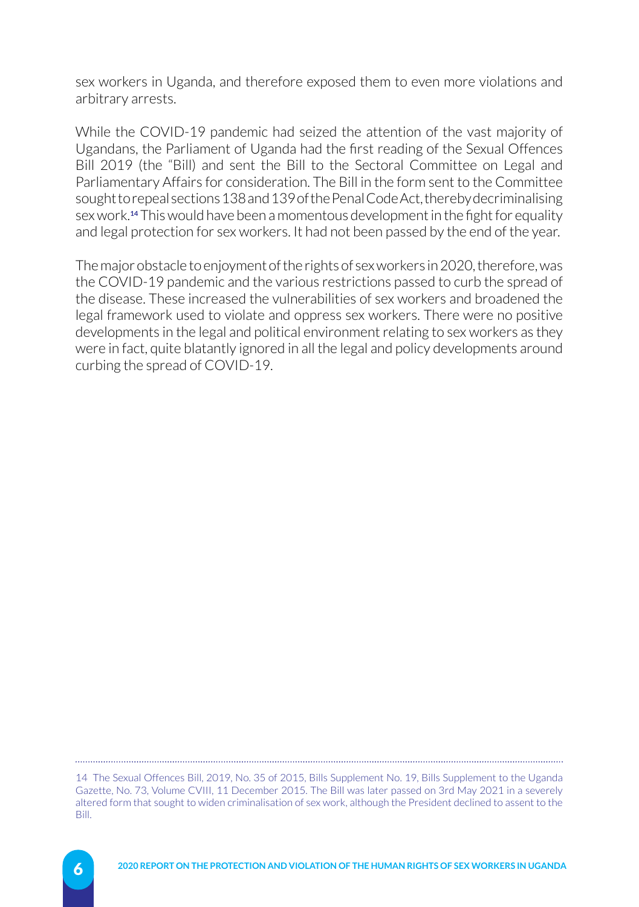sex workers in Uganda, and therefore exposed them to even more violations and arbitrary arrests.

While the COVID-19 pandemic had seized the attention of the vast majority of Ugandans, the Parliament of Uganda had the first reading of the Sexual Offences Bill 2019 (the "Bill) and sent the Bill to the Sectoral Committee on Legal and Parliamentary Affairs for consideration. The Bill in the form sent to the Committee sought to repeal sections 138 and 139 of the Penal Code Act, thereby decriminalising sex work.[14] This would have been a momentous development in the fight for equality and legal protection for sex workers. It had not been passed by the end of the year.

The major obstacle to enjoyment of the rights of sex workers in 2020, therefore, was the COVID-19 pandemic and the various restrictions passed to curb the spread of the disease. These increased the vulnerabilities of sex workers and broadened the legal framework used to violate and oppress sex workers. There were no positive developments in the legal and political environment relating to sex workers as they were in fact, quite blatantly ignored in all the legal and policy developments around curbing the spread of COVID-19.

---

14 The Sexual Offences Bill, 2019, No. 35 of 2015, Bills Supplement No. 19, Bills Supplement to the Uganda Gazette, No. 73, Volume CVIII, 11 December 2015. The Bill was later passed on 3rd May 2021 in a severely altered form that sought to widen criminalisation of sex work, although the President declined to assent to the Bill.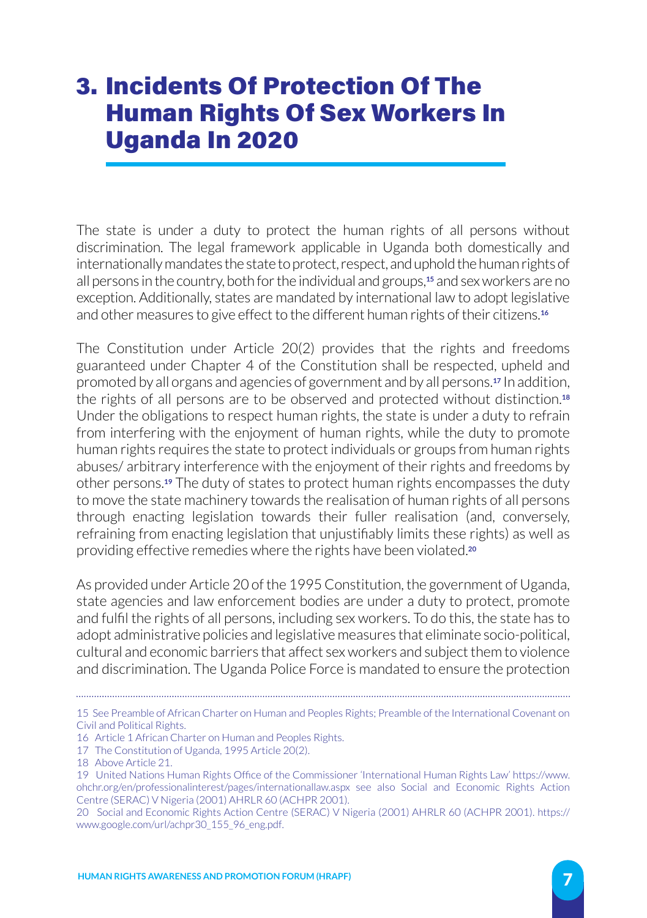# 3. Incidents Of Protection Of The Human Rights Of Sex Workers In Uganda In 2020

The state is under a duty to protect the human rights of all persons without discrimination. The legal framework applicable in Uganda both domestically and internationally mandates the state to protect, respect, and uphold the human rights of all persons in the country, both for the individual and groups,[15] and sex workers are no exception. Additionally, states are mandated by international law to adopt legislative and other measures to give effect to the different human rights of their citizens.[16]

The Constitution under Article 20(2) provides that the rights and freedoms guaranteed under Chapter 4 of the Constitution shall be respected, upheld and promoted by all organs and agencies of government and by all persons.[17] In addition, the rights of all persons are to be observed and protected without distinction.[18] Under the obligations to respect human rights, the state is under a duty to refrain from interfering with the enjoyment of human rights, while the duty to promote human rights requires the state to protect individuals or groups from human rights abuses/ arbitrary interference with the enjoyment of their rights and freedoms by other persons.[19] The duty of states to protect human rights encompasses the duty to move the state machinery towards the realisation of human rights of all persons through enacting legislation towards their fuller realisation (and, conversely, refraining from enacting legislation that unjustifiably limits these rights) as well as providing effective remedies where the rights have been violated.[20]

As provided under Article 20 of the 1995 Constitution, the government of Uganda, state agencies and law enforcement bodies are under a duty to protect, promote and fulfil the rights of all persons, including sex workers. To do this, the state has to adopt administrative policies and legislative measures that eliminate socio-political, cultural and economic barriers that affect sex workers and subject them to violence and discrimination. The Uganda Police Force is mandated to ensure the protection

---

15 See Preamble of African Charter on Human and Peoples Rights; Preamble of the International Covenant on Civil and Political Rights.

16 Article 1 African Charter on Human and Peoples Rights.

17 The Constitution of Uganda, 1995 Article 20(2).

18 Above Article 21.

19 United Nations Human Rights Office of the Commissioner 'International Human Rights Law' https://www.ohchr.org/en/professionalinterest/pages/internationallaw.aspx see also Social and Economic Rights Action Centre (SERAC) V Nigeria (2001) AHRLR 60 (ACHPR 2001).

20 Social and Economic Rights Action Centre (SERAC) V Nigeria (2001) AHRLR 60 (ACHPR 2001). https://www.google.com/url/achpr30_155_96_eng.pdf.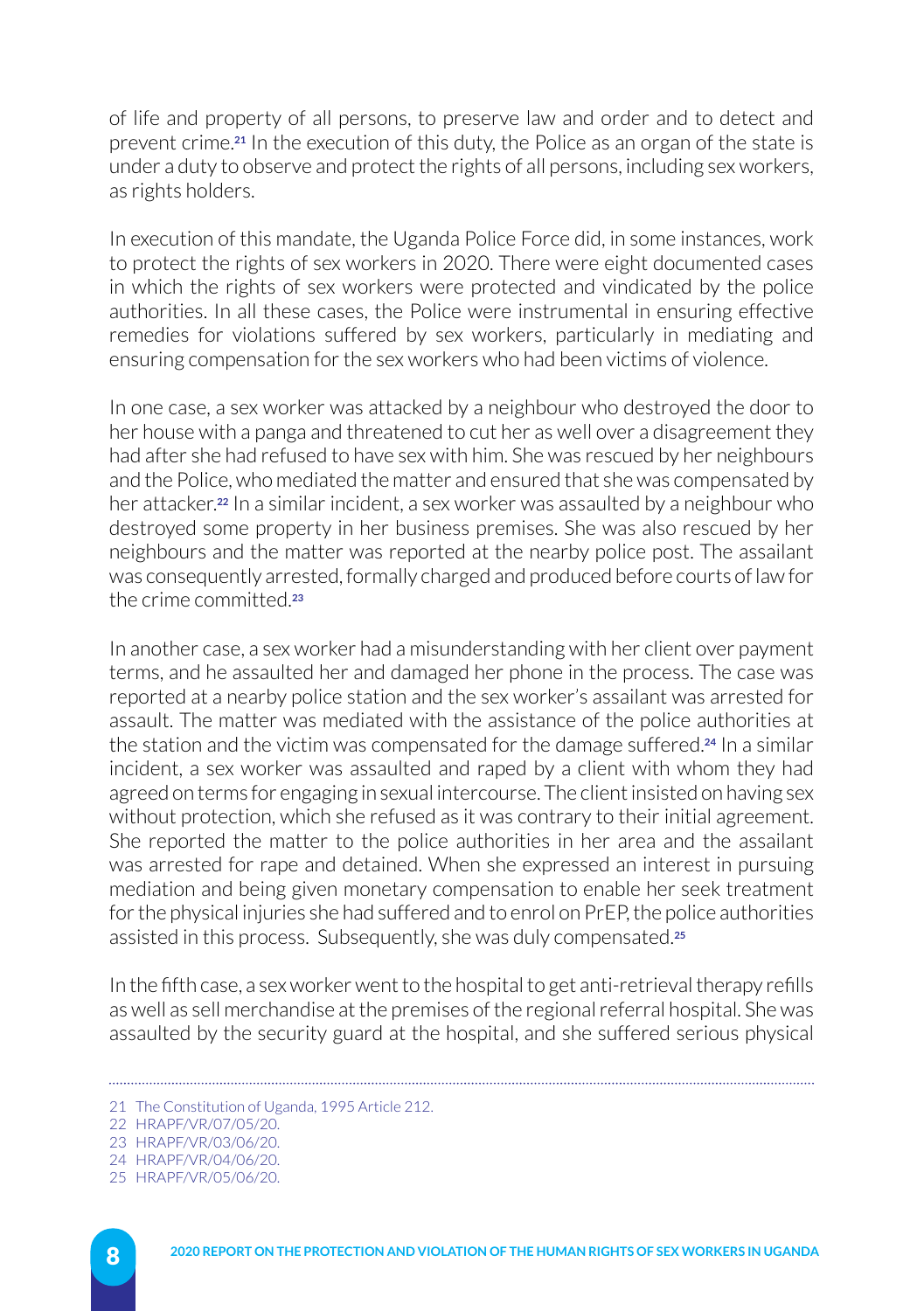of life and property of all persons, to preserve law and order and to detect and prevent crime.[21] In the execution of this duty, the Police as an organ of the state is under a duty to observe and protect the rights of all persons, including sex workers, as rights holders.

In execution of this mandate, the Uganda Police Force did, in some instances, work to protect the rights of sex workers in 2020. There were eight documented cases in which the rights of sex workers were protected and vindicated by the police authorities. In all these cases, the Police were instrumental in ensuring effective remedies for violations suffered by sex workers, particularly in mediating and ensuring compensation for the sex workers who had been victims of violence.

In one case, a sex worker was attacked by a neighbour who destroyed the door to her house with a panga and threatened to cut her as well over a disagreement they had after she had refused to have sex with him. She was rescued by her neighbours and the Police, who mediated the matter and ensured that she was compensated by her attacker.[22] In a similar incident, a sex worker was assaulted by a neighbour who destroyed some property in her business premises. She was also rescued by her neighbours and the matter was reported at the nearby police post. The assailant was consequently arrested, formally charged and produced before courts of law for the crime committed.[23]

In another case, a sex worker had a misunderstanding with her client over payment terms, and he assaulted her and damaged her phone in the process. The case was reported at a nearby police station and the sex worker's assailant was arrested for assault. The matter was mediated with the assistance of the police authorities at the station and the victim was compensated for the damage suffered.[24] In a similar incident, a sex worker was assaulted and raped by a client with whom they had agreed on terms for engaging in sexual intercourse. The client insisted on having sex without protection, which she refused as it was contrary to their initial agreement. She reported the matter to the police authorities in her area and the assailant was arrested for rape and detained. When she expressed an interest in pursuing mediation and being given monetary compensation to enable her seek treatment for the physical injuries she had suffered and to enrol on PrEP, the police authorities assisted in this process. Subsequently, she was duly compensated.[25]

In the fifth case, a sex worker went to the hospital to get anti-retrieval therapy refills as well as sell merchandise at the premises of the regional referral hospital. She was assaulted by the security guard at the hospital, and she suffered serious physical

---

21 The Constitution of Uganda, 1995 Article 212.
22 HRAPF/VR/07/05/20.
23 HRAPF/VR/03/06/20.
24 HRAPF/VR/04/06/20.
25 HRAPF/VR/05/06/20.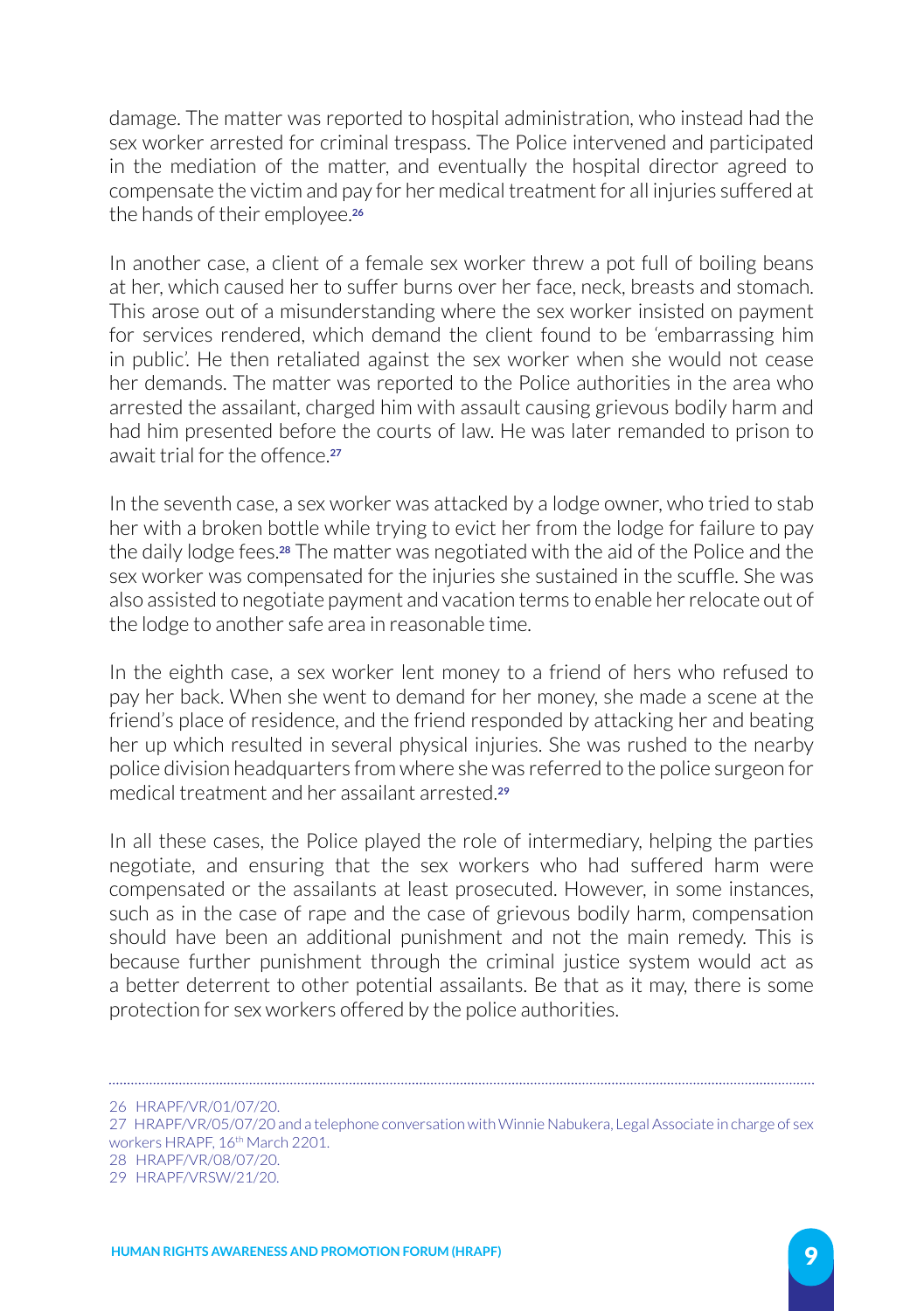damage. The matter was reported to hospital administration, who instead had the sex worker arrested for criminal trespass. The Police intervened and participated in the mediation of the matter, and eventually the hospital director agreed to compensate the victim and pay for her medical treatment for all injuries suffered at the hands of their employee.[26]

In another case, a client of a female sex worker threw a pot full of boiling beans at her, which caused her to suffer burns over her face, neck, breasts and stomach. This arose out of a misunderstanding where the sex worker insisted on payment for services rendered, which demand the client found to be 'embarrassing him in public'. He then retaliated against the sex worker when she would not cease her demands. The matter was reported to the Police authorities in the area who arrested the assailant, charged him with assault causing grievous bodily harm and had him presented before the courts of law. He was later remanded to prison to await trial for the offence.[27]

In the seventh case, a sex worker was attacked by a lodge owner, who tried to stab her with a broken bottle while trying to evict her from the lodge for failure to pay the daily lodge fees.[28] The matter was negotiated with the aid of the Police and the sex worker was compensated for the injuries she sustained in the scuffle. She was also assisted to negotiate payment and vacation terms to enable her relocate out of the lodge to another safe area in reasonable time.

In the eighth case, a sex worker lent money to a friend of hers who refused to pay her back. When she went to demand for her money, she made a scene at the friend's place of residence, and the friend responded by attacking her and beating her up which resulted in several physical injuries. She was rushed to the nearby police division headquarters from where she was referred to the police surgeon for medical treatment and her assailant arrested.[29]

In all these cases, the Police played the role of intermediary, helping the parties negotiate, and ensuring that the sex workers who had suffered harm were compensated or the assailants at least prosecuted. However, in some instances, such as in the case of rape and the case of grievous bodily harm, compensation should have been an additional punishment and not the main remedy. This is because further punishment through the criminal justice system would act as a better deterrent to other potential assailants. Be that as it may, there is some protection for sex workers offered by the police authorities.

---

26 HRAPF/VR/01/07/20.

27 HRAPF/VR/05/07/20 and a telephone conversation with Winnie Nabukera, Legal Associate in charge of sex workers HRAPF, 16th March 2201.

28 HRAPF/VR/08/07/20.

29 HRAPF/VRSW/21/20.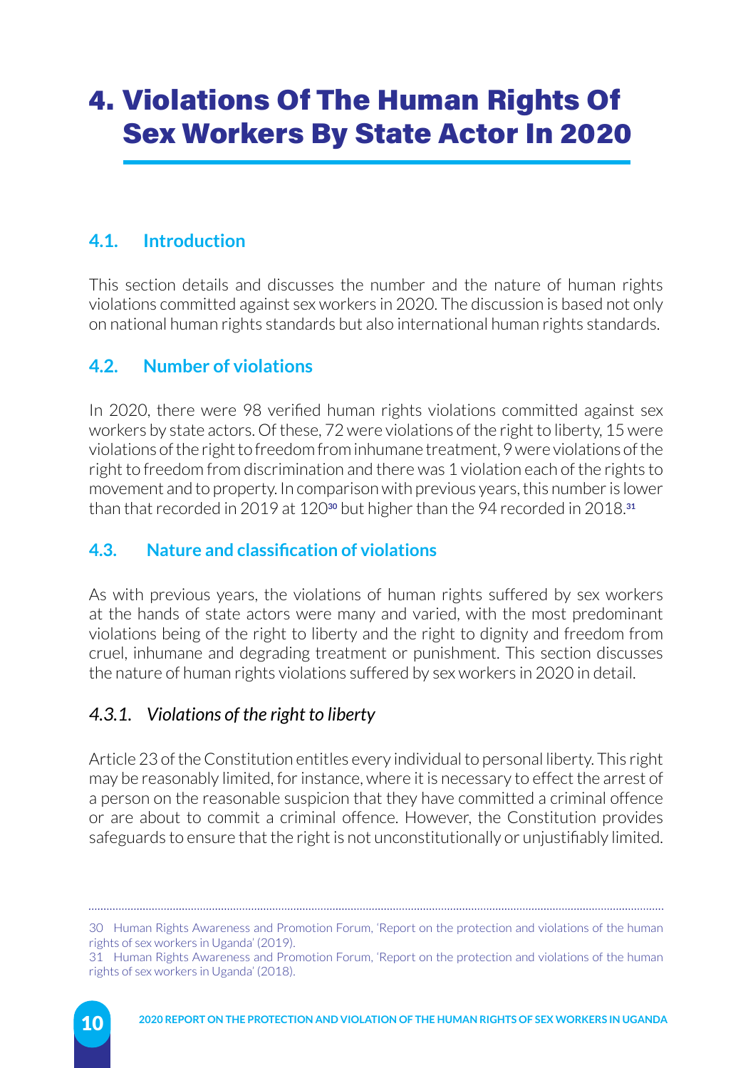# 4. Violations Of The Human Rights Of Sex Workers By State Actor In 2020

## 4.1. Introduction

This section details and discusses the number and the nature of human rights violations committed against sex workers in 2020. The discussion is based not only on national human rights standards but also international human rights standards.

## 4.2. Number of violations

In 2020, there were 98 verified human rights violations committed against sex workers by state actors. Of these, 72 were violations of the right to liberty, 15 were violations of the right to freedom from inhumane treatment, 9 were violations of the right to freedom from discrimination and there was 1 violation each of the rights to movement and to property. In comparison with previous years, this number is lower than that recorded in 2019 at 120[30] but higher than the 94 recorded in 2018.[31]

## 4.3. Nature and classification of violations

As with previous years, the violations of human rights suffered by sex workers at the hands of state actors were many and varied, with the most predominant violations being of the right to liberty and the right to dignity and freedom from cruel, inhumane and degrading treatment or punishment. This section discusses the nature of human rights violations suffered by sex workers in 2020 in detail.

### *4.3.1. Violations of the right to liberty*

Article 23 of the Constitution entitles every individual to personal liberty. This right may be reasonably limited, for instance, where it is necessary to effect the arrest of a person on the reasonable suspicion that they have committed a criminal offence or are about to commit a criminal offence. However, the Constitution provides safeguards to ensure that the right is not unconstitutionally or unjustifiably limited.

---

30 Human Rights Awareness and Promotion Forum, 'Report on the protection and violations of the human rights of sex workers in Uganda' (2019).

31 Human Rights Awareness and Promotion Forum, 'Report on the protection and violations of the human rights of sex workers in Uganda' (2018).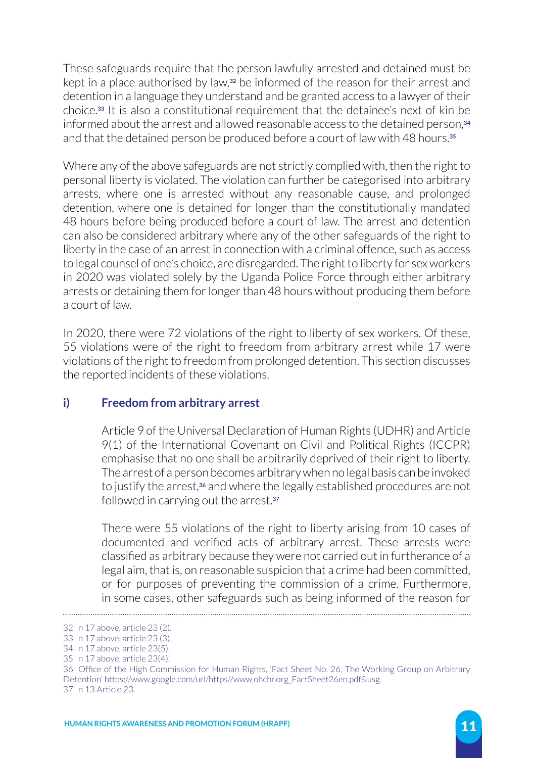These safeguards require that the person lawfully arrested and detained must be kept in a place authorised by law,[32] be informed of the reason for their arrest and detention in a language they understand and be granted access to a lawyer of their choice.[33] It is also a constitutional requirement that the detainee's next of kin be informed about the arrest and allowed reasonable access to the detained person,[34] and that the detained person be produced before a court of law with 48 hours.[35]

Where any of the above safeguards are not strictly complied with, then the right to personal liberty is violated. The violation can further be categorised into arbitrary arrests, where one is arrested without any reasonable cause, and prolonged detention, where one is detained for longer than the constitutionally mandated 48 hours before being produced before a court of law. The arrest and detention can also be considered arbitrary where any of the other safeguards of the right to liberty in the case of an arrest in connection with a criminal offence, such as access to legal counsel of one's choice, are disregarded. The right to liberty for sex workers in 2020 was violated solely by the Uganda Police Force through either arbitrary arrests or detaining them for longer than 48 hours without producing them before a court of law.

In 2020, there were 72 violations of the right to liberty of sex workers. Of these, 55 violations were of the right to freedom from arbitrary arrest while 17 were violations of the right to freedom from prolonged detention. This section discusses the reported incidents of these violations.

### i) Freedom from arbitrary arrest

Article 9 of the Universal Declaration of Human Rights (UDHR) and Article 9(1) of the International Covenant on Civil and Political Rights (ICCPR) emphasise that no one shall be arbitrarily deprived of their right to liberty. The arrest of a person becomes arbitrary when no legal basis can be invoked to justify the arrest,[36] and where the legally established procedures are not followed in carrying out the arrest.[37]

There were 55 violations of the right to liberty arising from 10 cases of documented and verified acts of arbitrary arrest. These arrests were classified as arbitrary because they were not carried out in furtherance of a legal aim, that is, on reasonable suspicion that a crime had been committed, or for purposes of preventing the commission of a crime. Furthermore, in some cases, other safeguards such as being informed of the reason for

---

32 n 17 above, article 23 (2).

33 n 17 above, article 23 (3).

34 n 17 above, article 23(5).

35 n 17 above, article 23(4).

36 Office of the High Commission for Human Rights, 'Fact Sheet No. 26, The Working Group on Arbitrary Detention' https://www.google.com/url/https//www.ohchr.org_FactSheet26en.pdf&usg.

37 n 13 Article 23.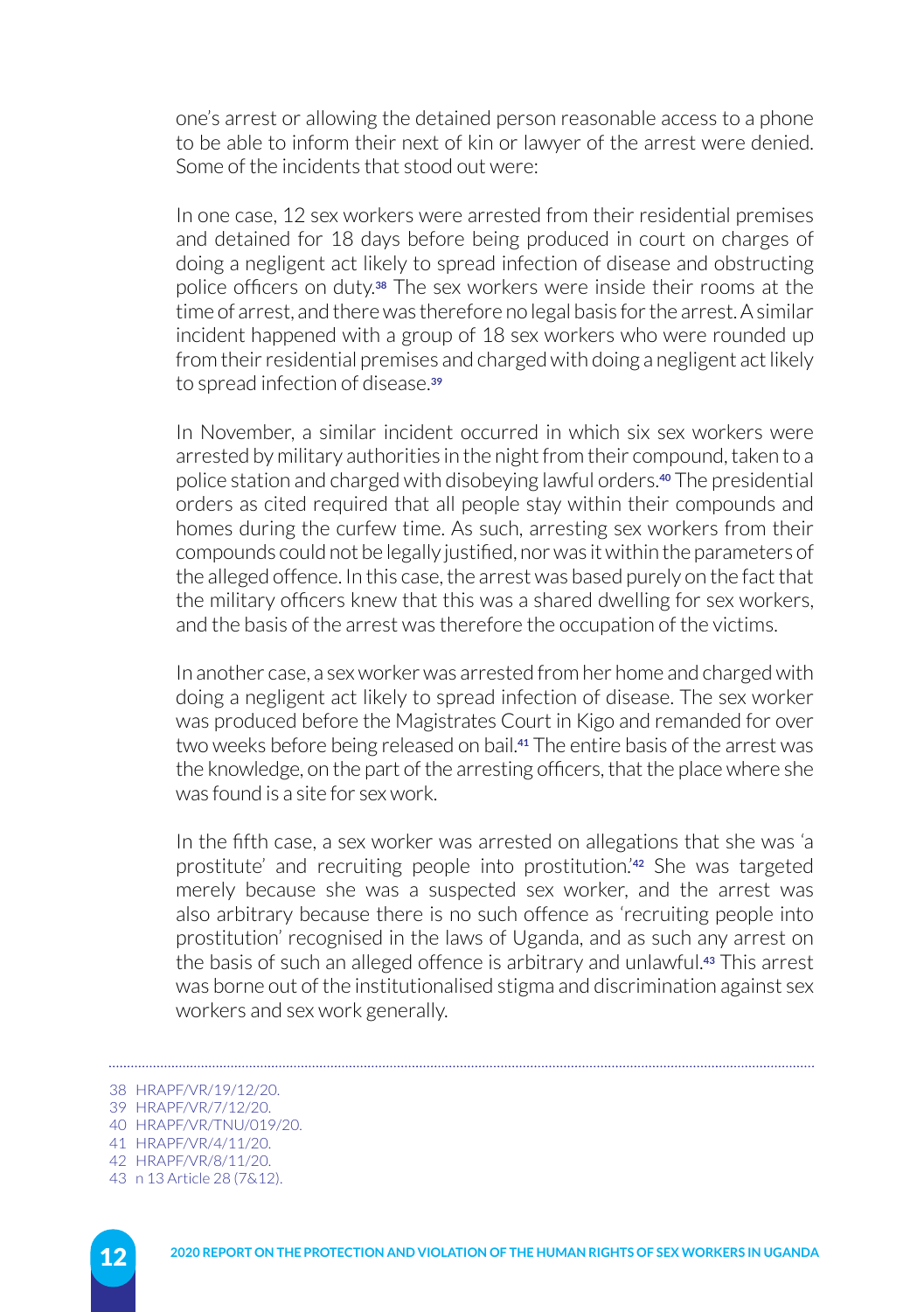one's arrest or allowing the detained person reasonable access to a phone to be able to inform their next of kin or lawyer of the arrest were denied. Some of the incidents that stood out were:

In one case, 12 sex workers were arrested from their residential premises and detained for 18 days before being produced in court on charges of doing a negligent act likely to spread infection of disease and obstructing police officers on duty.[38] The sex workers were inside their rooms at the time of arrest, and there was therefore no legal basis for the arrest. A similar incident happened with a group of 18 sex workers who were rounded up from their residential premises and charged with doing a negligent act likely to spread infection of disease.[39]

In November, a similar incident occurred in which six sex workers were arrested by military authorities in the night from their compound, taken to a police station and charged with disobeying lawful orders.[40] The presidential orders as cited required that all people stay within their compounds and homes during the curfew time. As such, arresting sex workers from their compounds could not be legally justified, nor was it within the parameters of the alleged offence. In this case, the arrest was based purely on the fact that the military officers knew that this was a shared dwelling for sex workers, and the basis of the arrest was therefore the occupation of the victims.

In another case, a sex worker was arrested from her home and charged with doing a negligent act likely to spread infection of disease. The sex worker was produced before the Magistrates Court in Kigo and remanded for over two weeks before being released on bail.[41] The entire basis of the arrest was the knowledge, on the part of the arresting officers, that the place where she was found is a site for sex work.

In the fifth case, a sex worker was arrested on allegations that she was 'a prostitute' and recruiting people into prostitution.'[42] She was targeted merely because she was a suspected sex worker, and the arrest was also arbitrary because there is no such offence as 'recruiting people into prostitution' recognised in the laws of Uganda, and as such any arrest on the basis of such an alleged offence is arbitrary and unlawful.[43] This arrest was borne out of the institutionalised stigma and discrimination against sex workers and sex work generally.

---

38 HRAPF/VR/19/12/20.
39 HRAPF/VR/7/12/20.
40 HRAPF/VR/TNU/019/20.
41 HRAPF/VR/4/11/20.
42 HRAPF/VR/8/11/20.
43 n 13 Article 28 (7&12).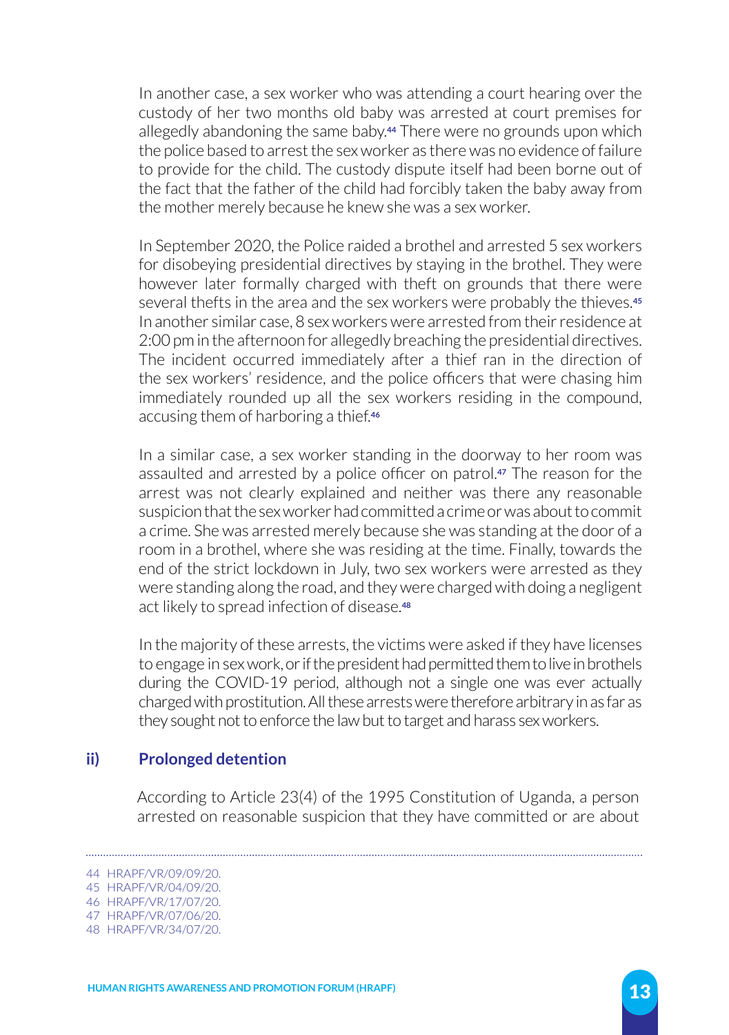In another case, a sex worker who was attending a court hearing over the custody of her two months old baby was arrested at court premises for allegedly abandoning the same baby.[44] There were no grounds upon which the police based to arrest the sex worker as there was no evidence of failure to provide for the child. The custody dispute itself had been borne out of the fact that the father of the child had forcibly taken the baby away from the mother merely because he knew she was a sex worker.

In September 2020, the Police raided a brothel and arrested 5 sex workers for disobeying presidential directives by staying in the brothel. They were however later formally charged with theft on grounds that there were several thefts in the area and the sex workers were probably the thieves.[45] In another similar case, 8 sex workers were arrested from their residence at 2:00 pm in the afternoon for allegedly breaching the presidential directives. The incident occurred immediately after a thief ran in the direction of the sex workers' residence, and the police officers that were chasing him immediately rounded up all the sex workers residing in the compound, accusing them of harboring a thief.[46]

In a similar case, a sex worker standing in the doorway to her room was assaulted and arrested by a police officer on patrol.[47] The reason for the arrest was not clearly explained and neither was there any reasonable suspicion that the sex worker had committed a crime or was about to commit a crime. She was arrested merely because she was standing at the door of a room in a brothel, where she was residing at the time. Finally, towards the end of the strict lockdown in July, two sex workers were arrested as they were standing along the road, and they were charged with doing a negligent act likely to spread infection of disease.[48]

In the majority of these arrests, the victims were asked if they have licenses to engage in sex work, or if the president had permitted them to live in brothels during the COVID-19 period, although not a single one was ever actually charged with prostitution. All these arrests were therefore arbitrary in as far as they sought not to enforce the law but to target and harass sex workers.

### ii) Prolonged detention

According to Article 23(4) of the 1995 Constitution of Uganda, a person arrested on reasonable suspicion that they have committed or are about

---

44 HRAPF/VR/09/09/20.
45 HRAPF/VR/04/09/20.
46 HRAPF/VR/17/07/20.
47 HRAPF/VR/07/06/20.
48 HRAPF/VR/34/07/20.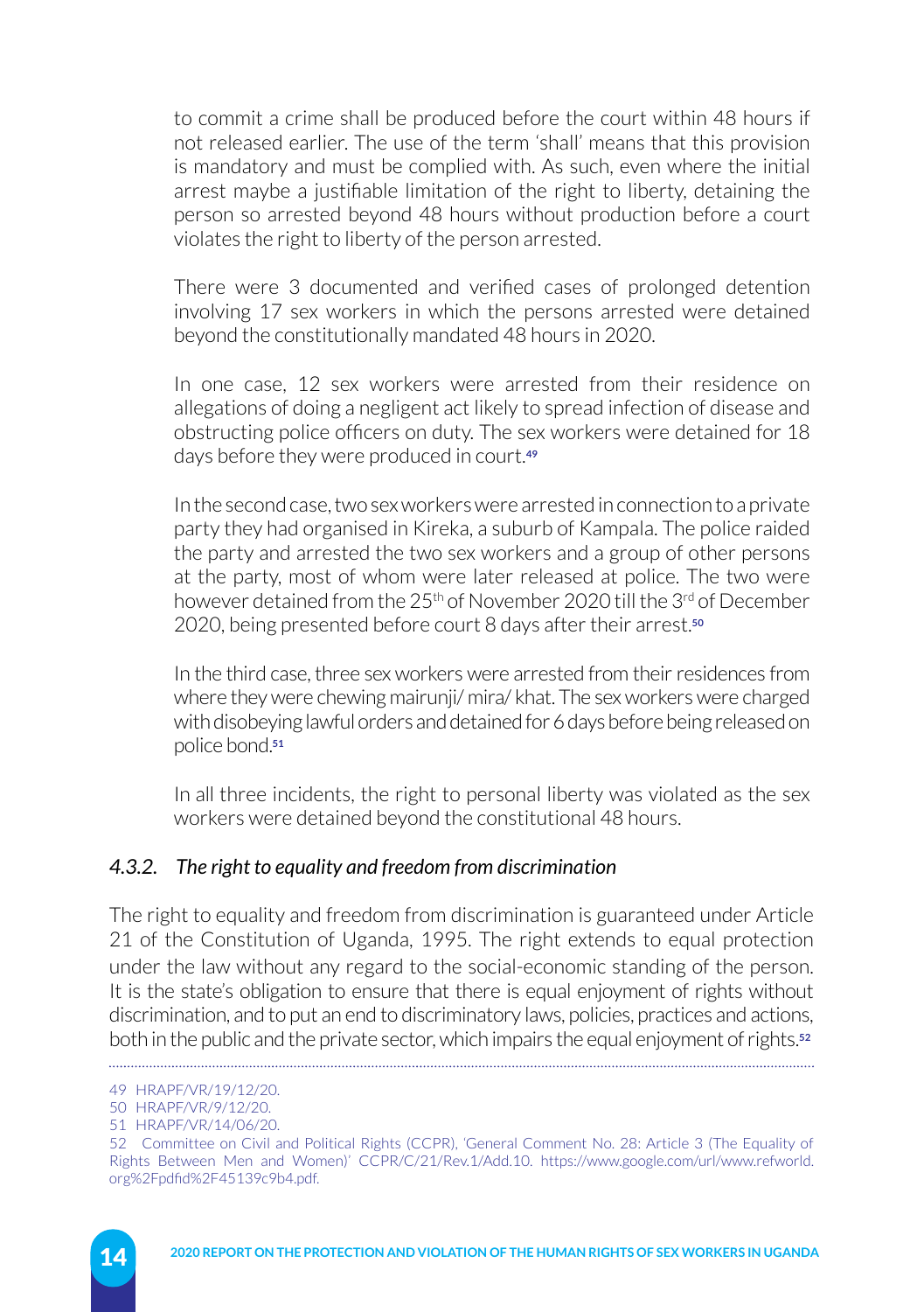to commit a crime shall be produced before the court within 48 hours if not released earlier. The use of the term 'shall' means that this provision is mandatory and must be complied with. As such, even where the initial arrest maybe a justifiable limitation of the right to liberty, detaining the person so arrested beyond 48 hours without production before a court violates the right to liberty of the person arrested.

There were 3 documented and verified cases of prolonged detention involving 17 sex workers in which the persons arrested were detained beyond the constitutionally mandated 48 hours in 2020.

In one case, 12 sex workers were arrested from their residence on allegations of doing a negligent act likely to spread infection of disease and obstructing police officers on duty. The sex workers were detained for 18 days before they were produced in court.[49]

In the second case, two sex workers were arrested in connection to a private party they had organised in Kireka, a suburb of Kampala. The police raided the party and arrested the two sex workers and a group of other persons at the party, most of whom were later released at police. The two were however detained from the 25th of November 2020 till the 3rd of December 2020, being presented before court 8 days after their arrest.[50]

In the third case, three sex workers were arrested from their residences from where they were chewing mairunji/ mira/ khat. The sex workers were charged with disobeying lawful orders and detained for 6 days before being released on police bond.[51]

In all three incidents, the right to personal liberty was violated as the sex workers were detained beyond the constitutional 48 hours.

### *4.3.2. The right to equality and freedom from discrimination*

The right to equality and freedom from discrimination is guaranteed under Article 21 of the Constitution of Uganda, 1995. The right extends to equal protection under the law without any regard to the social-economic standing of the person. It is the state's obligation to ensure that there is equal enjoyment of rights without discrimination, and to put an end to discriminatory laws, policies, practices and actions, both in the public and the private sector, which impairs the equal enjoyment of rights.[52]

---

49 HRAPF/VR/19/12/20.

50 HRAPF/VR/9/12/20.

51 HRAPF/VR/14/06/20.

52 Committee on Civil and Political Rights (CCPR), 'General Comment No. 28: Article 3 (The Equality of Rights Between Men and Women)' CCPR/C/21/Rev.1/Add.10. https://www.google.com/url/www.refworld.org%2Fpdfid%2F45139c9b4.pdf.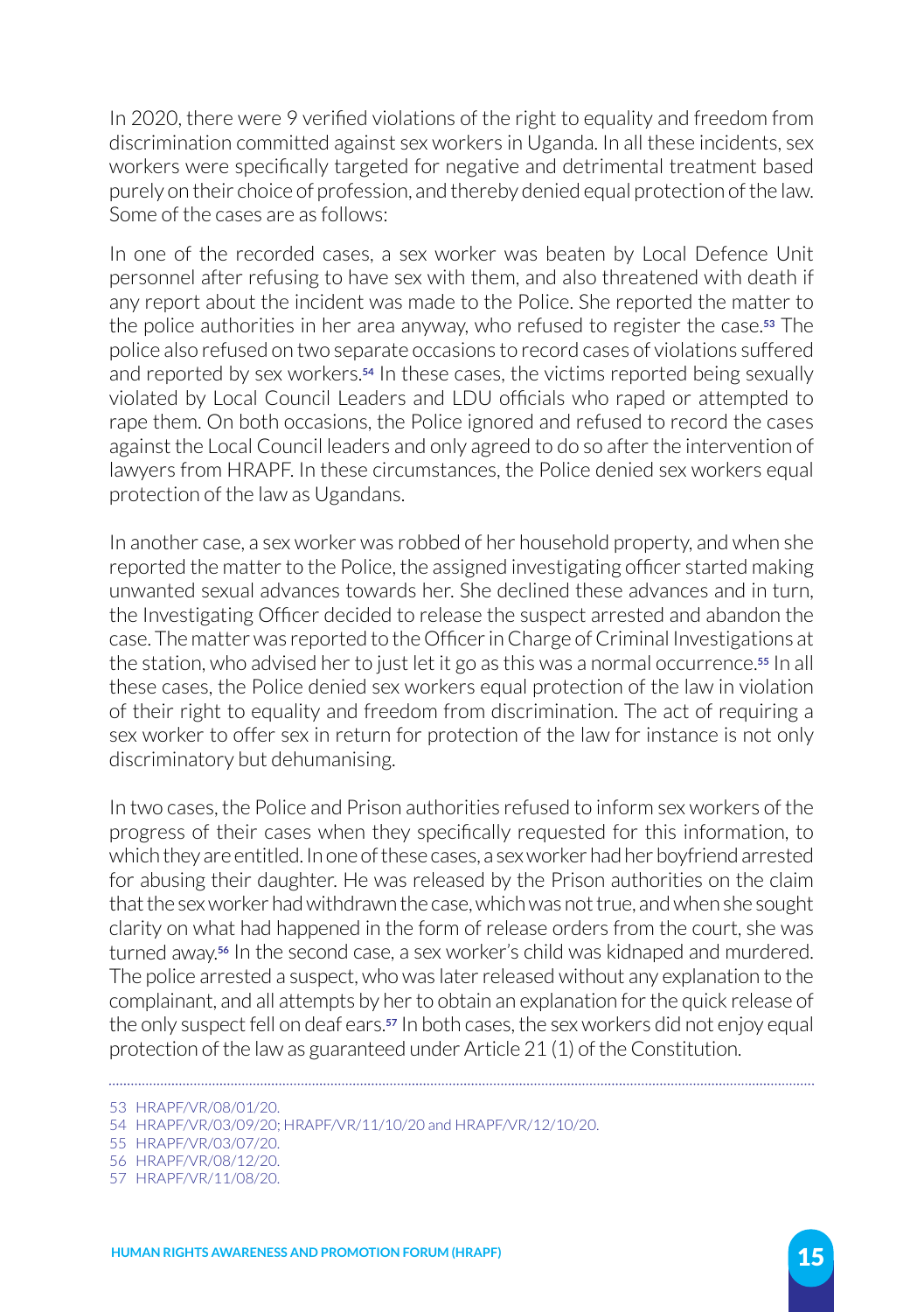In 2020, there were 9 verified violations of the right to equality and freedom from discrimination committed against sex workers in Uganda. In all these incidents, sex workers were specifically targeted for negative and detrimental treatment based purely on their choice of profession, and thereby denied equal protection of the law. Some of the cases are as follows:

In one of the recorded cases, a sex worker was beaten by Local Defence Unit personnel after refusing to have sex with them, and also threatened with death if any report about the incident was made to the Police. She reported the matter to the police authorities in her area anyway, who refused to register the case.[53] The police also refused on two separate occasions to record cases of violations suffered and reported by sex workers.[54] In these cases, the victims reported being sexually violated by Local Council Leaders and LDU officials who raped or attempted to rape them. On both occasions, the Police ignored and refused to record the cases against the Local Council leaders and only agreed to do so after the intervention of lawyers from HRAPF. In these circumstances, the Police denied sex workers equal protection of the law as Ugandans.

In another case, a sex worker was robbed of her household property, and when she reported the matter to the Police, the assigned investigating officer started making unwanted sexual advances towards her. She declined these advances and in turn, the Investigating Officer decided to release the suspect arrested and abandon the case. The matter was reported to the Officer in Charge of Criminal Investigations at the station, who advised her to just let it go as this was a normal occurrence.[55] In all these cases, the Police denied sex workers equal protection of the law in violation of their right to equality and freedom from discrimination. The act of requiring a sex worker to offer sex in return for protection of the law for instance is not only discriminatory but dehumanising.

In two cases, the Police and Prison authorities refused to inform sex workers of the progress of their cases when they specifically requested for this information, to which they are entitled. In one of these cases, a sex worker had her boyfriend arrested for abusing their daughter. He was released by the Prison authorities on the claim that the sex worker had withdrawn the case, which was not true, and when she sought clarity on what had happened in the form of release orders from the court, she was turned away.[56] In the second case, a sex worker's child was kidnaped and murdered. The police arrested a suspect, who was later released without any explanation to the complainant, and all attempts by her to obtain an explanation for the quick release of the only suspect fell on deaf ears.[57] In both cases, the sex workers did not enjoy equal protection of the law as guaranteed under Article 21 (1) of the Constitution.

---

53 HRAPF/VR/08/01/20.

54 HRAPF/VR/03/09/20; HRAPF/VR/11/10/20 and HRAPF/VR/12/10/20.

55 HRAPF/VR/03/07/20.

56 HRAPF/VR/08/12/20.

57 HRAPF/VR/11/08/20.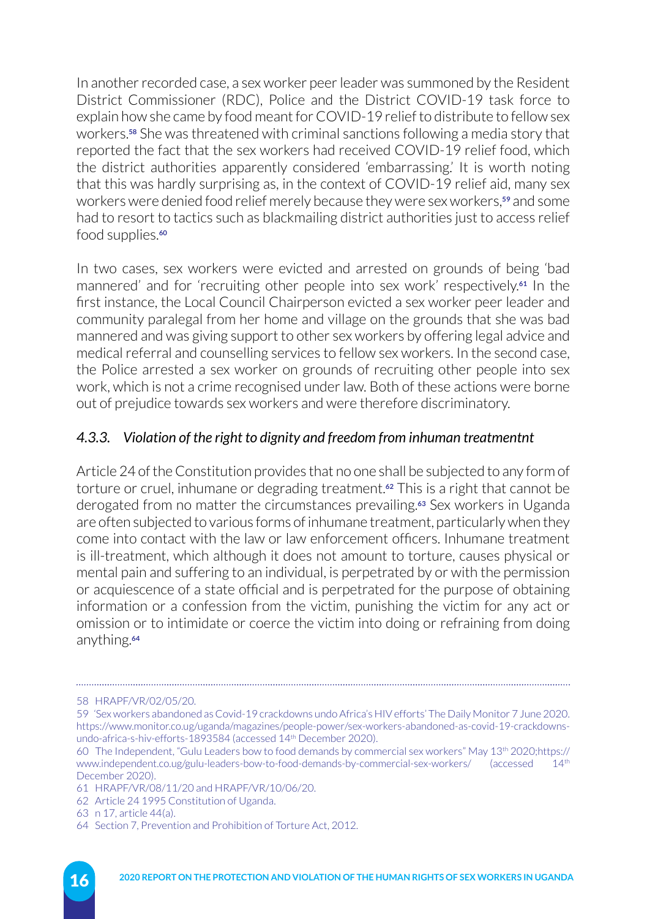In another recorded case, a sex worker peer leader was summoned by the Resident District Commissioner (RDC), Police and the District COVID-19 task force to explain how she came by food meant for COVID-19 relief to distribute to fellow sex workers.[58] She was threatened with criminal sanctions following a media story that reported the fact that the sex workers had received COVID-19 relief food, which the district authorities apparently considered 'embarrassing.' It is worth noting that this was hardly surprising as, in the context of COVID-19 relief aid, many sex workers were denied food relief merely because they were sex workers,[59] and some had to resort to tactics such as blackmailing district authorities just to access relief food supplies.[60]

In two cases, sex workers were evicted and arrested on grounds of being 'bad mannered' and for 'recruiting other people into sex work' respectively.[61] In the first instance, the Local Council Chairperson evicted a sex worker peer leader and community paralegal from her home and village on the grounds that she was bad mannered and was giving support to other sex workers by offering legal advice and medical referral and counselling services to fellow sex workers. In the second case, the Police arrested a sex worker on grounds of recruiting other people into sex work, which is not a crime recognised under law. Both of these actions were borne out of prejudice towards sex workers and were therefore discriminatory.

### *4.3.3. Violation of the right to dignity and freedom from inhuman treatmentnt*

Article 24 of the Constitution provides that no one shall be subjected to any form of torture or cruel, inhumane or degrading treatment.[62] This is a right that cannot be derogated from no matter the circumstances prevailing.[63] Sex workers in Uganda are often subjected to various forms of inhumane treatment, particularly when they come into contact with the law or law enforcement officers. Inhumane treatment is ill-treatment, which although it does not amount to torture, causes physical or mental pain and suffering to an individual, is perpetrated by or with the permission or acquiescence of a state official and is perpetrated for the purpose of obtaining information or a confession from the victim, punishing the victim for any act or omission or to intimidate or coerce the victim into doing or refraining from doing anything.[64]

---

58 HRAPF/VR/02/05/20.

59 'Sex workers abandoned as Covid-19 crackdowns undo Africa's HIV efforts' The Daily Monitor 7 June 2020. https://www.monitor.co.ug/uganda/magazines/people-power/sex-workers-abandoned-as-covid-19-crackdowns-undo-africa-s-hiv-efforts-1893584 (accessed 14th December 2020).

60 The Independent, "Gulu Leaders bow to food demands by commercial sex workers" May 13th 2020;https://www.independent.co.ug/gulu-leaders-bow-to-food-demands-by-commercial-sex-workers/ (accessed 14th December 2020).

61 HRAPF/VR/08/11/20 and HRAPF/VR/10/06/20.

62 Article 24 1995 Constitution of Uganda.

63 n 17, article 44(a).

64 Section 7, Prevention and Prohibition of Torture Act, 2012.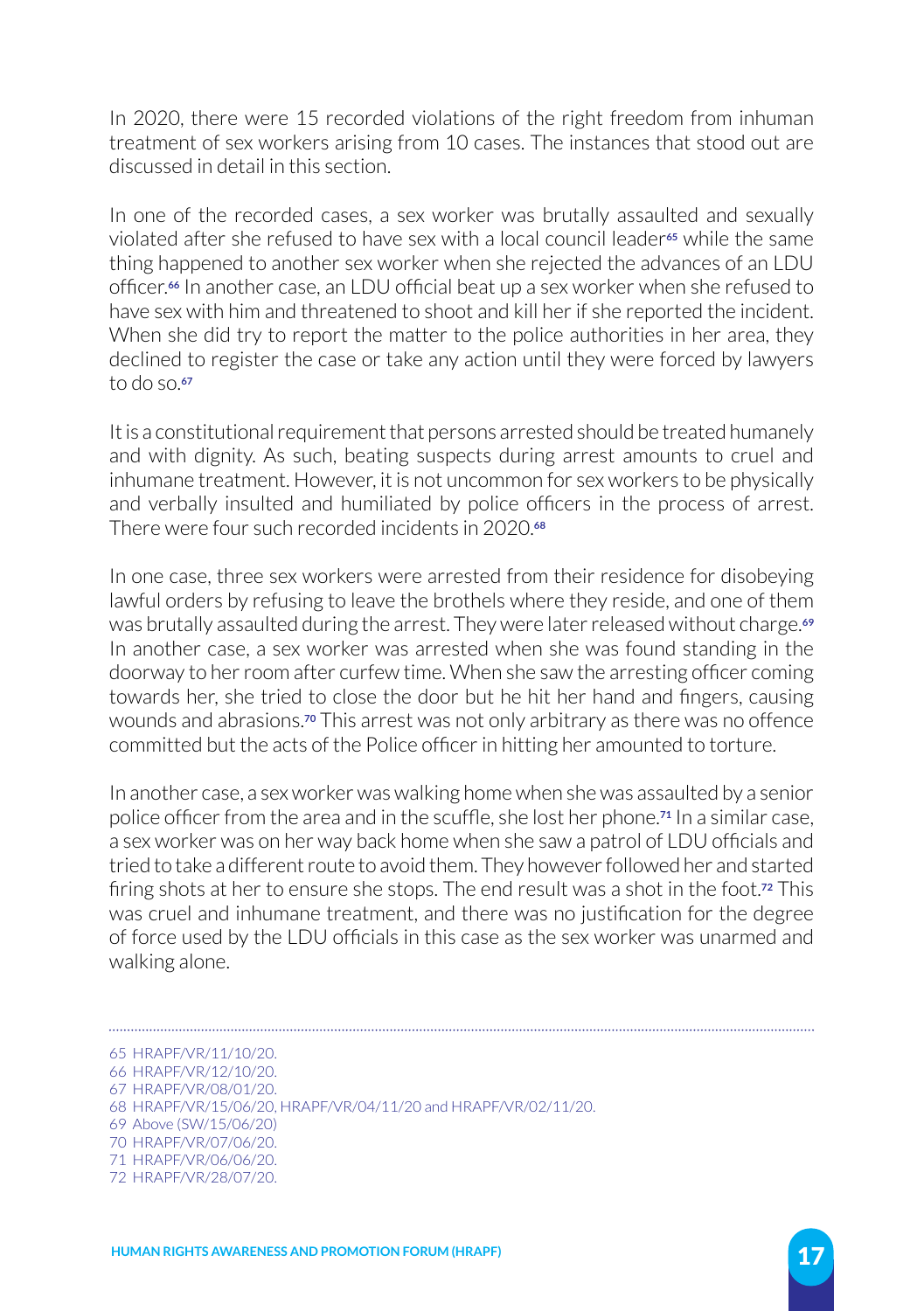In 2020, there were 15 recorded violations of the right freedom from inhuman treatment of sex workers arising from 10 cases. The instances that stood out are discussed in detail in this section.

In one of the recorded cases, a sex worker was brutally assaulted and sexually violated after she refused to have sex with a local council leader[65] while the same thing happened to another sex worker when she rejected the advances of an LDU officer.[66] In another case, an LDU official beat up a sex worker when she refused to have sex with him and threatened to shoot and kill her if she reported the incident. When she did try to report the matter to the police authorities in her area, they declined to register the case or take any action until they were forced by lawyers to do so.[67]

It is a constitutional requirement that persons arrested should be treated humanely and with dignity. As such, beating suspects during arrest amounts to cruel and inhumane treatment. However, it is not uncommon for sex workers to be physically and verbally insulted and humiliated by police officers in the process of arrest. There were four such recorded incidents in 2020.[68]

In one case, three sex workers were arrested from their residence for disobeying lawful orders by refusing to leave the brothels where they reside, and one of them was brutally assaulted during the arrest. They were later released without charge.[69] In another case, a sex worker was arrested when she was found standing in the doorway to her room after curfew time. When she saw the arresting officer coming towards her, she tried to close the door but he hit her hand and fingers, causing wounds and abrasions.[70] This arrest was not only arbitrary as there was no offence committed but the acts of the Police officer in hitting her amounted to torture.

In another case, a sex worker was walking home when she was assaulted by a senior police officer from the area and in the scuffle, she lost her phone.[71] In a similar case, a sex worker was on her way back home when she saw a patrol of LDU officials and tried to take a different route to avoid them. They however followed her and started firing shots at her to ensure she stops. The end result was a shot in the foot.[72] This was cruel and inhumane treatment, and there was no justification for the degree of force used by the LDU officials in this case as the sex worker was unarmed and walking alone.

---

65 HRAPF/VR/11/10/20.
66 HRAPF/VR/12/10/20.
67 HRAPF/VR/08/01/20.
68 HRAPF/VR/15/06/20, HRAPF/VR/04/11/20 and HRAPF/VR/02/11/20.
69 Above (SW/15/06/20)
70 HRAPF/VR/07/06/20.
71 HRAPF/VR/06/06/20.
72 HRAPF/VR/28/07/20.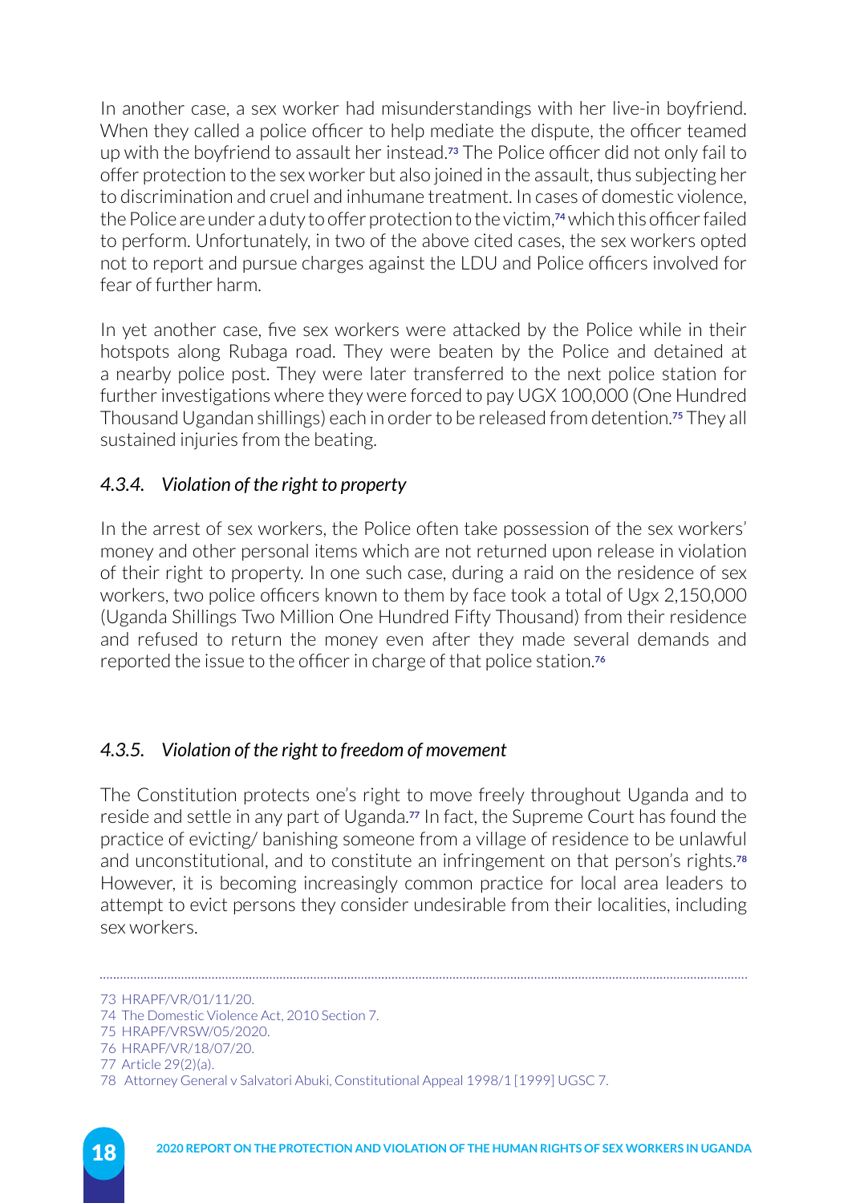In another case, a sex worker had misunderstandings with her live-in boyfriend. When they called a police officer to help mediate the dispute, the officer teamed up with the boyfriend to assault her instead.[73] The Police officer did not only fail to offer protection to the sex worker but also joined in the assault, thus subjecting her to discrimination and cruel and inhumane treatment. In cases of domestic violence, the Police are under a duty to offer protection to the victim,[74] which this officer failed to perform. Unfortunately, in two of the above cited cases, the sex workers opted not to report and pursue charges against the LDU and Police officers involved for fear of further harm.

In yet another case, five sex workers were attacked by the Police while in their hotspots along Rubaga road. They were beaten by the Police and detained at a nearby police post. They were later transferred to the next police station for further investigations where they were forced to pay UGX 100,000 (One Hundred Thousand Ugandan shillings) each in order to be released from detention.[75] They all sustained injuries from the beating.

### *4.3.4. Violation of the right to property*

In the arrest of sex workers, the Police often take possession of the sex workers' money and other personal items which are not returned upon release in violation of their right to property. In one such case, during a raid on the residence of sex workers, two police officers known to them by face took a total of Ugx 2,150,000 (Uganda Shillings Two Million One Hundred Fifty Thousand) from their residence and refused to return the money even after they made several demands and reported the issue to the officer in charge of that police station.[76]

### *4.3.5. Violation of the right to freedom of movement*

The Constitution protects one's right to move freely throughout Uganda and to reside and settle in any part of Uganda.[77] In fact, the Supreme Court has found the practice of evicting/ banishing someone from a village of residence to be unlawful and unconstitutional, and to constitute an infringement on that person's rights.[78] However, it is becoming increasingly common practice for local area leaders to attempt to evict persons they consider undesirable from their localities, including sex workers.

---

73 HRAPF/VR/01/11/20.
74 The Domestic Violence Act, 2010 Section 7.
75 HRAPF/VRSW/05/2020.
76 HRAPF/VR/18/07/20.
77 Article 29(2)(a).
78 Attorney General v Salvatori Abuki, Constitutional Appeal 1998/1 [1999] UGSC 7.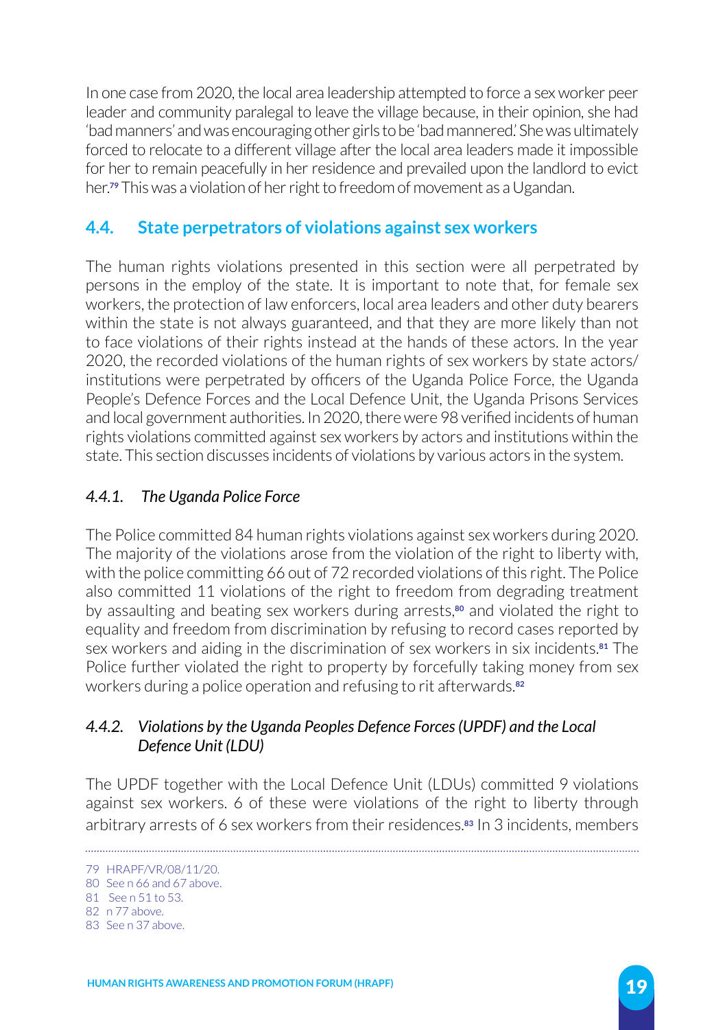In one case from 2020, the local area leadership attempted to force a sex worker peer leader and community paralegal to leave the village because, in their opinion, she had 'bad manners' and was encouraging other girls to be 'bad mannered.' She was ultimately forced to relocate to a different village after the local area leaders made it impossible for her to remain peacefully in her residence and prevailed upon the landlord to evict her.[79] This was a violation of her right to freedom of movement as a Ugandan.

## 4.4. State perpetrators of violations against sex workers

The human rights violations presented in this section were all perpetrated by persons in the employ of the state. It is important to note that, for female sex workers, the protection of law enforcers, local area leaders and other duty bearers within the state is not always guaranteed, and that they are more likely than not to face violations of their rights instead at the hands of these actors. In the year 2020, the recorded violations of the human rights of sex workers by state actors/ institutions were perpetrated by officers of the Uganda Police Force, the Uganda People's Defence Forces and the Local Defence Unit, the Uganda Prisons Services and local government authorities. In 2020, there were 98 verified incidents of human rights violations committed against sex workers by actors and institutions within the state. This section discusses incidents of violations by various actors in the system.

### *4.4.1. The Uganda Police Force*

The Police committed 84 human rights violations against sex workers during 2020. The majority of the violations arose from the violation of the right to liberty with, with the police committing 66 out of 72 recorded violations of this right. The Police also committed 11 violations of the right to freedom from degrading treatment by assaulting and beating sex workers during arrests,[80] and violated the right to equality and freedom from discrimination by refusing to record cases reported by sex workers and aiding in the discrimination of sex workers in six incidents.[81] The Police further violated the right to property by forcefully taking money from sex workers during a police operation and refusing to rit afterwards.[82]

### *4.4.2. Violations by the Uganda Peoples Defence Forces (UPDF) and the Local Defence Unit (LDU)*

The UPDF together with the Local Defence Unit (LDUs) committed 9 violations against sex workers. 6 of these were violations of the right to liberty through arbitrary arrests of 6 sex workers from their residences.[83] In 3 incidents, members

---

79 HRAPF/VR/08/11/20.

80 See n 66 and 67 above.

81 See n 51 to 53.

82 n 77 above.

83 See n 37 above.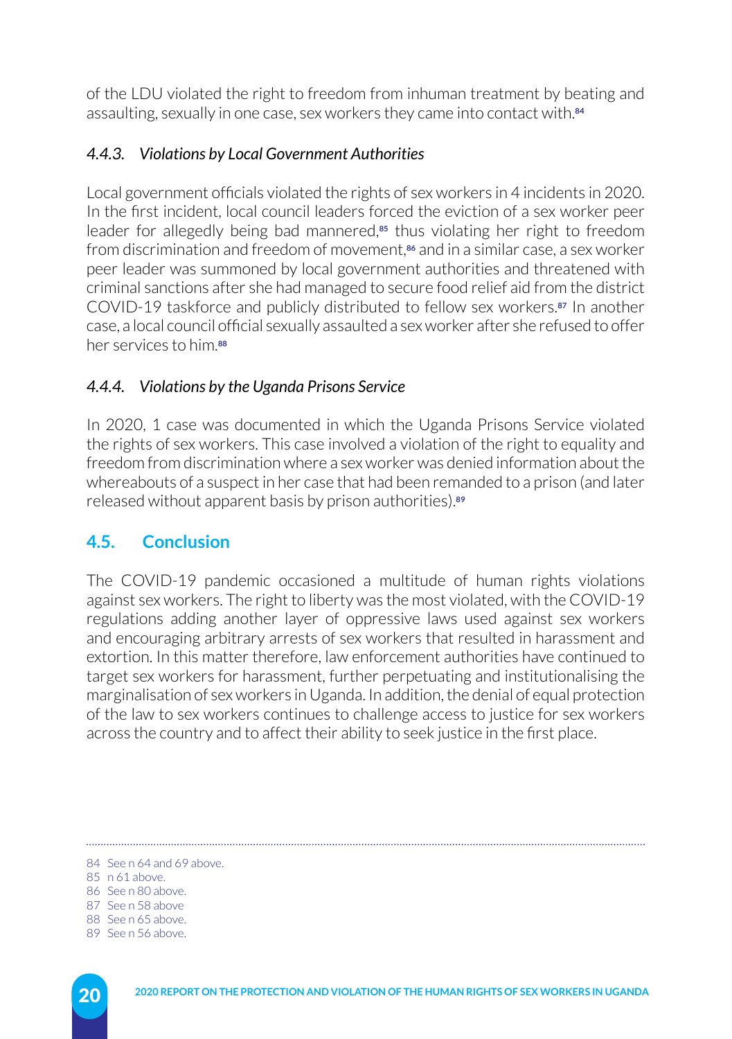of the LDU violated the right to freedom from inhuman treatment by beating and assaulting, sexually in one case, sex workers they came into contact with.[84]

### *4.4.3. Violations by Local Government Authorities*

Local government officials violated the rights of sex workers in 4 incidents in 2020. In the first incident, local council leaders forced the eviction of a sex worker peer leader for allegedly being bad mannered,[85] thus violating her right to freedom from discrimination and freedom of movement,[86] and in a similar case, a sex worker peer leader was summoned by local government authorities and threatened with criminal sanctions after she had managed to secure food relief aid from the district COVID-19 taskforce and publicly distributed to fellow sex workers.[87] In another case, a local council official sexually assaulted a sex worker after she refused to offer her services to him.[88]

### *4.4.4. Violations by the Uganda Prisons Service*

In 2020, 1 case was documented in which the Uganda Prisons Service violated the rights of sex workers. This case involved a violation of the right to equality and freedom from discrimination where a sex worker was denied information about the whereabouts of a suspect in her case that had been remanded to a prison (and later released without apparent basis by prison authorities).[89]

## 4.5. Conclusion

The COVID-19 pandemic occasioned a multitude of human rights violations against sex workers. The right to liberty was the most violated, with the COVID-19 regulations adding another layer of oppressive laws used against sex workers and encouraging arbitrary arrests of sex workers that resulted in harassment and extortion. In this matter therefore, law enforcement authorities have continued to target sex workers for harassment, further perpetuating and institutionalising the marginalisation of sex workers in Uganda. In addition, the denial of equal protection of the law to sex workers continues to challenge access to justice for sex workers across the country and to affect their ability to seek justice in the first place.

---

84 See n 64 and 69 above.
85 n 61 above.
86 See n 80 above.
87 See n 58 above
88 See n 65 above.
89 See n 56 above.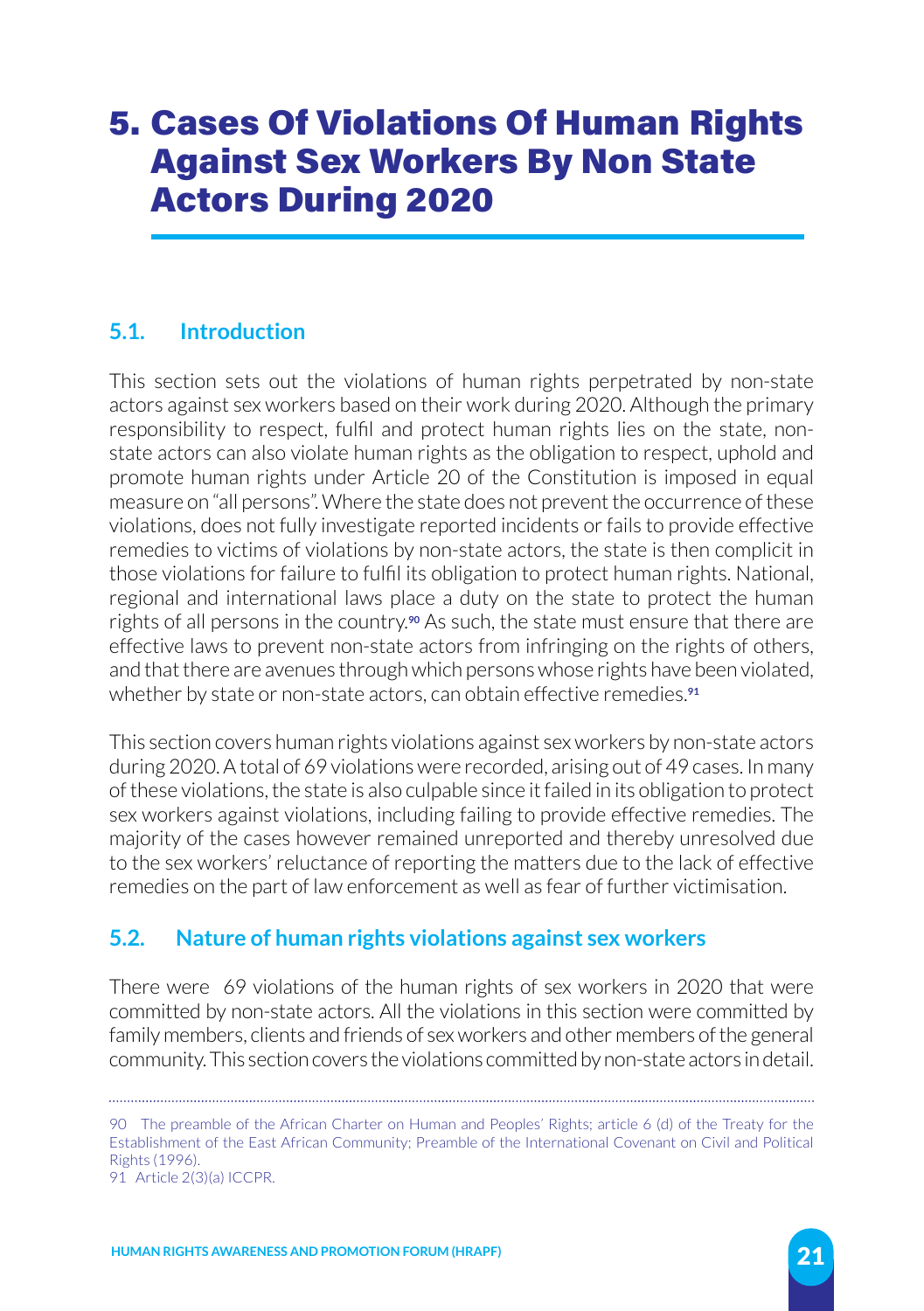# 5. Cases Of Violations Of Human Rights Against Sex Workers By Non State Actors During 2020

## 5.1. Introduction

This section sets out the violations of human rights perpetrated by non-state actors against sex workers based on their work during 2020. Although the primary responsibility to respect, fulfil and protect human rights lies on the state, non-state actors can also violate human rights as the obligation to respect, uphold and promote human rights under Article 20 of the Constitution is imposed in equal measure on "all persons". Where the state does not prevent the occurrence of these violations, does not fully investigate reported incidents or fails to provide effective remedies to victims of violations by non-state actors, the state is then complicit in those violations for failure to fulfil its obligation to protect human rights. National, regional and international laws place a duty on the state to protect the human rights of all persons in the country.[90] As such, the state must ensure that there are effective laws to prevent non-state actors from infringing on the rights of others, and that there are avenues through which persons whose rights have been violated, whether by state or non-state actors, can obtain effective remedies.[91]

This section covers human rights violations against sex workers by non-state actors during 2020. A total of 69 violations were recorded, arising out of 49 cases. In many of these violations, the state is also culpable since it failed in its obligation to protect sex workers against violations, including failing to provide effective remedies. The majority of the cases however remained unreported and thereby unresolved due to the sex workers' reluctance of reporting the matters due to the lack of effective remedies on the part of law enforcement as well as fear of further victimisation.

## 5.2. Nature of human rights violations against sex workers

There were 69 violations of the human rights of sex workers in 2020 that were committed by non-state actors. All the violations in this section were committed by family members, clients and friends of sex workers and other members of the general community. This section covers the violations committed by non-state actors in detail.

---

90 The preamble of the African Charter on Human and Peoples' Rights; article 6 (d) of the Treaty for the Establishment of the East African Community; Preamble of the International Covenant on Civil and Political Rights (1996).

91 Article 2(3)(a) ICCPR.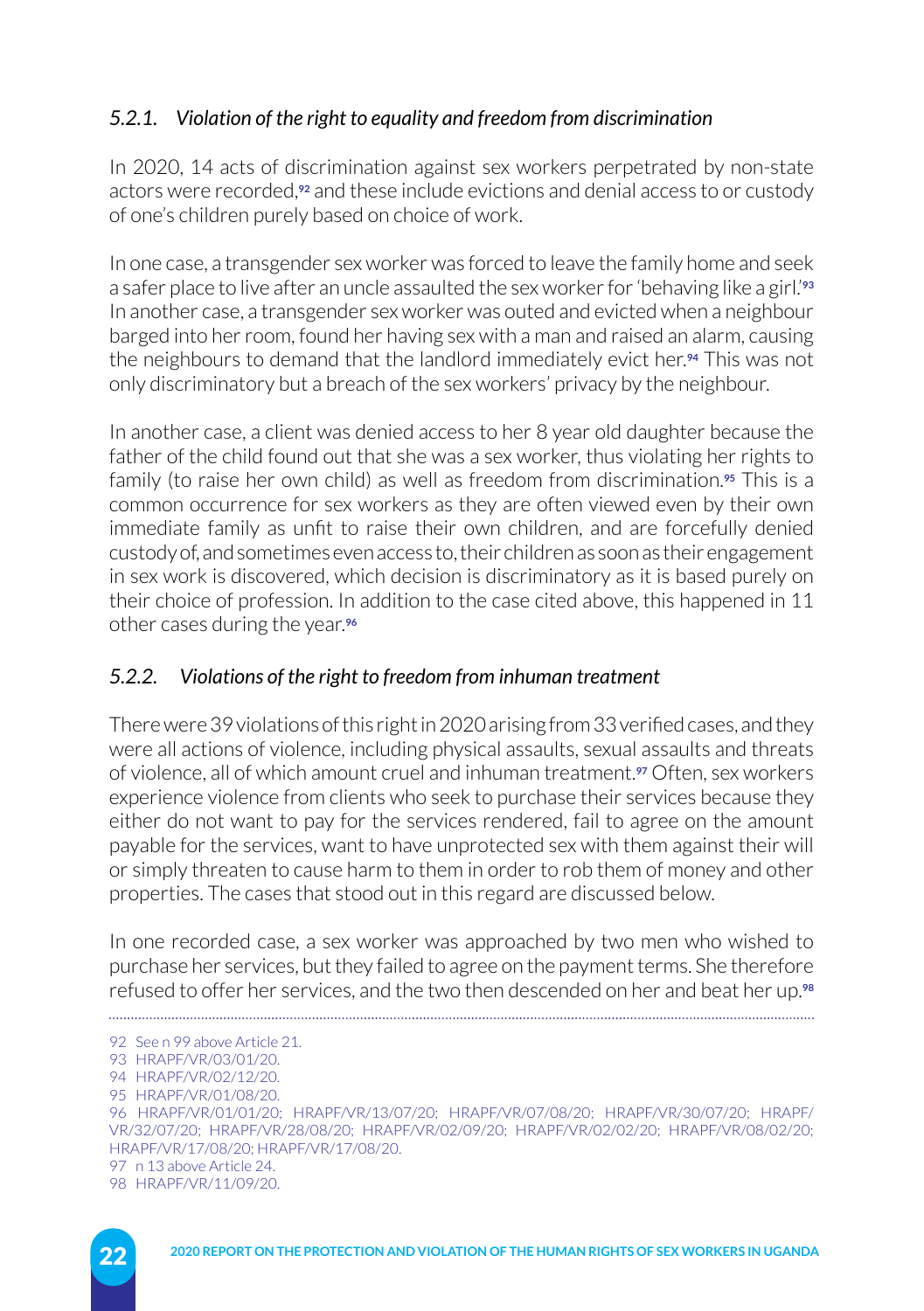### *5.2.1. Violation of the right to equality and freedom from discrimination*

In 2020, 14 acts of discrimination against sex workers perpetrated by non-state actors were recorded,[92] and these include evictions and denial access to or custody of one's children purely based on choice of work.

In one case, a transgender sex worker was forced to leave the family home and seek a safer place to live after an uncle assaulted the sex worker for 'behaving like a girl.'[93] In another case, a transgender sex worker was outed and evicted when a neighbour barged into her room, found her having sex with a man and raised an alarm, causing the neighbours to demand that the landlord immediately evict her.[94] This was not only discriminatory but a breach of the sex workers' privacy by the neighbour.

In another case, a client was denied access to her 8 year old daughter because the father of the child found out that she was a sex worker, thus violating her rights to family (to raise her own child) as well as freedom from discrimination.[95] This is a common occurrence for sex workers as they are often viewed even by their own immediate family as unfit to raise their own children, and are forcefully denied custody of, and sometimes even access to, their children as soon as their engagement in sex work is discovered, which decision is discriminatory as it is based purely on their choice of profession. In addition to the case cited above, this happened in 11 other cases during the year.[96]

### *5.2.2. Violations of the right to freedom from inhuman treatment*

There were 39 violations of this right in 2020 arising from 33 verified cases, and they were all actions of violence, including physical assaults, sexual assaults and threats of violence, all of which amount cruel and inhuman treatment.[97] Often, sex workers experience violence from clients who seek to purchase their services because they either do not want to pay for the services rendered, fail to agree on the amount payable for the services, want to have unprotected sex with them against their will or simply threaten to cause harm to them in order to rob them of money and other properties. The cases that stood out in this regard are discussed below.

In one recorded case, a sex worker was approached by two men who wished to purchase her services, but they failed to agree on the payment terms. She therefore refused to offer her services, and the two then descended on her and beat her up.[98]

---

92 See n 99 above Article 21.
93 HRAPF/VR/03/01/20.
94 HRAPF/VR/02/12/20.
95 HRAPF/VR/01/08/20.
96 HRAPF/VR/01/01/20; HRAPF/VR/13/07/20; HRAPF/VR/07/08/20; HRAPF/VR/30/07/20; HRAPF/VR/32/07/20; HRAPF/VR/28/08/20; HRAPF/VR/02/09/20; HRAPF/VR/02/02/20; HRAPF/VR/08/02/20; HRAPF/VR/17/08/20; HRAPF/VR/17/08/20.
97 n 13 above Article 24.
98 HRAPF/VR/11/09/20.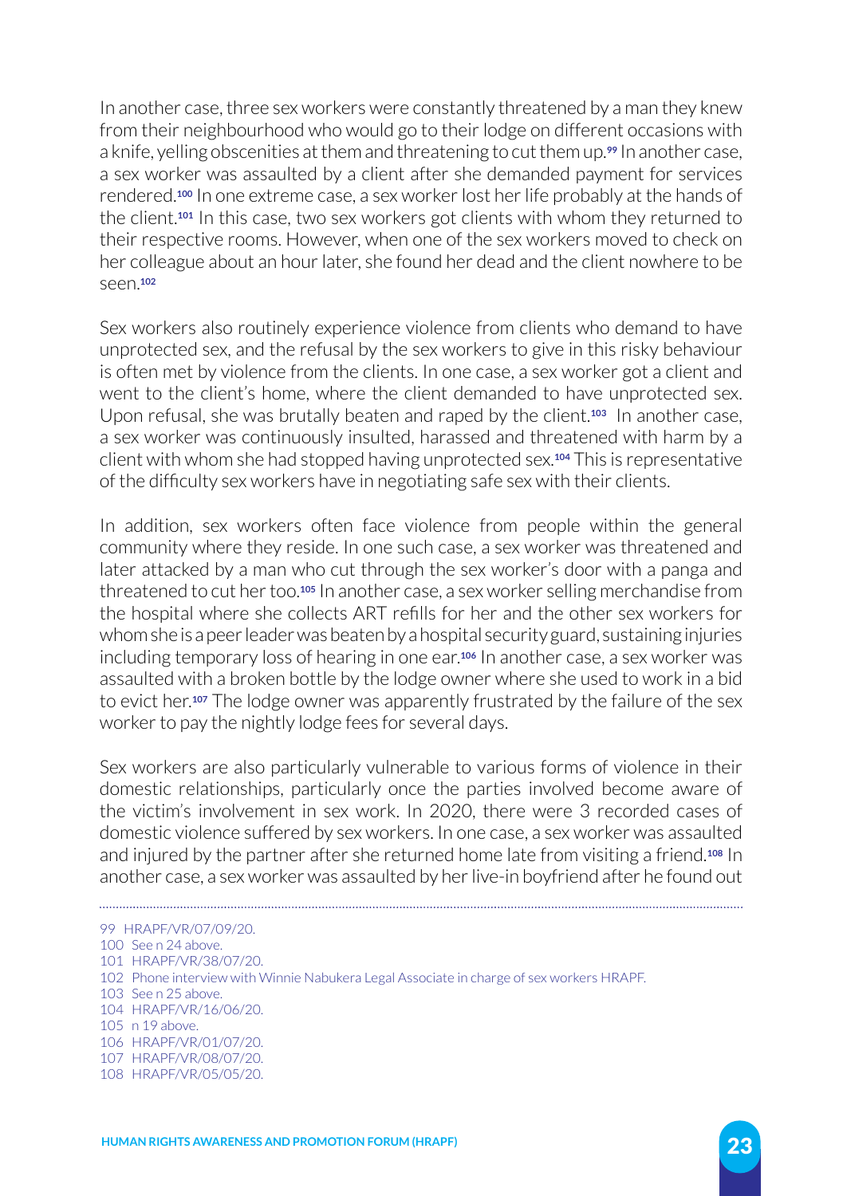In another case, three sex workers were constantly threatened by a man they knew from their neighbourhood who would go to their lodge on different occasions with a knife, yelling obscenities at them and threatening to cut them up.[99] In another case, a sex worker was assaulted by a client after she demanded payment for services rendered.[100] In one extreme case, a sex worker lost her life probably at the hands of the client.[101] In this case, two sex workers got clients with whom they returned to their respective rooms. However, when one of the sex workers moved to check on her colleague about an hour later, she found her dead and the client nowhere to be seen.[102]

Sex workers also routinely experience violence from clients who demand to have unprotected sex, and the refusal by the sex workers to give in this risky behaviour is often met by violence from the clients. In one case, a sex worker got a client and went to the client's home, where the client demanded to have unprotected sex. Upon refusal, she was brutally beaten and raped by the client.[103] In another case, a sex worker was continuously insulted, harassed and threatened with harm by a client with whom she had stopped having unprotected sex.[104] This is representative of the difficulty sex workers have in negotiating safe sex with their clients.

In addition, sex workers often face violence from people within the general community where they reside. In one such case, a sex worker was threatened and later attacked by a man who cut through the sex worker's door with a panga and threatened to cut her too.[105] In another case, a sex worker selling merchandise from the hospital where she collects ART refills for her and the other sex workers for whom she is a peer leader was beaten by a hospital security guard, sustaining injuries including temporary loss of hearing in one ear.[106] In another case, a sex worker was assaulted with a broken bottle by the lodge owner where she used to work in a bid to evict her.[107] The lodge owner was apparently frustrated by the failure of the sex worker to pay the nightly lodge fees for several days.

Sex workers are also particularly vulnerable to various forms of violence in their domestic relationships, particularly once the parties involved become aware of the victim's involvement in sex work. In 2020, there were 3 recorded cases of domestic violence suffered by sex workers. In one case, a sex worker was assaulted and injured by the partner after she returned home late from visiting a friend.[108] In another case, a sex worker was assaulted by her live-in boyfriend after he found out

---

99 HRAPF/VR/07/09/20.
100 See n 24 above.
101 HRAPF/VR/38/07/20.
102 Phone interview with Winnie Nabukera Legal Associate in charge of sex workers HRAPF.
103 See n 25 above.
104 HRAPF/VR/16/06/20.
105 n 19 above.
106 HRAPF/VR/01/07/20.
107 HRAPF/VR/08/07/20.
108 HRAPF/VR/05/05/20.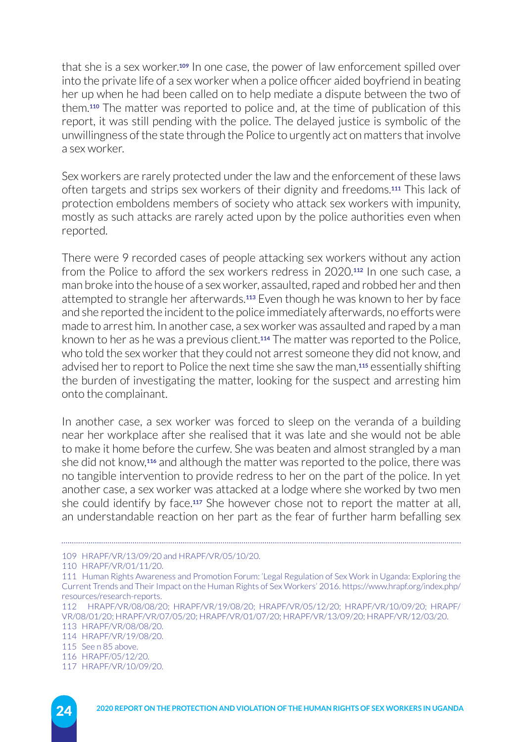that she is a sex worker.[109] In one case, the power of law enforcement spilled over into the private life of a sex worker when a police officer aided boyfriend in beating her up when he had been called on to help mediate a dispute between the two of them.[110] The matter was reported to police and, at the time of publication of this report, it was still pending with the police. The delayed justice is symbolic of the unwillingness of the state through the Police to urgently act on matters that involve a sex worker.

Sex workers are rarely protected under the law and the enforcement of these laws often targets and strips sex workers of their dignity and freedoms.[111] This lack of protection emboldens members of society who attack sex workers with impunity, mostly as such attacks are rarely acted upon by the police authorities even when reported.

There were 9 recorded cases of people attacking sex workers without any action from the Police to afford the sex workers redress in 2020.[112] In one such case, a man broke into the house of a sex worker, assaulted, raped and robbed her and then attempted to strangle her afterwards.[113] Even though he was known to her by face and she reported the incident to the police immediately afterwards, no efforts were made to arrest him. In another case, a sex worker was assaulted and raped by a man known to her as he was a previous client.[114] The matter was reported to the Police, who told the sex worker that they could not arrest someone they did not know, and advised her to report to Police the next time she saw the man,[115] essentially shifting the burden of investigating the matter, looking for the suspect and arresting him onto the complainant.

In another case, a sex worker was forced to sleep on the veranda of a building near her workplace after she realised that it was late and she would not be able to make it home before the curfew. She was beaten and almost strangled by a man she did not know,[116] and although the matter was reported to the police, there was no tangible intervention to provide redress to her on the part of the police. In yet another case, a sex worker was attacked at a lodge where she worked by two men she could identify by face.[117] She however chose not to report the matter at all, an understandable reaction on her part as the fear of further harm befalling sex

---

109 HRAPF/VR/13/09/20 and HRAPF/VR/05/10/20.

110 HRAPF/VR/01/11/20.

111 Human Rights Awareness and Promotion Forum: 'Legal Regulation of Sex Work in Uganda: Exploring the Current Trends and Their Impact on the Human Rights of Sex Workers' 2016. https://www.hrapf.org/index.php/resources/research-reports.

112 HRAPF/VR/08/08/20; HRAPF/VR/19/08/20; HRAPF/VR/05/12/20; HRAPF/VR/10/09/20; HRAPF/VR/08/01/20; HRAPF/VR/07/05/20; HRAPF/VR/01/07/20; HRAPF/VR/13/09/20; HRAPF/VR/12/03/20.

113 HRAPF/VR/08/08/20.

114 HRAPF/VR/19/08/20.

115 See n 85 above.

116 HRAPF/05/12/20.

117 HRAPF/VR/10/09/20.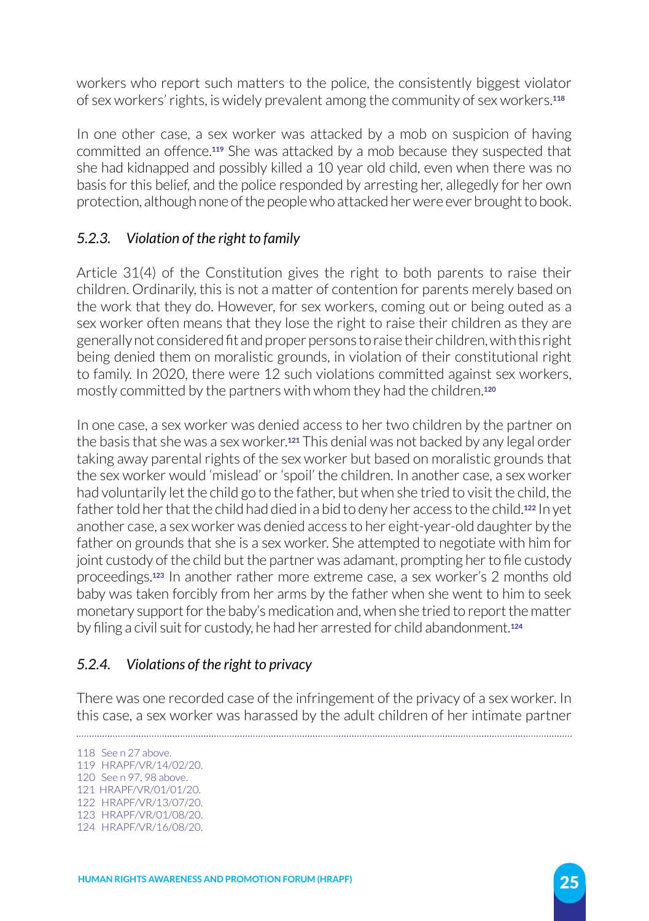workers who report such matters to the police, the consistently biggest violator of sex workers' rights, is widely prevalent among the community of sex workers.[118]

In one other case, a sex worker was attacked by a mob on suspicion of having committed an offence.[119] She was attacked by a mob because they suspected that she had kidnapped and possibly killed a 10 year old child, even when there was no basis for this belief, and the police responded by arresting her, allegedly for her own protection, although none of the people who attacked her were ever brought to book.

### *5.2.3. Violation of the right to family*

Article 31(4) of the Constitution gives the right to both parents to raise their children. Ordinarily, this is not a matter of contention for parents merely based on the work that they do. However, for sex workers, coming out or being outed as a sex worker often means that they lose the right to raise their children as they are generally not considered fit and proper persons to raise their children, with this right being denied them on moralistic grounds, in violation of their constitutional right to family. In 2020, there were 12 such violations committed against sex workers, mostly committed by the partners with whom they had the children.[120]

In one case, a sex worker was denied access to her two children by the partner on the basis that she was a sex worker.[121] This denial was not backed by any legal order taking away parental rights of the sex worker but based on moralistic grounds that the sex worker would 'mislead' or 'spoil' the children. In another case, a sex worker had voluntarily let the child go to the father, but when she tried to visit the child, the father told her that the child had died in a bid to deny her access to the child.[122] In yet another case, a sex worker was denied access to her eight-year-old daughter by the father on grounds that she is a sex worker. She attempted to negotiate with him for joint custody of the child but the partner was adamant, prompting her to file custody proceedings.[123] In another rather more extreme case, a sex worker's 2 months old baby was taken forcibly from her arms by the father when she went to him to seek monetary support for the baby's medication and, when she tried to report the matter by filing a civil suit for custody, he had her arrested for child abandonment.[124]

### *5.2.4. Violations of the right to privacy*

There was one recorded case of the infringement of the privacy of a sex worker. In this case, a sex worker was harassed by the adult children of her intimate partner

---

118 See n 27 above.
119 HRAPF/VR/14/02/20.
120 See n 97, 98 above.
121 HRAPF/VR/01/01/20.
122 HRAPF/VR/13/07/20.
123 HRAPF/VR/01/08/20.
124 HRAPF/VR/16/08/20.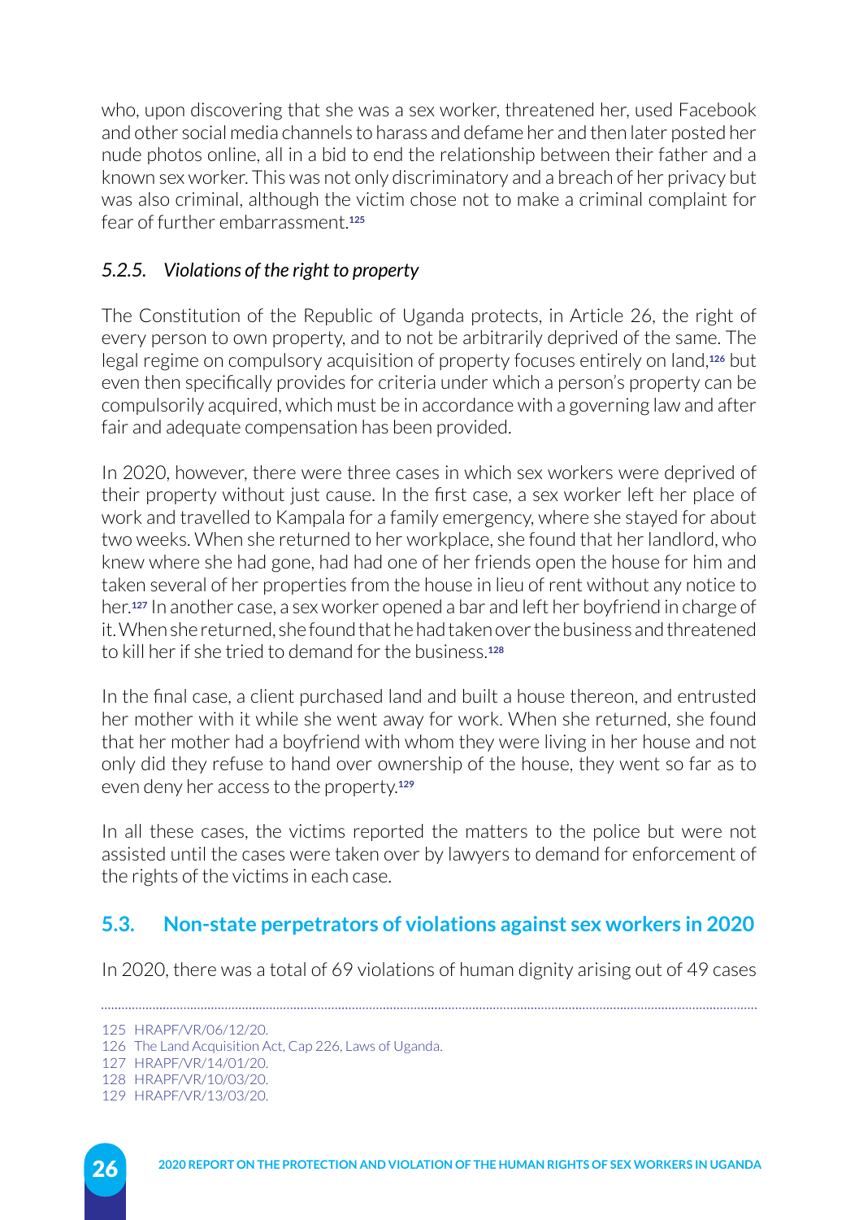who, upon discovering that she was a sex worker, threatened her, used Facebook and other social media channels to harass and defame her and then later posted her nude photos online, all in a bid to end the relationship between their father and a known sex worker. This was not only discriminatory and a breach of her privacy but was also criminal, although the victim chose not to make a criminal complaint for fear of further embarrassment.[125]

#### *5.2.5. Violations of the right to property*

The Constitution of the Republic of Uganda protects, in Article 26, the right of every person to own property, and to not be arbitrarily deprived of the same. The legal regime on compulsory acquisition of property focuses entirely on land,[126] but even then specifically provides for criteria under which a person's property can be compulsorily acquired, which must be in accordance with a governing law and after fair and adequate compensation has been provided.

In 2020, however, there were three cases in which sex workers were deprived of their property without just cause. In the first case, a sex worker left her place of work and travelled to Kampala for a family emergency, where she stayed for about two weeks. When she returned to her workplace, she found that her landlord, who knew where she had gone, had had one of her friends open the house for him and taken several of her properties from the house in lieu of rent without any notice to her.[127] In another case, a sex worker opened a bar and left her boyfriend in charge of it. When she returned, she found that he had taken over the business and threatened to kill her if she tried to demand for the business.[128]

In the final case, a client purchased land and built a house thereon, and entrusted her mother with it while she went away for work. When she returned, she found that her mother had a boyfriend with whom they were living in her house and not only did they refuse to hand over ownership of the house, they went so far as to even deny her access to the property.[129]

In all these cases, the victims reported the matters to the police but were not assisted until the cases were taken over by lawyers to demand for enforcement of the rights of the victims in each case.

## 5.3. Non-state perpetrators of violations against sex workers in 2020

In 2020, there was a total of 69 violations of human dignity arising out of 49 cases

---

125 HRAPF/VR/06/12/20.
126 The Land Acquisition Act, Cap 226, Laws of Uganda.
127 HRAPF/VR/14/01/20.
128 HRAPF/VR/10/03/20.
129 HRAPF/VR/13/03/20.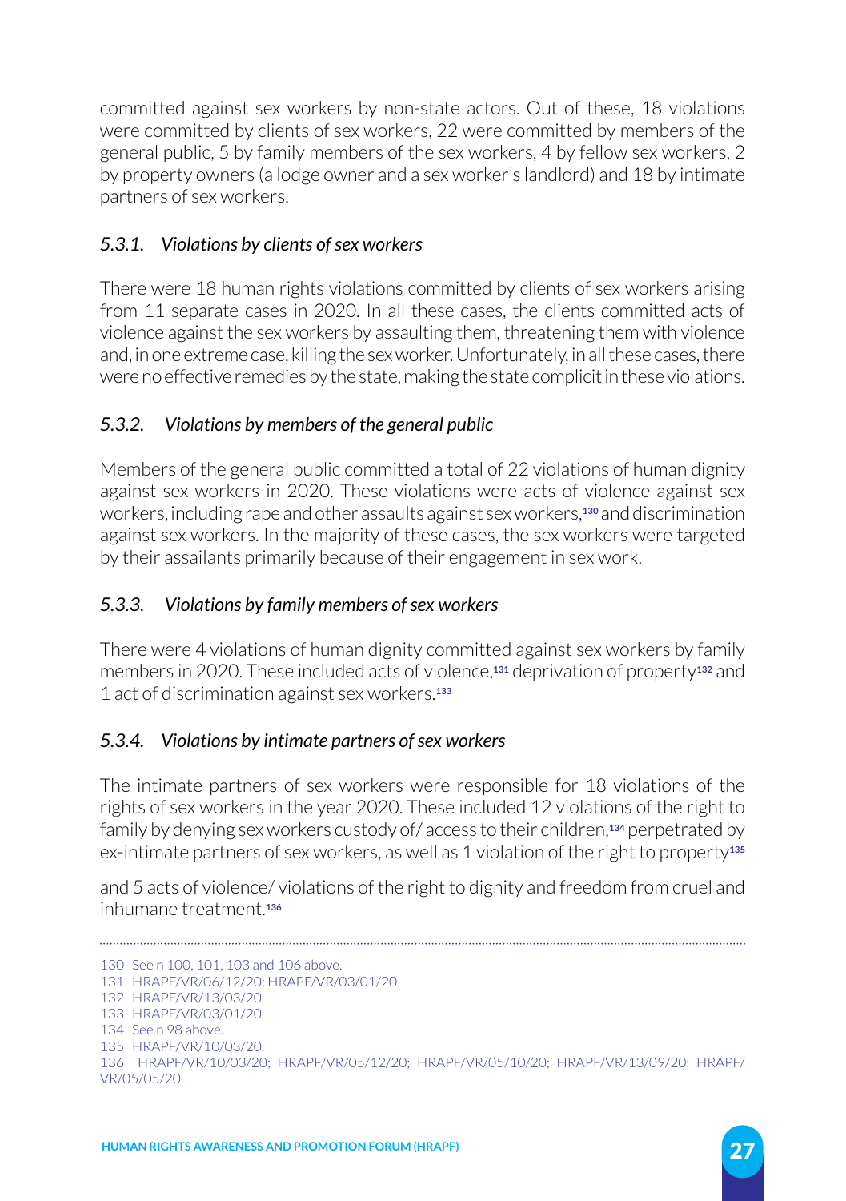committed against sex workers by non-state actors. Out of these, 18 violations were committed by clients of sex workers, 22 were committed by members of the general public, 5 by family members of the sex workers, 4 by fellow sex workers, 2 by property owners (a lodge owner and a sex worker's landlord) and 18 by intimate partners of sex workers.

### *5.3.1. Violations by clients of sex workers*

There were 18 human rights violations committed by clients of sex workers arising from 11 separate cases in 2020. In all these cases, the clients committed acts of violence against the sex workers by assaulting them, threatening them with violence and, in one extreme case, killing the sex worker. Unfortunately, in all these cases, there were no effective remedies by the state, making the state complicit in these violations.

### *5.3.2. Violations by members of the general public*

Members of the general public committed a total of 22 violations of human dignity against sex workers in 2020. These violations were acts of violence against sex workers, including rape and other assaults against sex workers,[130] and discrimination against sex workers. In the majority of these cases, the sex workers were targeted by their assailants primarily because of their engagement in sex work.

### *5.3.3. Violations by family members of sex workers*

There were 4 violations of human dignity committed against sex workers by family members in 2020. These included acts of violence,[131] deprivation of property[132] and 1 act of discrimination against sex workers.[133]

### *5.3.4. Violations by intimate partners of sex workers*

The intimate partners of sex workers were responsible for 18 violations of the rights of sex workers in the year 2020. These included 12 violations of the right to family by denying sex workers custody of/ access to their children,[134] perpetrated by ex-intimate partners of sex workers, as well as 1 violation of the right to property[135]

and 5 acts of violence/ violations of the right to dignity and freedom from cruel and inhumane treatment.[136]

---

130 See n 100, 101, 103 and 106 above.
131 HRAPF/VR/06/12/20; HRAPF/VR/03/01/20.
132 HRAPF/VR/13/03/20.
133 HRAPF/VR/03/01/20.
134 See n 98 above.
135 HRAPF/VR/10/03/20.
136 HRAPF/VR/10/03/20; HRAPF/VR/05/12/20; HRAPF/VR/05/10/20; HRAPF/VR/13/09/20; HRAPF/VR/05/05/20.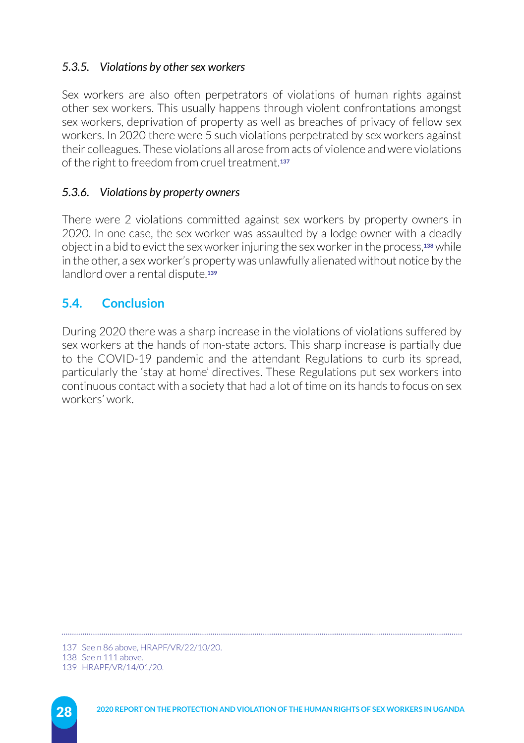#### *5.3.5. Violations by other sex workers*

Sex workers are also often perpetrators of violations of human rights against other sex workers. This usually happens through violent confrontations amongst sex workers, deprivation of property as well as breaches of privacy of fellow sex workers. In 2020 there were 5 such violations perpetrated by sex workers against their colleagues. These violations all arose from acts of violence and were violations of the right to freedom from cruel treatment.[137]

#### *5.3.6. Violations by property owners*

There were 2 violations committed against sex workers by property owners in 2020. In one case, the sex worker was assaulted by a lodge owner with a deadly object in a bid to evict the sex worker injuring the sex worker in the process,[138] while in the other, a sex worker's property was unlawfully alienated without notice by the landlord over a rental dispute.[139]

## 5.4. Conclusion

During 2020 there was a sharp increase in the violations of violations suffered by sex workers at the hands of non-state actors. This sharp increase is partially due to the COVID-19 pandemic and the attendant Regulations to curb its spread, particularly the 'stay at home' directives. These Regulations put sex workers into continuous contact with a society that had a lot of time on its hands to focus on sex workers' work.

---

137 See n 86 above, HRAPF/VR/22/10/20.

138 See n 111 above.

139 HRAPF/VR/14/01/20.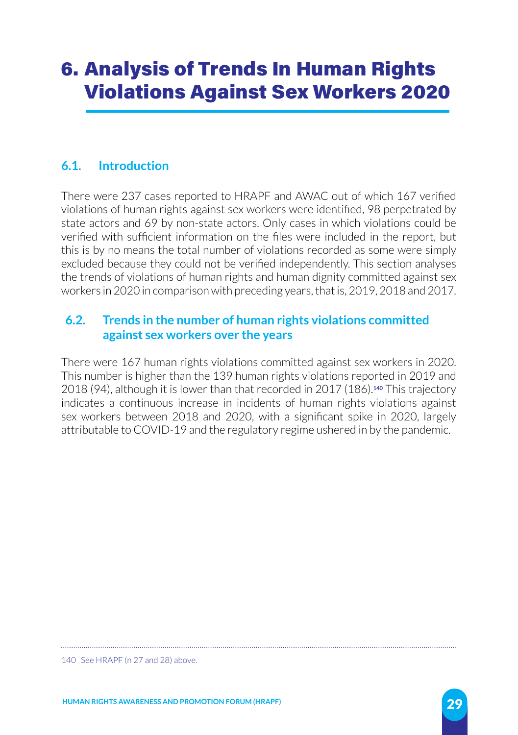# 6. Analysis of Trends In Human Rights Violations Against Sex Workers 2020

## 6.1. Introduction

There were 237 cases reported to HRAPF and AWAC out of which 167 verified violations of human rights against sex workers were identified, 98 perpetrated by state actors and 69 by non-state actors. Only cases in which violations could be verified with sufficient information on the files were included in the report, but this is by no means the total number of violations recorded as some were simply excluded because they could not be verified independently. This section analyses the trends of violations of human rights and human dignity committed against sex workers in 2020 in comparison with preceding years, that is, 2019, 2018 and 2017.

## 6.2. Trends in the number of human rights violations committed against sex workers over the years

There were 167 human rights violations committed against sex workers in 2020. This number is higher than the 139 human rights violations reported in 2019 and 2018 (94), although it is lower than that recorded in 2017 (186).[140] This trajectory indicates a continuous increase in incidents of human rights violations against sex workers between 2018 and 2020, with a significant spike in 2020, largely attributable to COVID-19 and the regulatory regime ushered in by the pandemic.

---

140 See HRAPF (n 27 and 28) above.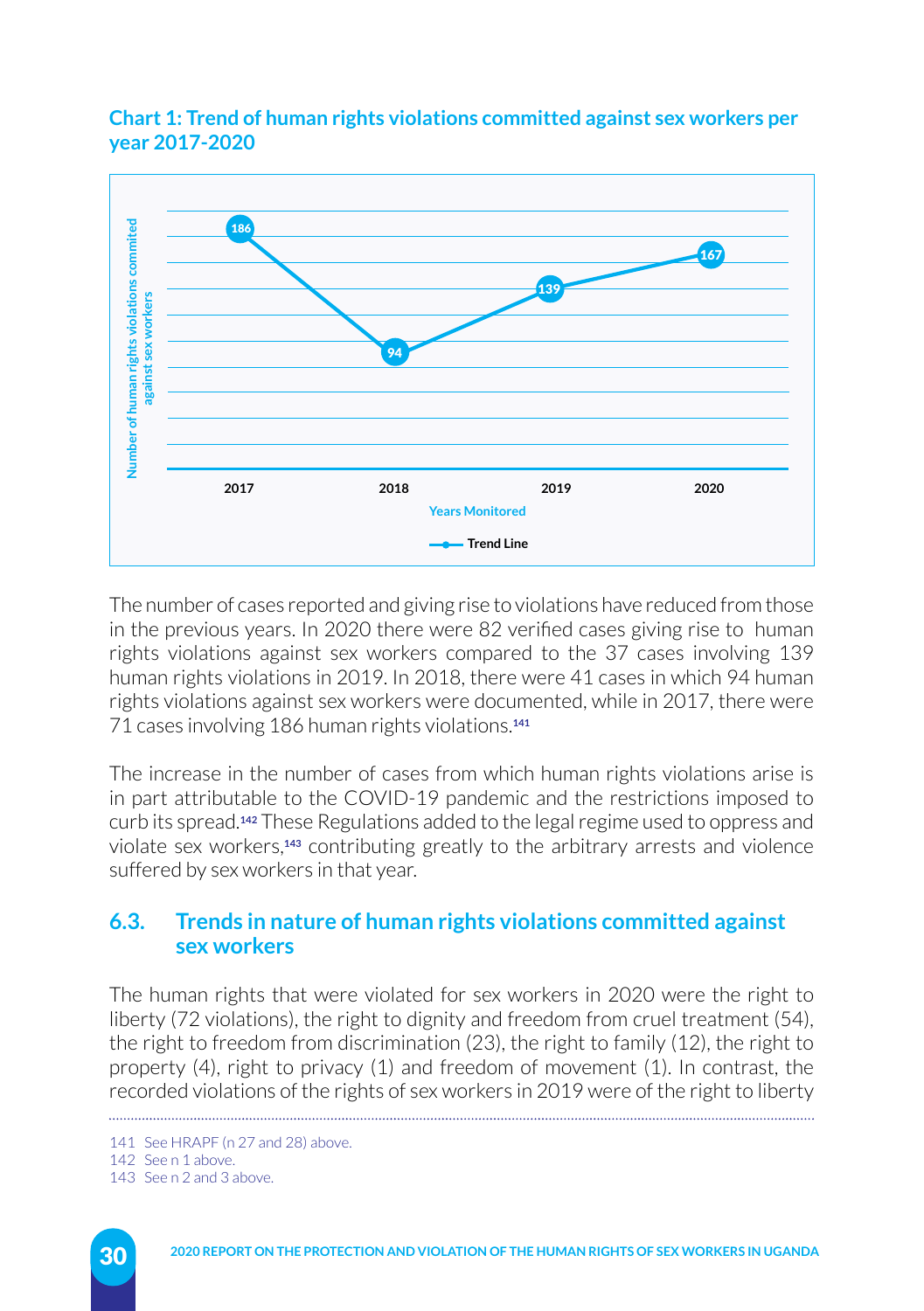**Chart 1: Trend of human rights violations committed against sex workers per year 2017-2020**

| Years Monitored | Number of human rights violations commited against sex workers |
|---|---|
| 2017 | 186 |
| 2018 | 94 |
| 2019 | 139 |
| 2020 | 167 |

The number of cases reported and giving rise to violations have reduced from those in the previous years. In 2020 there were 82 verified cases giving rise to human rights violations against sex workers compared to the 37 cases involving 139 human rights violations in 2019. In 2018, there were 41 cases in which 94 human rights violations against sex workers were documented, while in 2017, there were 71 cases involving 186 human rights violations.[141]

The increase in the number of cases from which human rights violations arise is in part attributable to the COVID-19 pandemic and the restrictions imposed to curb its spread.[142] These Regulations added to the legal regime used to oppress and violate sex workers,[143] contributing greatly to the arbitrary arrests and violence suffered by sex workers in that year.

## 6.3. Trends in nature of human rights violations committed against sex workers

The human rights that were violated for sex workers in 2020 were the right to liberty (72 violations), the right to dignity and freedom from cruel treatment (54), the right to freedom from discrimination (23), the right to family (12), the right to property (4), right to privacy (1) and freedom of movement (1). In contrast, the recorded violations of the rights of sex workers in 2019 were of the right to liberty

141 See HRAPF (n 27 and 28) above.

142 See n 1 above.

143 See n 2 and 3 above.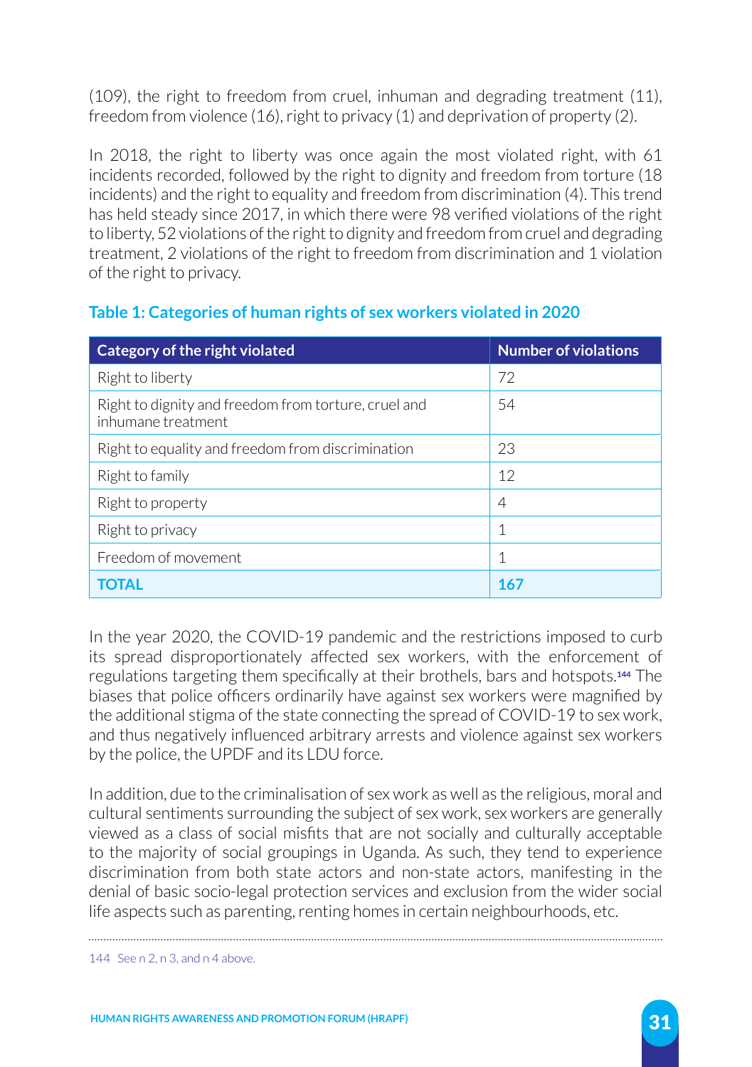(109), the right to freedom from cruel, inhuman and degrading treatment (11), freedom from violence (16), right to privacy (1) and deprivation of property (2).

In 2018, the right to liberty was once again the most violated right, with 61 incidents recorded, followed by the right to dignity and freedom from torture (18 incidents) and the right to equality and freedom from discrimination (4). This trend has held steady since 2017, in which there were 98 verified violations of the right to liberty, 52 violations of the right to dignity and freedom from cruel and degrading treatment, 2 violations of the right to freedom from discrimination and 1 violation of the right to privacy.

**Table 1: Categories of human rights of sex workers violated in 2020**

| Category of the right violated | Number of violations |
|---|---|
| Right to liberty | 72 |
| Right to dignity and freedom from torture, cruel and inhumane treatment | 54 |
| Right to equality and freedom from discrimination | 23 |
| Right to family | 12 |
| Right to property | 4 |
| Right to privacy | 1 |
| Freedom of movement | 1 |
| **TOTAL** | **167** |

In the year 2020, the COVID-19 pandemic and the restrictions imposed to curb its spread disproportionately affected sex workers, with the enforcement of regulations targeting them specifically at their brothels, bars and hotspots.[144] The biases that police officers ordinarily have against sex workers were magnified by the additional stigma of the state connecting the spread of COVID-19 to sex work, and thus negatively influenced arbitrary arrests and violence against sex workers by the police, the UPDF and its LDU force.

In addition, due to the criminalisation of sex work as well as the religious, moral and cultural sentiments surrounding the subject of sex work, sex workers are generally viewed as a class of social misfits that are not socially and culturally acceptable to the majority of social groupings in Uganda. As such, they tend to experience discrimination from both state actors and non-state actors, manifesting in the denial of basic socio-legal protection services and exclusion from the wider social life aspects such as parenting, renting homes in certain neighbourhoods, etc.

144 See n 2, n 3, and n 4 above.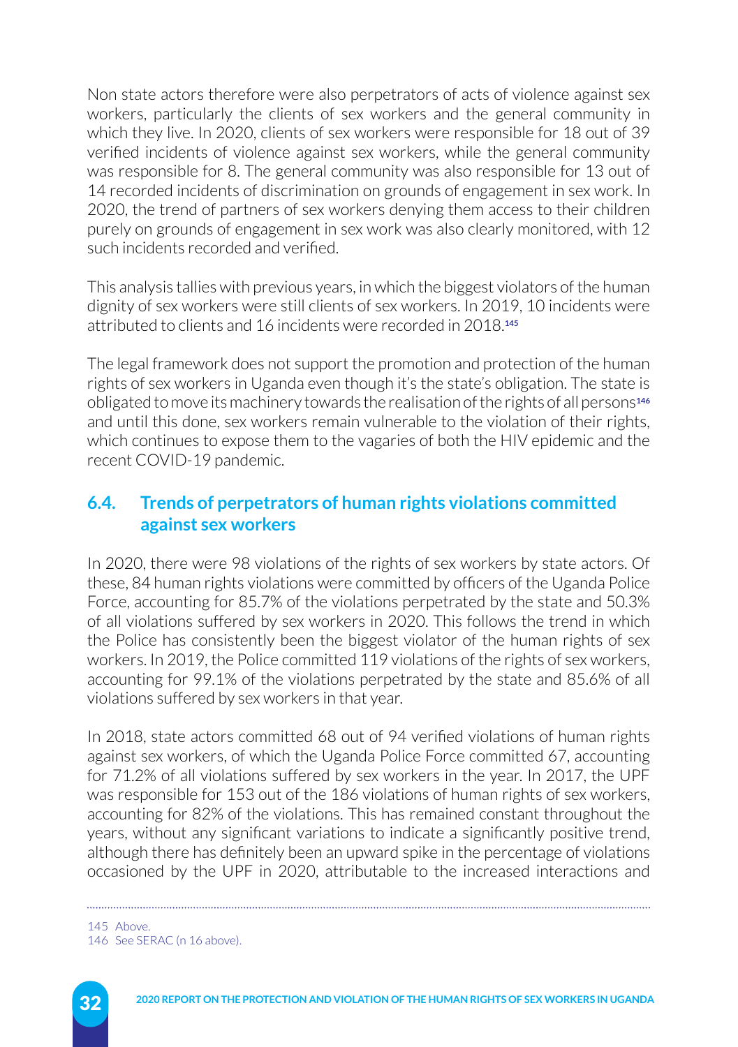Non state actors therefore were also perpetrators of acts of violence against sex workers, particularly the clients of sex workers and the general community in which they live. In 2020, clients of sex workers were responsible for 18 out of 39 verified incidents of violence against sex workers, while the general community was responsible for 8. The general community was also responsible for 13 out of 14 recorded incidents of discrimination on grounds of engagement in sex work. In 2020, the trend of partners of sex workers denying them access to their children purely on grounds of engagement in sex work was also clearly monitored, with 12 such incidents recorded and verified.

This analysis tallies with previous years, in which the biggest violators of the human dignity of sex workers were still clients of sex workers. In 2019, 10 incidents were attributed to clients and 16 incidents were recorded in 2018.[145]

The legal framework does not support the promotion and protection of the human rights of sex workers in Uganda even though it's the state's obligation. The state is obligated to move its machinery towards the realisation of the rights of all persons[146] and until this done, sex workers remain vulnerable to the violation of their rights, which continues to expose them to the vagaries of both the HIV epidemic and the recent COVID-19 pandemic.

### 6.4. Trends of perpetrators of human rights violations committed against sex workers

In 2020, there were 98 violations of the rights of sex workers by state actors. Of these, 84 human rights violations were committed by officers of the Uganda Police Force, accounting for 85.7% of the violations perpetrated by the state and 50.3% of all violations suffered by sex workers in 2020. This follows the trend in which the Police has consistently been the biggest violator of the human rights of sex workers. In 2019, the Police committed 119 violations of the rights of sex workers, accounting for 99.1% of the violations perpetrated by the state and 85.6% of all violations suffered by sex workers in that year.

In 2018, state actors committed 68 out of 94 verified violations of human rights against sex workers, of which the Uganda Police Force committed 67, accounting for 71.2% of all violations suffered by sex workers in the year. In 2017, the UPF was responsible for 153 out of the 186 violations of human rights of sex workers, accounting for 82% of the violations. This has remained constant throughout the years, without any significant variations to indicate a significantly positive trend, although there has definitely been an upward spike in the percentage of violations occasioned by the UPF in 2020, attributable to the increased interactions and

145 Above.
146 See SERAC (n 16 above).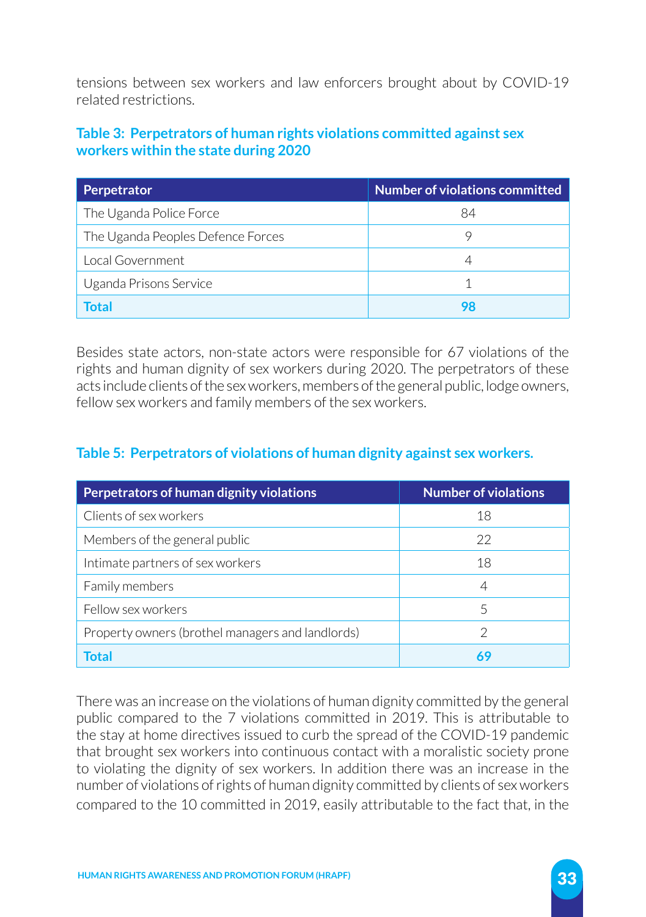tensions between sex workers and law enforcers brought about by COVID-19 related restrictions.

### Table 3: Perpetrators of human rights violations committed against sex workers within the state during 2020

| Perpetrator | Number of violations committed |
|---|---|
| The Uganda Police Force | 84 |
| The Uganda Peoples Defence Forces | 9 |
| Local Government | 4 |
| Uganda Prisons Service | 1 |
| **Total** | **98** |

Besides state actors, non-state actors were responsible for 67 violations of the rights and human dignity of sex workers during 2020. The perpetrators of these acts include clients of the sex workers, members of the general public, lodge owners, fellow sex workers and family members of the sex workers.

### Table 5: Perpetrators of violations of human dignity against sex workers.

| Perpetrators of human dignity violations | Number of violations |
|---|---|
| Clients of sex workers | 18 |
| Members of the general public | 22 |
| Intimate partners of sex workers | 18 |
| Family members | 4 |
| Fellow sex workers | 5 |
| Property owners (brothel managers and landlords) | 2 |
| **Total** | **69** |

There was an increase on the violations of human dignity committed by the general public compared to the 7 violations committed in 2019. This is attributable to the stay at home directives issued to curb the spread of the COVID-19 pandemic that brought sex workers into continuous contact with a moralistic society prone to violating the dignity of sex workers. In addition there was an increase in the number of violations of rights of human dignity committed by clients of sex workers compared to the 10 committed in 2019, easily attributable to the fact that, in the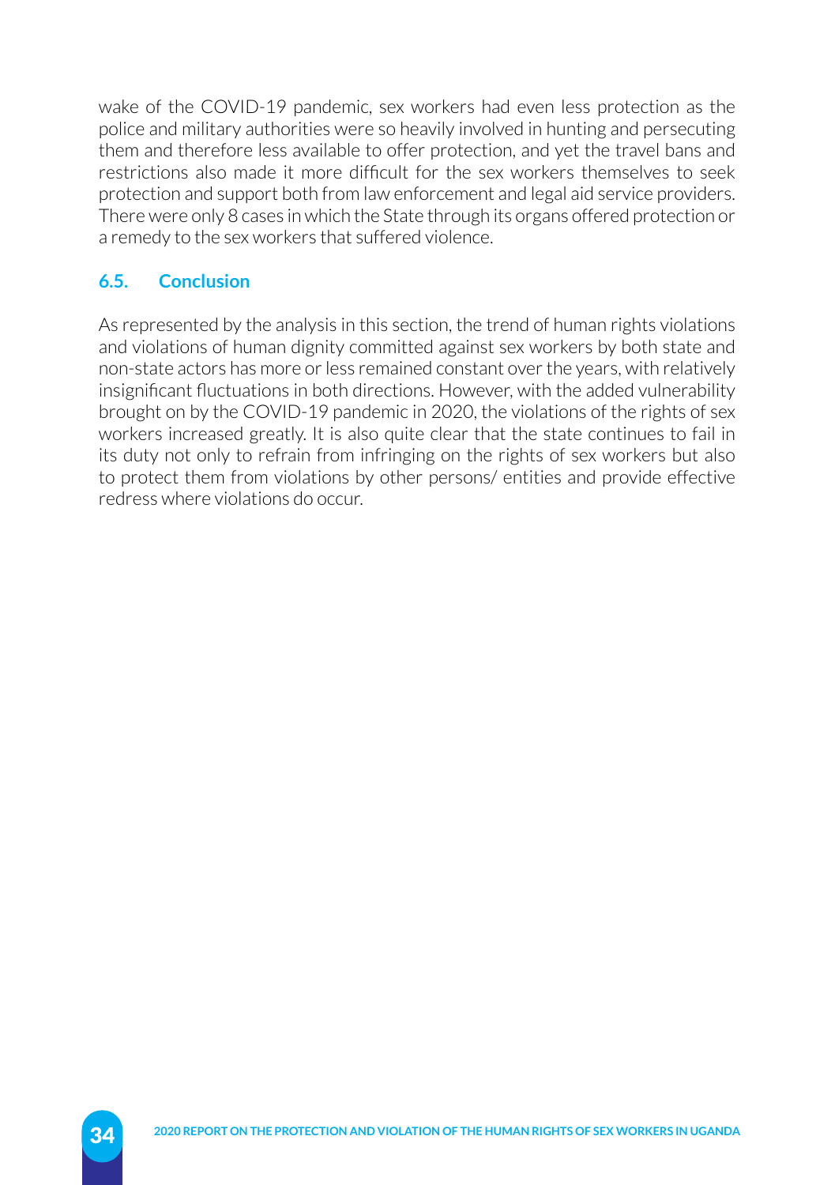wake of the COVID-19 pandemic, sex workers had even less protection as the police and military authorities were so heavily involved in hunting and persecuting them and therefore less available to offer protection, and yet the travel bans and restrictions also made it more difficult for the sex workers themselves to seek protection and support both from law enforcement and legal aid service providers. There were only 8 cases in which the State through its organs offered protection or a remedy to the sex workers that suffered violence.

### 6.5. Conclusion

As represented by the analysis in this section, the trend of human rights violations and violations of human dignity committed against sex workers by both state and non-state actors has more or less remained constant over the years, with relatively insignificant fluctuations in both directions. However, with the added vulnerability brought on by the COVID-19 pandemic in 2020, the violations of the rights of sex workers increased greatly. It is also quite clear that the state continues to fail in its duty not only to refrain from infringing on the rights of sex workers but also to protect them from violations by other persons/ entities and provide effective redress where violations do occur.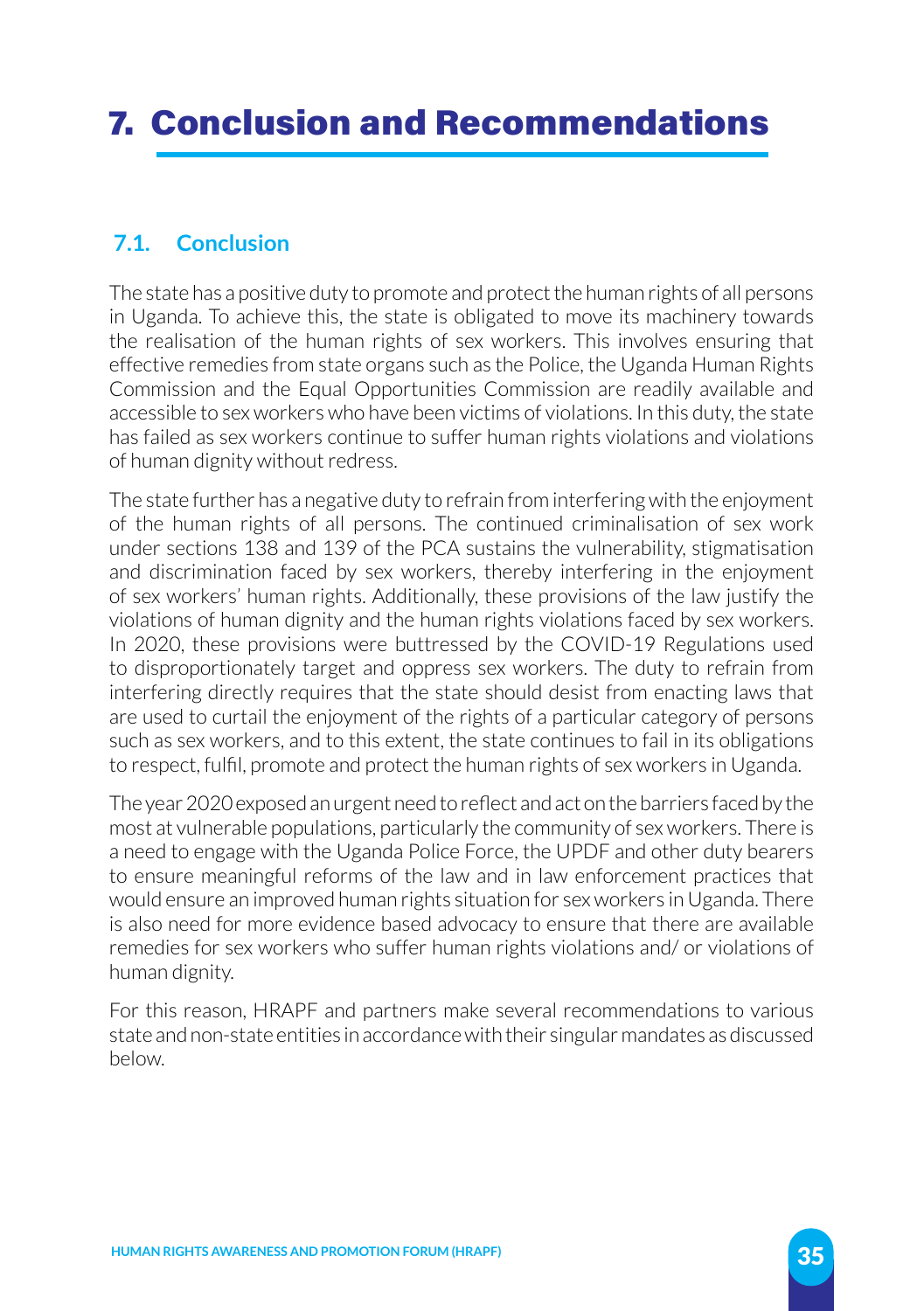# 7. Conclusion and Recommendations

## 7.1. Conclusion

The state has a positive duty to promote and protect the human rights of all persons in Uganda. To achieve this, the state is obligated to move its machinery towards the realisation of the human rights of sex workers. This involves ensuring that effective remedies from state organs such as the Police, the Uganda Human Rights Commission and the Equal Opportunities Commission are readily available and accessible to sex workers who have been victims of violations. In this duty, the state has failed as sex workers continue to suffer human rights violations and violations of human dignity without redress.

The state further has a negative duty to refrain from interfering with the enjoyment of the human rights of all persons. The continued criminalisation of sex work under sections 138 and 139 of the PCA sustains the vulnerability, stigmatisation and discrimination faced by sex workers, thereby interfering in the enjoyment of sex workers' human rights. Additionally, these provisions of the law justify the violations of human dignity and the human rights violations faced by sex workers. In 2020, these provisions were buttressed by the COVID-19 Regulations used to disproportionately target and oppress sex workers. The duty to refrain from interfering directly requires that the state should desist from enacting laws that are used to curtail the enjoyment of the rights of a particular category of persons such as sex workers, and to this extent, the state continues to fail in its obligations to respect, fulfil, promote and protect the human rights of sex workers in Uganda.

The year 2020 exposed an urgent need to reflect and act on the barriers faced by the most at vulnerable populations, particularly the community of sex workers. There is a need to engage with the Uganda Police Force, the UPDF and other duty bearers to ensure meaningful reforms of the law and in law enforcement practices that would ensure an improved human rights situation for sex workers in Uganda. There is also need for more evidence based advocacy to ensure that there are available remedies for sex workers who suffer human rights violations and/ or violations of human dignity.

For this reason, HRAPF and partners make several recommendations to various state and non-state entities in accordance with their singular mandates as discussed below.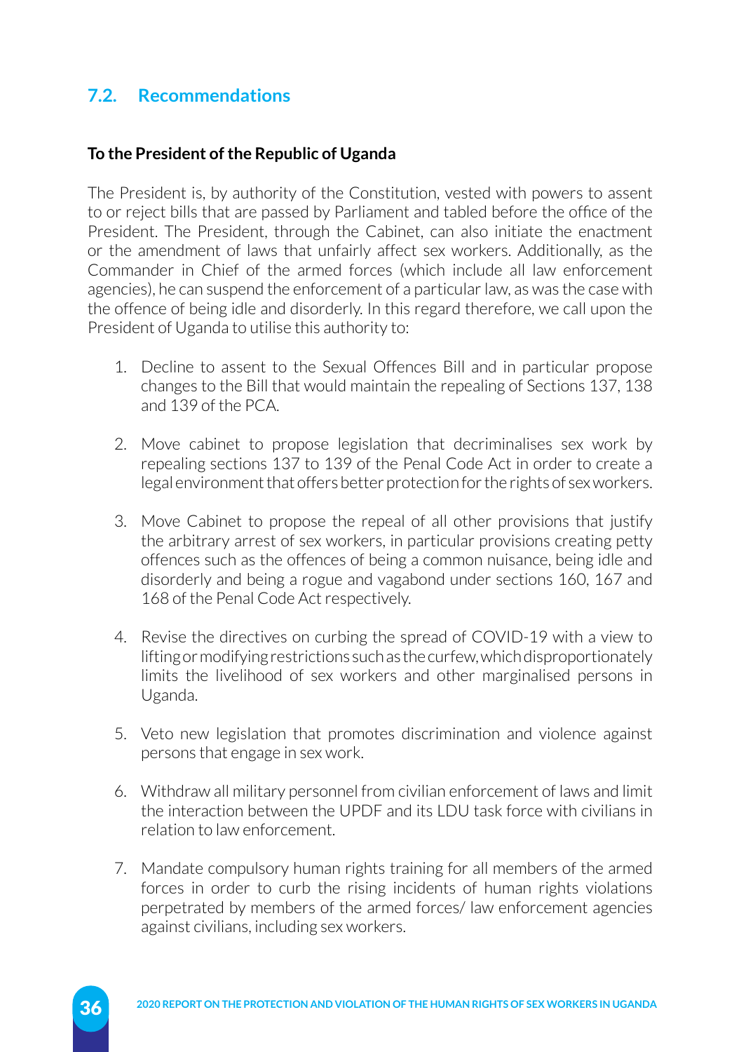## 7.2. Recommendations

**To the President of the Republic of Uganda**

The President is, by authority of the Constitution, vested with powers to assent to or reject bills that are passed by Parliament and tabled before the office of the President. The President, through the Cabinet, can also initiate the enactment or the amendment of laws that unfairly affect sex workers. Additionally, as the Commander in Chief of the armed forces (which include all law enforcement agencies), he can suspend the enforcement of a particular law, as was the case with the offence of being idle and disorderly. In this regard therefore, we call upon the President of Uganda to utilise this authority to:

1. Decline to assent to the Sexual Offences Bill and in particular propose changes to the Bill that would maintain the repealing of Sections 137, 138 and 139 of the PCA.

2. Move cabinet to propose legislation that decriminalises sex work by repealing sections 137 to 139 of the Penal Code Act in order to create a legal environment that offers better protection for the rights of sex workers.

3. Move Cabinet to propose the repeal of all other provisions that justify the arbitrary arrest of sex workers, in particular provisions creating petty offences such as the offences of being a common nuisance, being idle and disorderly and being a rogue and vagabond under sections 160, 167 and 168 of the Penal Code Act respectively.

4. Revise the directives on curbing the spread of COVID-19 with a view to lifting or modifying restrictions such as the curfew, which disproportionately limits the livelihood of sex workers and other marginalised persons in Uganda.

5. Veto new legislation that promotes discrimination and violence against persons that engage in sex work.

6. Withdraw all military personnel from civilian enforcement of laws and limit the interaction between the UPDF and its LDU task force with civilians in relation to law enforcement.

7. Mandate compulsory human rights training for all members of the armed forces in order to curb the rising incidents of human rights violations perpetrated by members of the armed forces/ law enforcement agencies against civilians, including sex workers.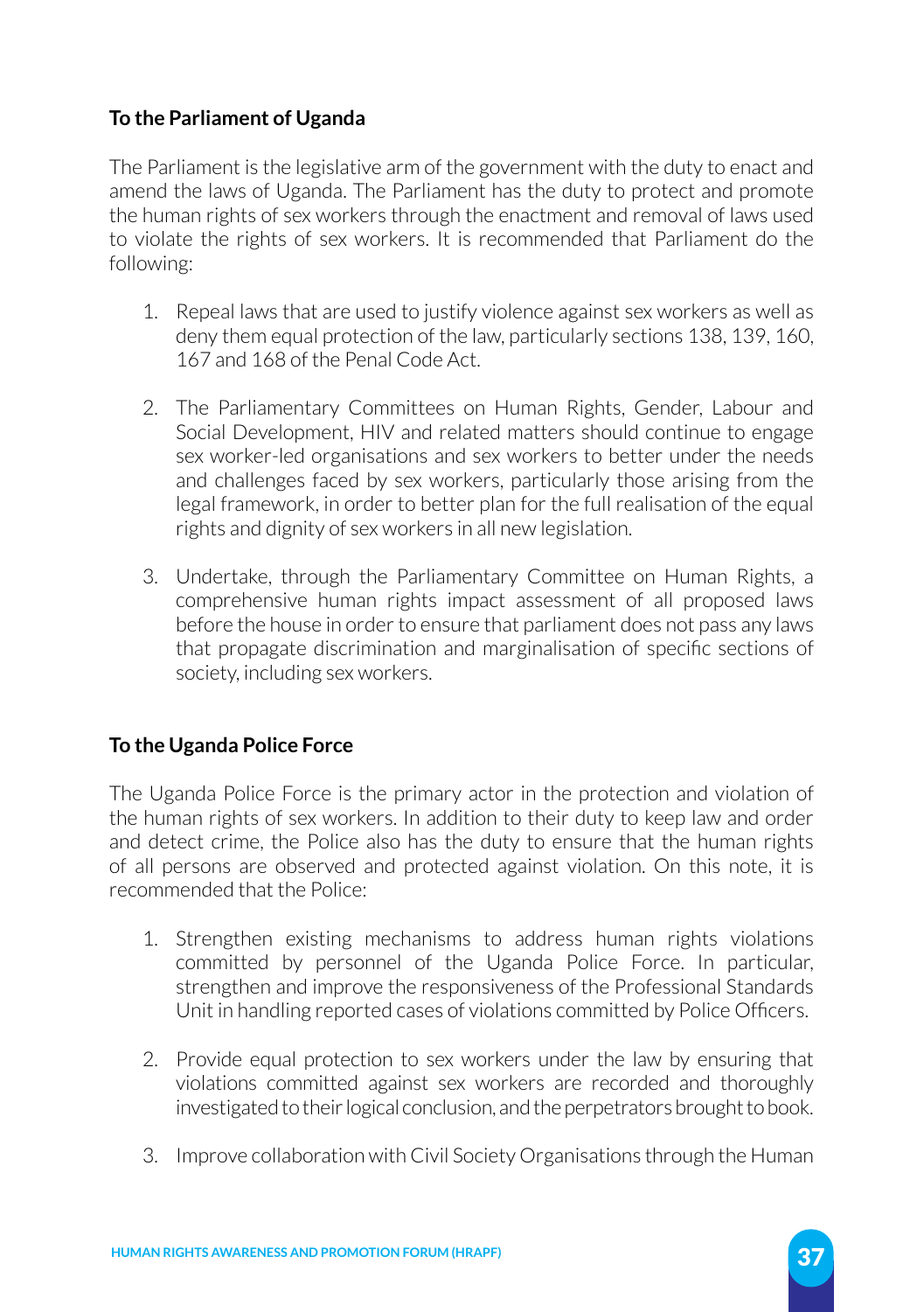**To the Parliament of Uganda**

The Parliament is the legislative arm of the government with the duty to enact and amend the laws of Uganda. The Parliament has the duty to protect and promote the human rights of sex workers through the enactment and removal of laws used to violate the rights of sex workers. It is recommended that Parliament do the following:

1. Repeal laws that are used to justify violence against sex workers as well as deny them equal protection of the law, particularly sections 138, 139, 160, 167 and 168 of the Penal Code Act.

2. The Parliamentary Committees on Human Rights, Gender, Labour and Social Development, HIV and related matters should continue to engage sex worker-led organisations and sex workers to better under the needs and challenges faced by sex workers, particularly those arising from the legal framework, in order to better plan for the full realisation of the equal rights and dignity of sex workers in all new legislation.

3. Undertake, through the Parliamentary Committee on Human Rights, a comprehensive human rights impact assessment of all proposed laws before the house in order to ensure that parliament does not pass any laws that propagate discrimination and marginalisation of specific sections of society, including sex workers.

**To the Uganda Police Force**

The Uganda Police Force is the primary actor in the protection and violation of the human rights of sex workers. In addition to their duty to keep law and order and detect crime, the Police also has the duty to ensure that the human rights of all persons are observed and protected against violation. On this note, it is recommended that the Police:

1. Strengthen existing mechanisms to address human rights violations committed by personnel of the Uganda Police Force. In particular, strengthen and improve the responsiveness of the Professional Standards Unit in handling reported cases of violations committed by Police Officers.

2. Provide equal protection to sex workers under the law by ensuring that violations committed against sex workers are recorded and thoroughly investigated to their logical conclusion, and the perpetrators brought to book.

3. Improve collaboration with Civil Society Organisations through the Human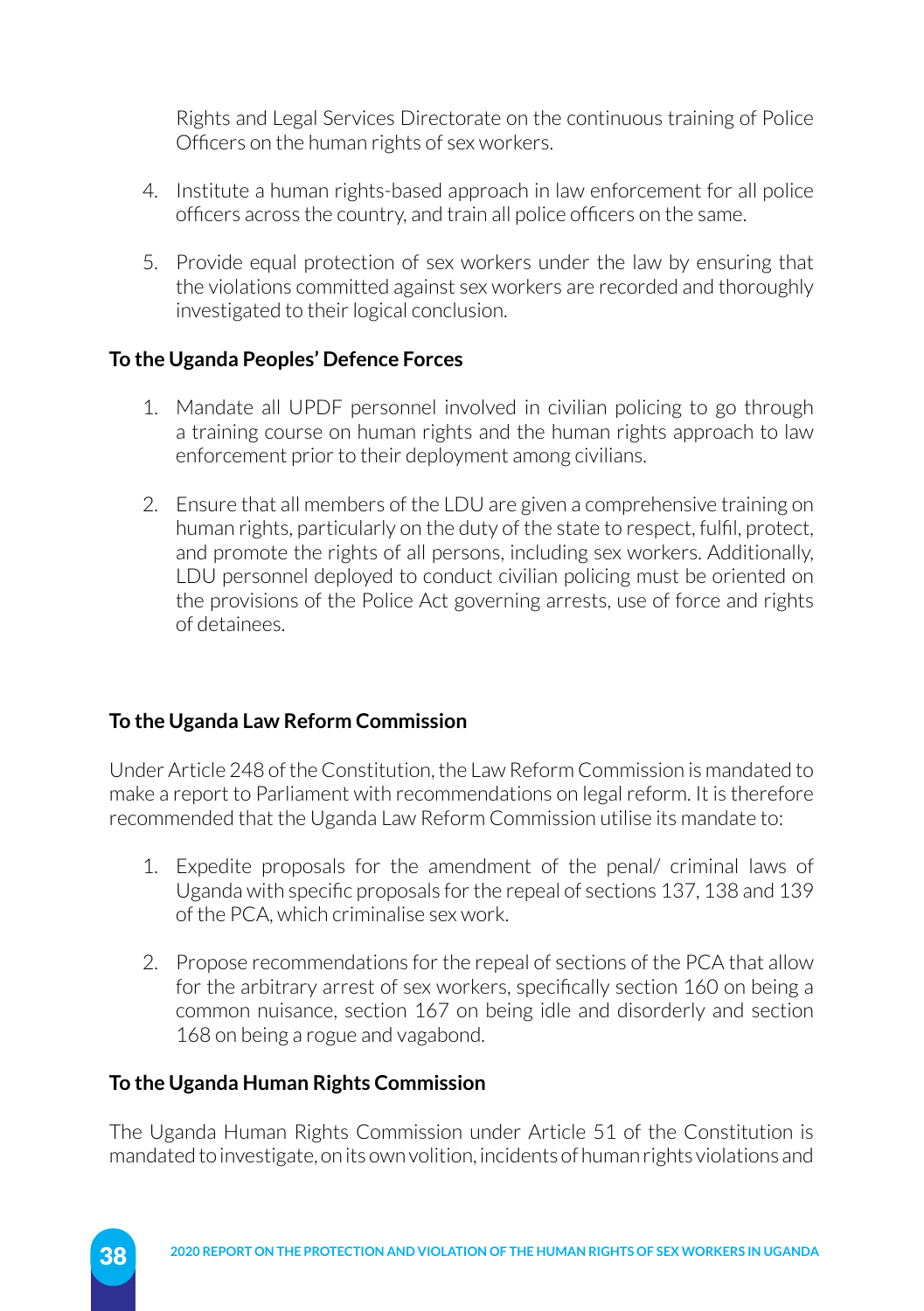Rights and Legal Services Directorate on the continuous training of Police Officers on the human rights of sex workers.

4. Institute a human rights-based approach in law enforcement for all police officers across the country, and train all police officers on the same.

5. Provide equal protection of sex workers under the law by ensuring that the violations committed against sex workers are recorded and thoroughly investigated to their logical conclusion.

**To the Uganda Peoples' Defence Forces**

1. Mandate all UPDF personnel involved in civilian policing to go through a training course on human rights and the human rights approach to law enforcement prior to their deployment among civilians.

2. Ensure that all members of the LDU are given a comprehensive training on human rights, particularly on the duty of the state to respect, fulfil, protect, and promote the rights of all persons, including sex workers. Additionally, LDU personnel deployed to conduct civilian policing must be oriented on the provisions of the Police Act governing arrests, use of force and rights of detainees.

**To the Uganda Law Reform Commission**

Under Article 248 of the Constitution, the Law Reform Commission is mandated to make a report to Parliament with recommendations on legal reform. It is therefore recommended that the Uganda Law Reform Commission utilise its mandate to:

1. Expedite proposals for the amendment of the penal/ criminal laws of Uganda with specific proposals for the repeal of sections 137, 138 and 139 of the PCA, which criminalise sex work.

2. Propose recommendations for the repeal of sections of the PCA that allow for the arbitrary arrest of sex workers, specifically section 160 on being a common nuisance, section 167 on being idle and disorderly and section 168 on being a rogue and vagabond.

**To the Uganda Human Rights Commission**

The Uganda Human Rights Commission under Article 51 of the Constitution is mandated to investigate, on its own volition, incidents of human rights violations and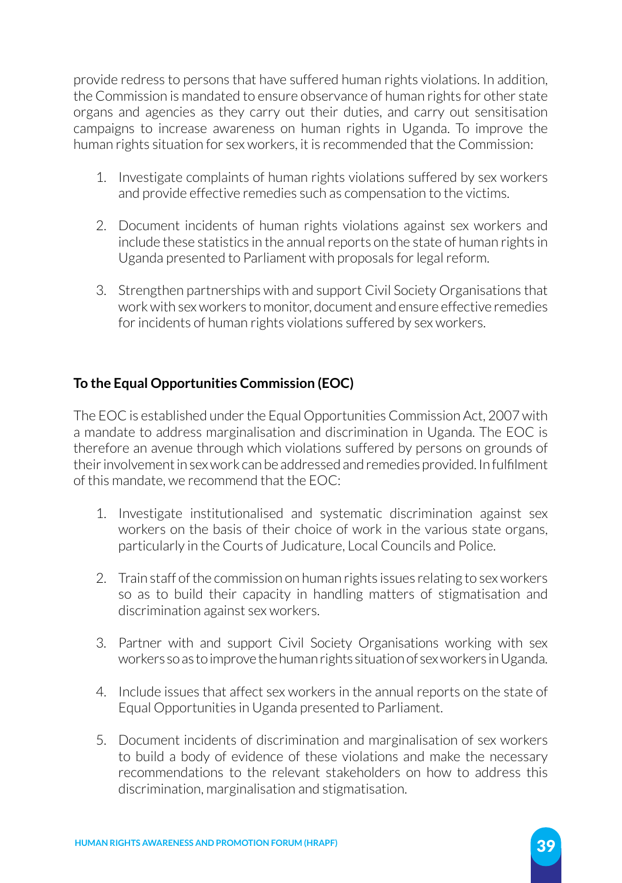provide redress to persons that have suffered human rights violations. In addition, the Commission is mandated to ensure observance of human rights for other state organs and agencies as they carry out their duties, and carry out sensitisation campaigns to increase awareness on human rights in Uganda. To improve the human rights situation for sex workers, it is recommended that the Commission:

1. Investigate complaints of human rights violations suffered by sex workers and provide effective remedies such as compensation to the victims.

2. Document incidents of human rights violations against sex workers and include these statistics in the annual reports on the state of human rights in Uganda presented to Parliament with proposals for legal reform.

3. Strengthen partnerships with and support Civil Society Organisations that work with sex workers to monitor, document and ensure effective remedies for incidents of human rights violations suffered by sex workers.

**To the Equal Opportunities Commission (EOC)**

The EOC is established under the Equal Opportunities Commission Act, 2007 with a mandate to address marginalisation and discrimination in Uganda. The EOC is therefore an avenue through which violations suffered by persons on grounds of their involvement in sex work can be addressed and remedies provided. In fulfilment of this mandate, we recommend that the EOC:

1. Investigate institutionalised and systematic discrimination against sex workers on the basis of their choice of work in the various state organs, particularly in the Courts of Judicature, Local Councils and Police.

2. Train staff of the commission on human rights issues relating to sex workers so as to build their capacity in handling matters of stigmatisation and discrimination against sex workers.

3. Partner with and support Civil Society Organisations working with sex workers so as to improve the human rights situation of sex workers in Uganda.

4. Include issues that affect sex workers in the annual reports on the state of Equal Opportunities in Uganda presented to Parliament.

5. Document incidents of discrimination and marginalisation of sex workers to build a body of evidence of these violations and make the necessary recommendations to the relevant stakeholders on how to address this discrimination, marginalisation and stigmatisation.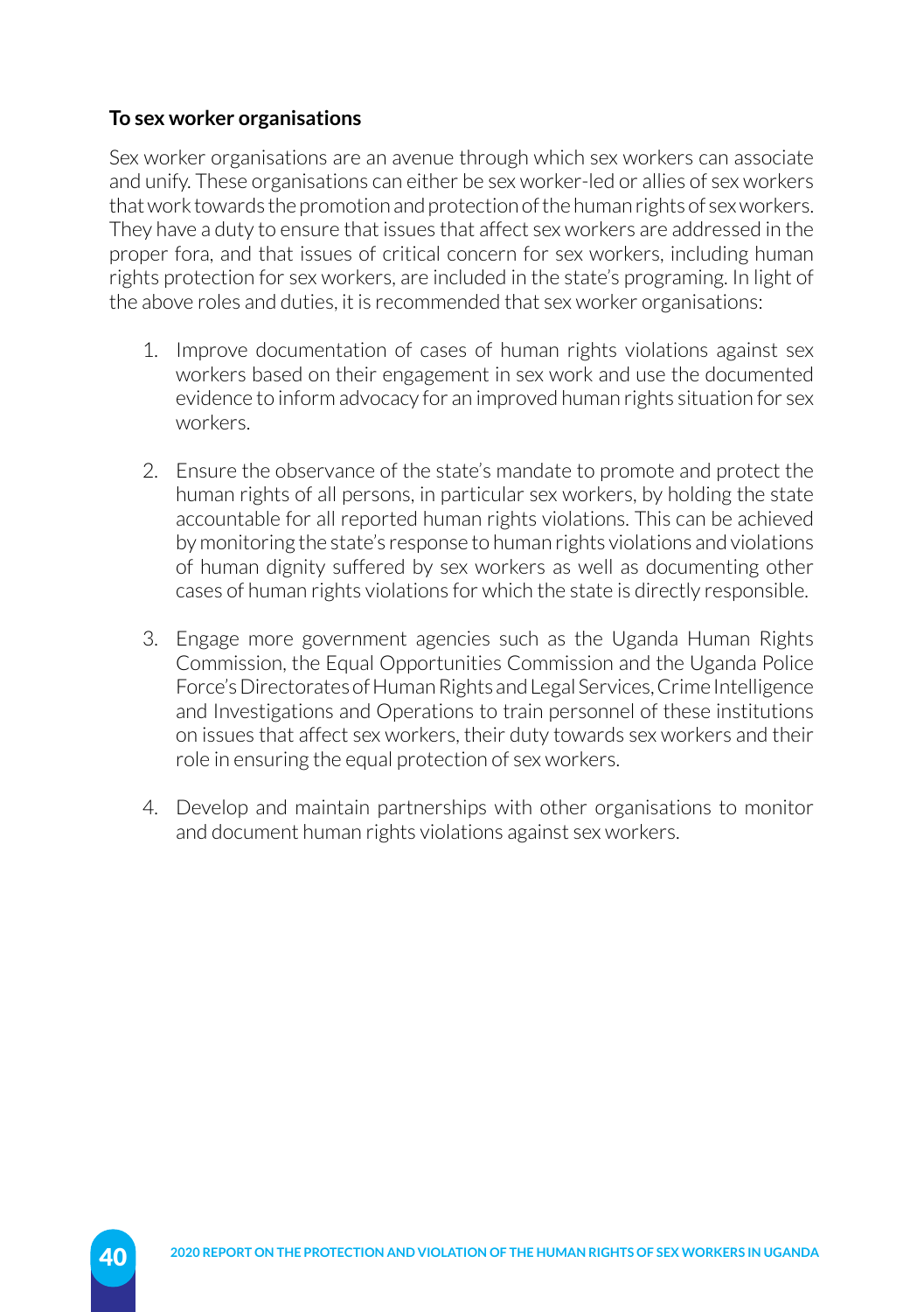**To sex worker organisations**

Sex worker organisations are an avenue through which sex workers can associate and unify. These organisations can either be sex worker-led or allies of sex workers that work towards the promotion and protection of the human rights of sex workers. They have a duty to ensure that issues that affect sex workers are addressed in the proper fora, and that issues of critical concern for sex workers, including human rights protection for sex workers, are included in the state's programing. In light of the above roles and duties, it is recommended that sex worker organisations:

1. Improve documentation of cases of human rights violations against sex workers based on their engagement in sex work and use the documented evidence to inform advocacy for an improved human rights situation for sex workers.

2. Ensure the observance of the state's mandate to promote and protect the human rights of all persons, in particular sex workers, by holding the state accountable for all reported human rights violations. This can be achieved by monitoring the state's response to human rights violations and violations of human dignity suffered by sex workers as well as documenting other cases of human rights violations for which the state is directly responsible.

3. Engage more government agencies such as the Uganda Human Rights Commission, the Equal Opportunities Commission and the Uganda Police Force's Directorates of Human Rights and Legal Services, Crime Intelligence and Investigations and Operations to train personnel of these institutions on issues that affect sex workers, their duty towards sex workers and their role in ensuring the equal protection of sex workers.

4. Develop and maintain partnerships with other organisations to monitor and document human rights violations against sex workers.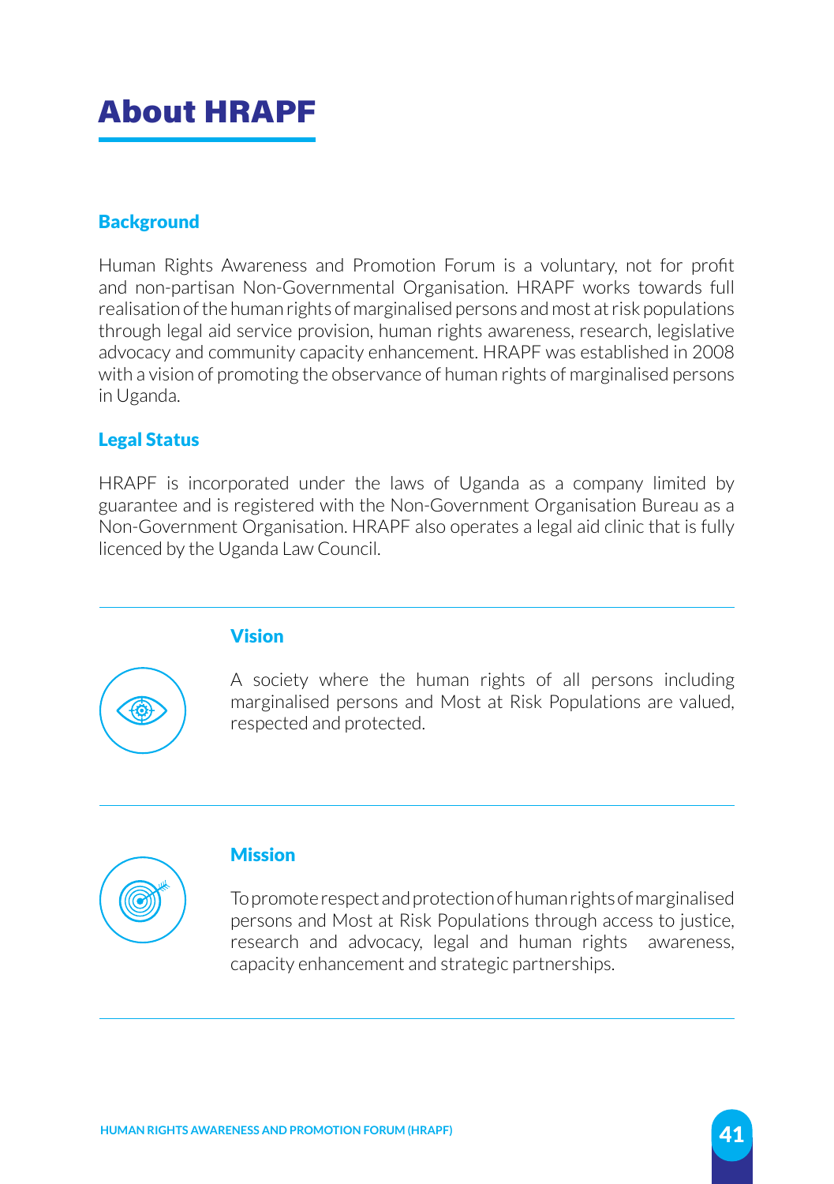# About HRAPF

### Background

Human Rights Awareness and Promotion Forum is a voluntary, not for profit and non-partisan Non-Governmental Organisation. HRAPF works towards full realisation of the human rights of marginalised persons and most at risk populations through legal aid service provision, human rights awareness, research, legislative advocacy and community capacity enhancement. HRAPF was established in 2008 with a vision of promoting the observance of human rights of marginalised persons in Uganda.

### Legal Status

HRAPF is incorporated under the laws of Uganda as a company limited by guarantee and is registered with the Non-Government Organisation Bureau as a Non-Government Organisation. HRAPF also operates a legal aid clinic that is fully licenced by the Uganda Law Council.

### Vision

A society where the human rights of all persons including marginalised persons and Most at Risk Populations are valued, respected and protected.

### Mission

To promote respect and protection of human rights of marginalised persons and Most at Risk Populations through access to justice, research and advocacy, legal and human rights awareness, capacity enhancement and strategic partnerships.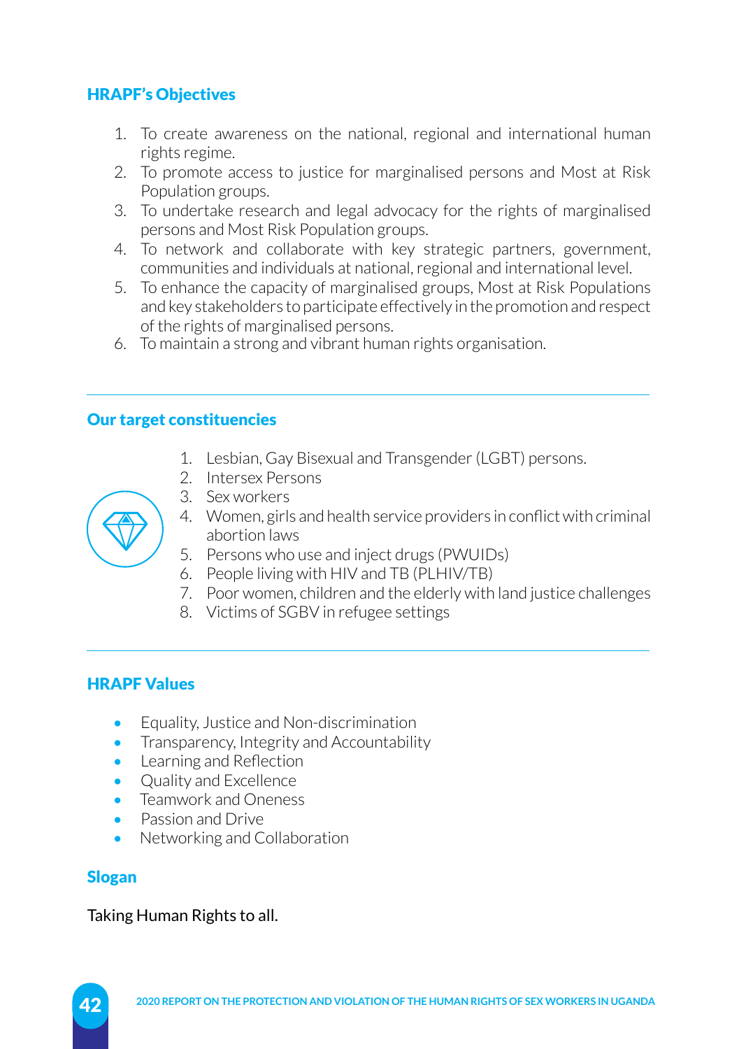## HRAPF's Objectives

1. To create awareness on the national, regional and international human rights regime.
2. To promote access to justice for marginalised persons and Most at Risk Population groups.
3. To undertake research and legal advocacy for the rights of marginalised persons and Most Risk Population groups.
4. To network and collaborate with key strategic partners, government, communities and individuals at national, regional and international level.
5. To enhance the capacity of marginalised groups, Most at Risk Populations and key stakeholders to participate effectively in the promotion and respect of the rights of marginalised persons.
6. To maintain a strong and vibrant human rights organisation.

## Our target constituencies

1. Lesbian, Gay Bisexual and Transgender (LGBT) persons.
2. Intersex Persons
3. Sex workers
4. Women, girls and health service providers in conflict with criminal abortion laws
5. Persons who use and inject drugs (PWUIDs)
6. People living with HIV and TB (PLHIV/TB)
7. Poor women, children and the elderly with land justice challenges
8. Victims of SGBV in refugee settings

## HRAPF Values

- Equality, Justice and Non-discrimination
- Transparency, Integrity and Accountability
- Learning and Reflection
- Quality and Excellence
- Teamwork and Oneness
- Passion and Drive
- Networking and Collaboration

## Slogan

Taking Human Rights to all.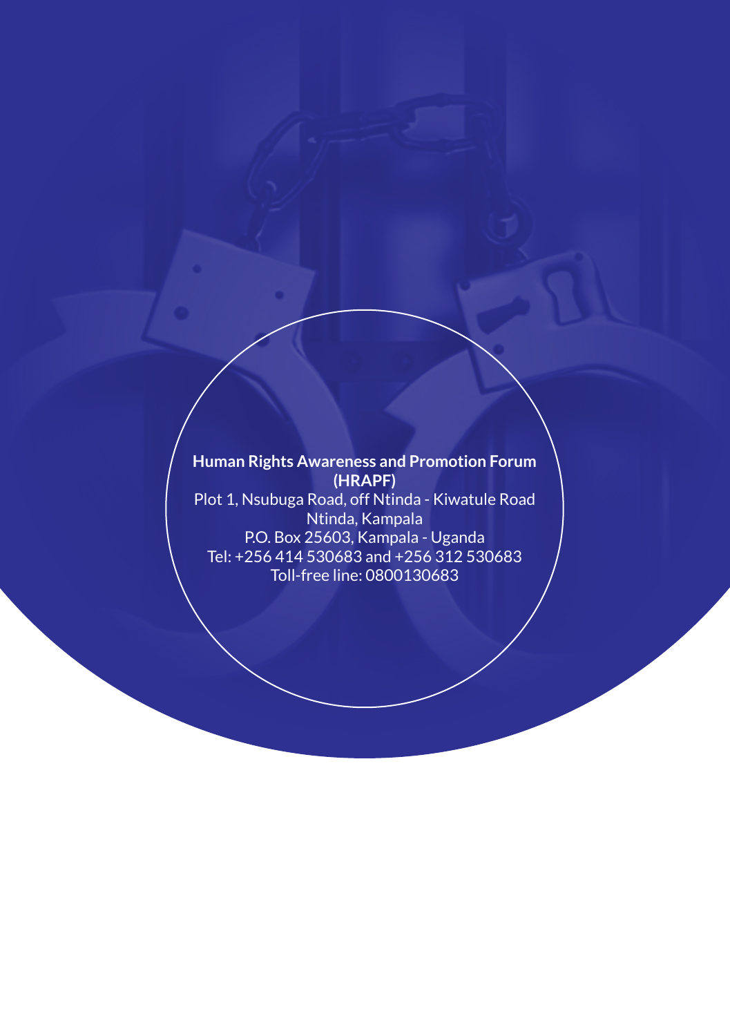**Human Rights Awareness and Promotion Forum (HRAPF)**

Plot 1, Nsubuga Road, off Ntinda - Kiwatule Road
Ntinda, Kampala
P.O. Box 25603, Kampala - Uganda
Tel: +256 414 530683 and +256 312 530683
Toll-free line: 0800130683